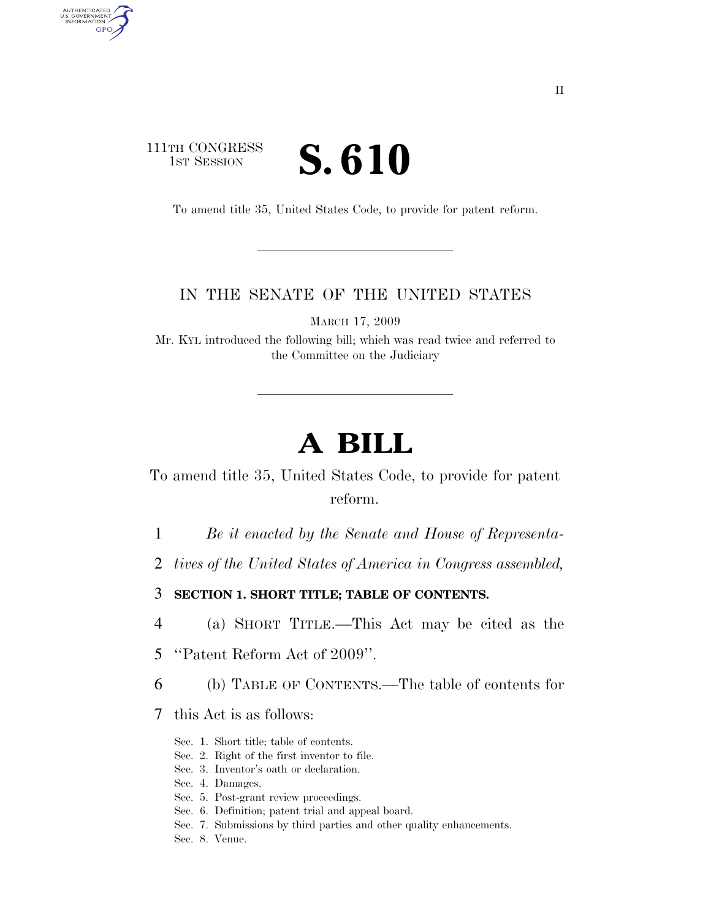111TH CONGRESS
1ST SESSION

# S. 610

To amend title 35, United States Code, to provide for patent reform.

IN THE SENATE OF THE UNITED STATES

MARCH 17, 2009

Mr. KYL introduced the following bill; which was read twice and referred to the Committee on the Judiciary

# A BILL

To amend title 35, United States Code, to provide for patent reform.

*Be it enacted by the Senate and House of Representatives of the United States of America in Congress assembled,*

**SECTION 1. SHORT TITLE; TABLE OF CONTENTS.**

(a) SHORT TITLE.—This Act may be cited as the ''Patent Reform Act of 2009''.

(b) TABLE OF CONTENTS.—The table of contents for this Act is as follows:

Sec. 1. Short title; table of contents.
Sec. 2. Right of the first inventor to file.
Sec. 3. Inventor's oath or declaration.
Sec. 4. Damages.
Sec. 5. Post-grant review proceedings.
Sec. 6. Definition; patent trial and appeal board.
Sec. 7. Submissions by third parties and other quality enhancements.
Sec. 8. Venue.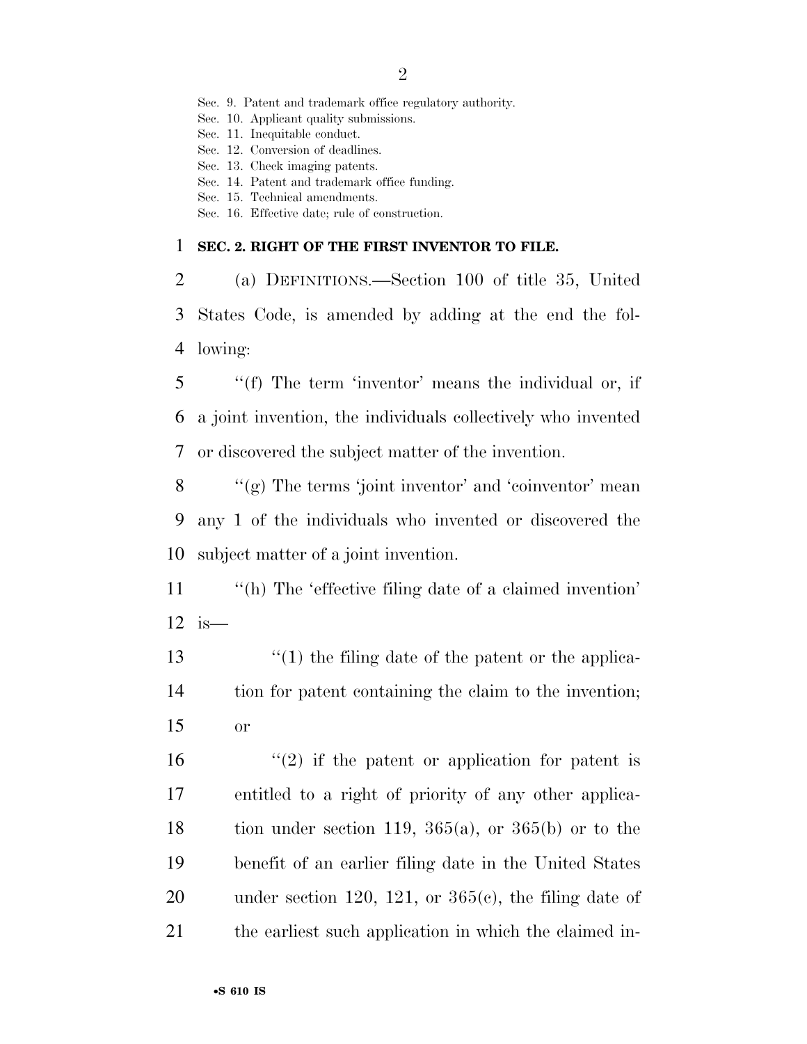Sec. 9. Patent and trademark office regulatory authority.
Sec. 10. Applicant quality submissions.
Sec. 11. Inequitable conduct.
Sec. 12. Conversion of deadlines.
Sec. 13. Check imaging patents.
Sec. 14. Patent and trademark office funding.
Sec. 15. Technical amendments.
Sec. 16. Effective date; rule of construction.

**SEC. 2. RIGHT OF THE FIRST INVENTOR TO FILE.**

(a) DEFINITIONS.—Section 100 of title 35, United States Code, is amended by adding at the end the following:

''(f) The term 'inventor' means the individual or, if a joint invention, the individuals collectively who invented or discovered the subject matter of the invention.

''(g) The terms 'joint inventor' and 'coinventor' mean any 1 of the individuals who invented or discovered the subject matter of a joint invention.

''(h) The 'effective filing date of a claimed invention' is—

''(1) the filing date of the patent or the application for patent containing the claim to the invention; or

''(2) if the patent or application for patent is entitled to a right of priority of any other application under section 119, 365(a), or 365(b) or to the benefit of an earlier filing date in the United States under section 120, 121, or 365(c), the filing date of the earliest such application in which the claimed in-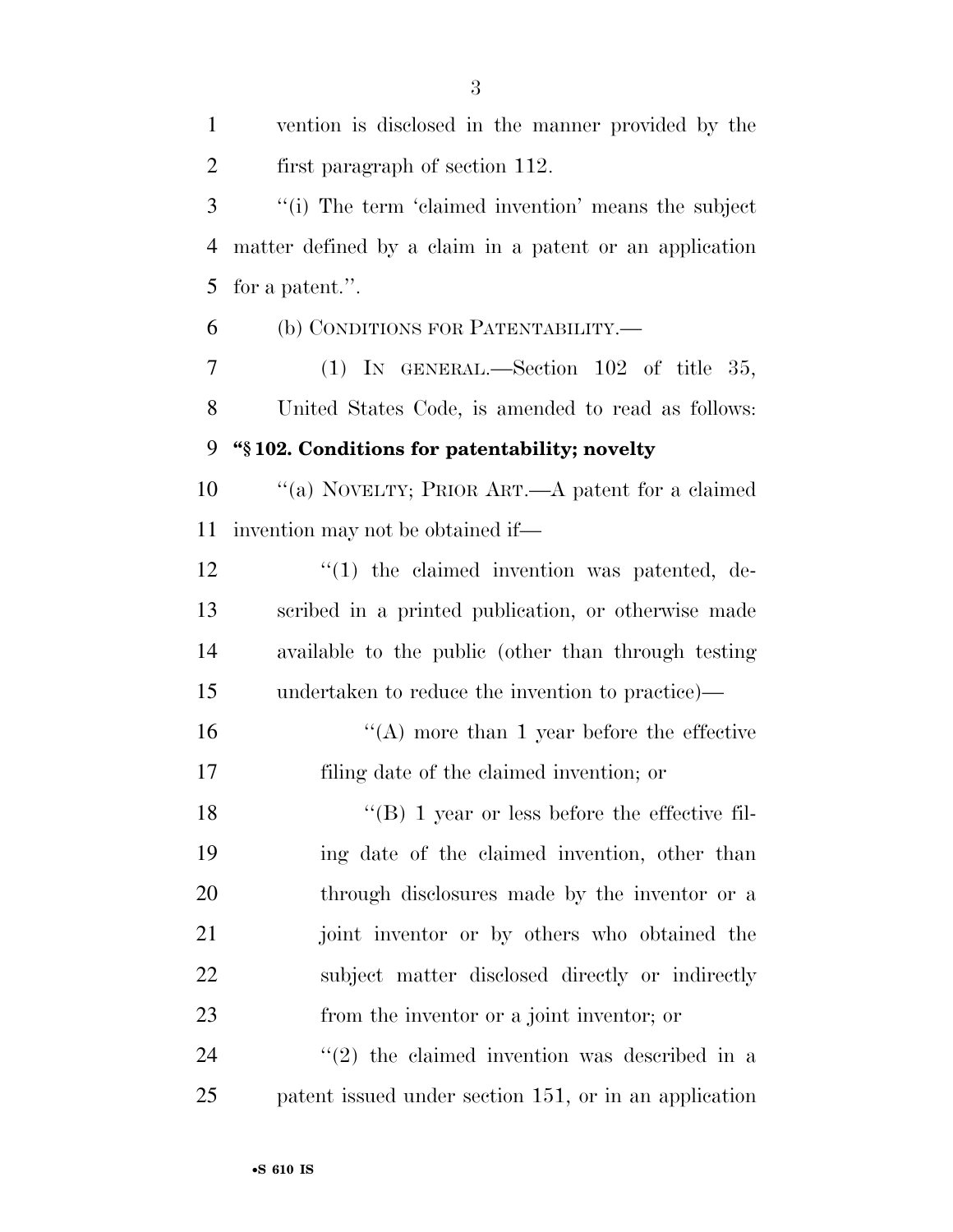vention is disclosed in the manner provided by the first paragraph of section 112.

''(i) The term 'claimed invention' means the subject matter defined by a claim in a patent or an application for a patent.''.

(b) CONDITIONS FOR PATENTABILITY.—

(1) IN GENERAL.—Section 102 of title 35, United States Code, is amended to read as follows:

**''§ 102. Conditions for patentability; novelty**

''(a) NOVELTY; PRIOR ART.—A patent for a claimed invention may not be obtained if—

''(1) the claimed invention was patented, described in a printed publication, or otherwise made available to the public (other than through testing undertaken to reduce the invention to practice)—

''(A) more than 1 year before the effective filing date of the claimed invention; or

''(B) 1 year or less before the effective filing date of the claimed invention, other than through disclosures made by the inventor or a joint inventor or by others who obtained the subject matter disclosed directly or indirectly from the inventor or a joint inventor; or

''(2) the claimed invention was described in a patent issued under section 151, or in an application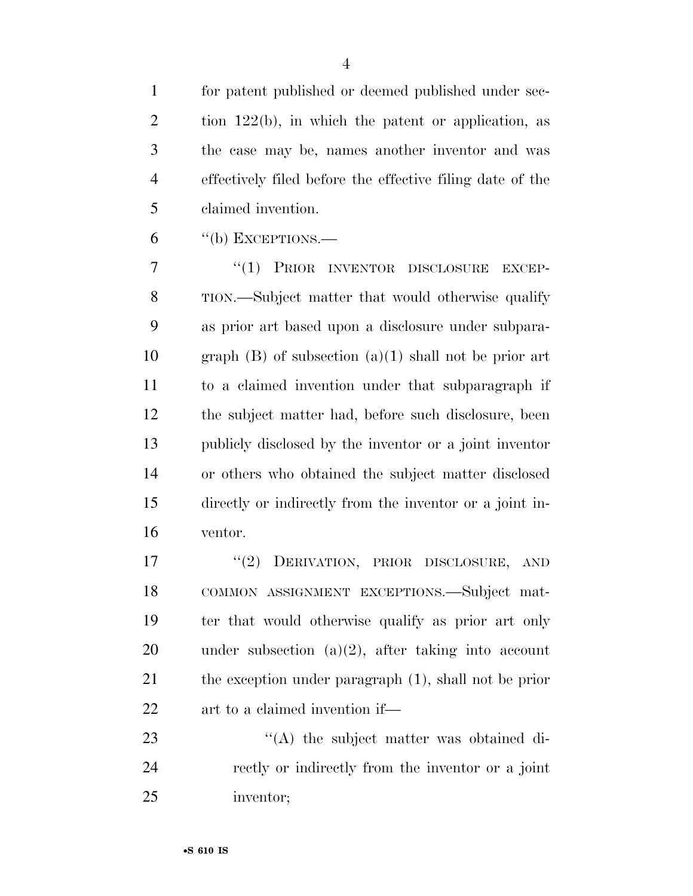for patent published or deemed published under section 122(b), in which the patent or application, as the case may be, names another inventor and was effectively filed before the effective filing date of the claimed invention.

"(b) EXCEPTIONS.—

"(1) PRIOR INVENTOR DISCLOSURE EXCEPTION.—Subject matter that would otherwise qualify as prior art based upon a disclosure under subparagraph (B) of subsection (a)(1) shall not be prior art to a claimed invention under that subparagraph if the subject matter had, before such disclosure, been publicly disclosed by the inventor or a joint inventor or others who obtained the subject matter disclosed directly or indirectly from the inventor or a joint inventor.

"(2) DERIVATION, PRIOR DISCLOSURE, AND COMMON ASSIGNMENT EXCEPTIONS.—Subject matter that would otherwise qualify as prior art only under subsection (a)(2), after taking into account the exception under paragraph (1), shall not be prior art to a claimed invention if—

"(A) the subject matter was obtained directly or indirectly from the inventor or a joint inventor;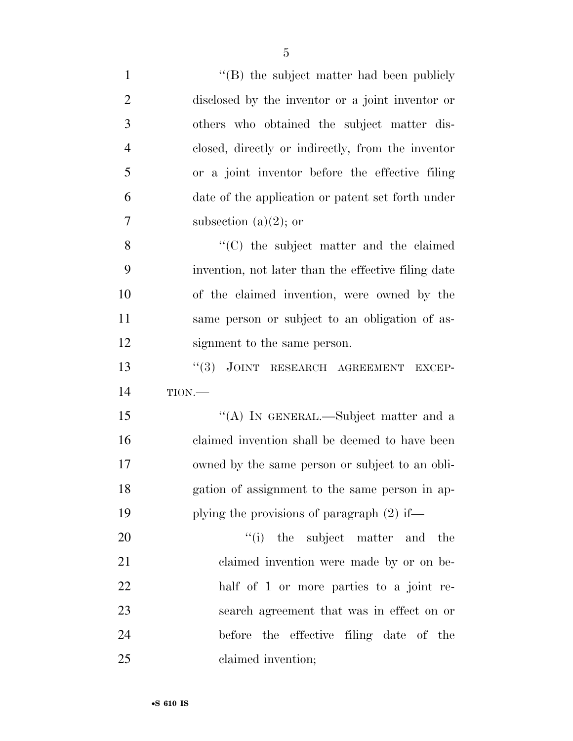''(B) the subject matter had been publicly disclosed by the inventor or a joint inventor or others who obtained the subject matter disclosed, directly or indirectly, from the inventor or a joint inventor before the effective filing date of the application or patent set forth under subsection (a)(2); or

''(C) the subject matter and the claimed invention, not later than the effective filing date of the claimed invention, were owned by the same person or subject to an obligation of assignment to the same person.

''(3) JOINT RESEARCH AGREEMENT EXCEPTION.—

''(A) IN GENERAL.—Subject matter and a claimed invention shall be deemed to have been owned by the same person or subject to an obligation of assignment to the same person in applying the provisions of paragraph (2) if—

''(i) the subject matter and the claimed invention were made by or on behalf of 1 or more parties to a joint research agreement that was in effect on or before the effective filing date of the claimed invention;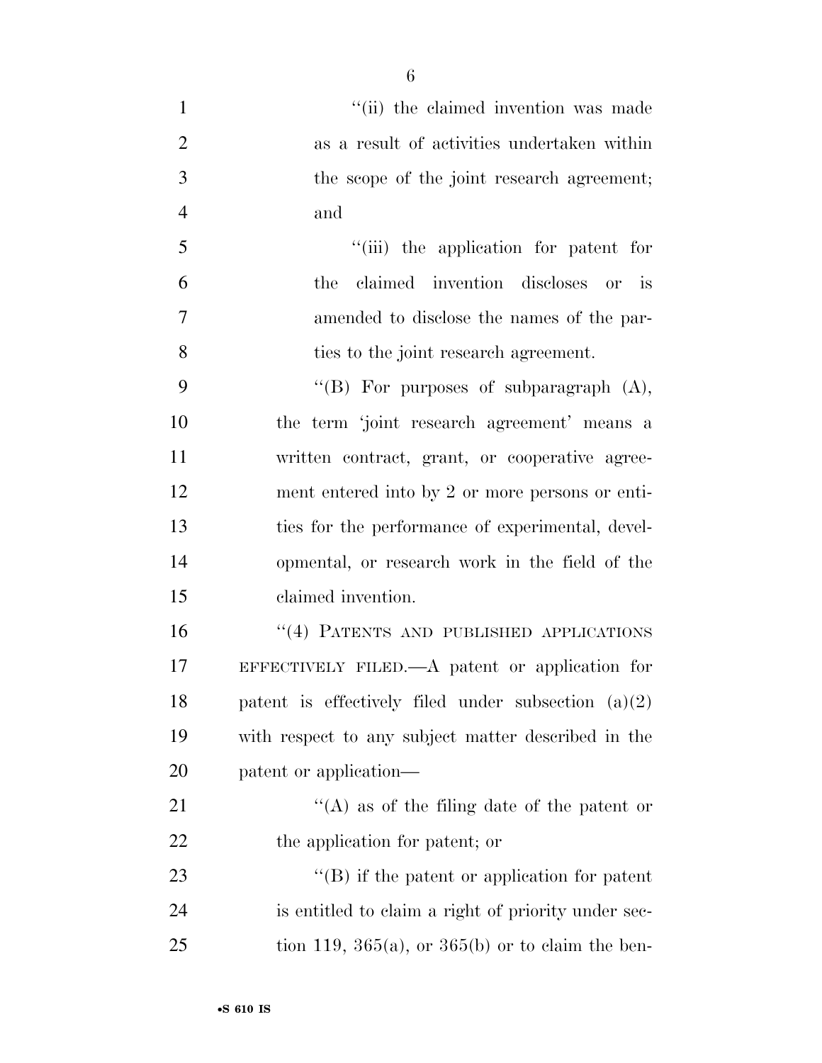''(ii) the claimed invention was made as a result of activities undertaken within the scope of the joint research agreement; and

''(iii) the application for patent for the claimed invention discloses or is amended to disclose the names of the parties to the joint research agreement.

''(B) For purposes of subparagraph (A), the term 'joint research agreement' means a written contract, grant, or cooperative agreement entered into by 2 or more persons or entities for the performance of experimental, developmental, or research work in the field of the claimed invention.

''(4) PATENTS AND PUBLISHED APPLICATIONS EFFECTIVELY FILED.—A patent or application for patent is effectively filed under subsection (a)(2) with respect to any subject matter described in the patent or application—

''(A) as of the filing date of the patent or the application for patent; or

''(B) if the patent or application for patent is entitled to claim a right of priority under section 119, 365(a), or 365(b) or to claim the ben-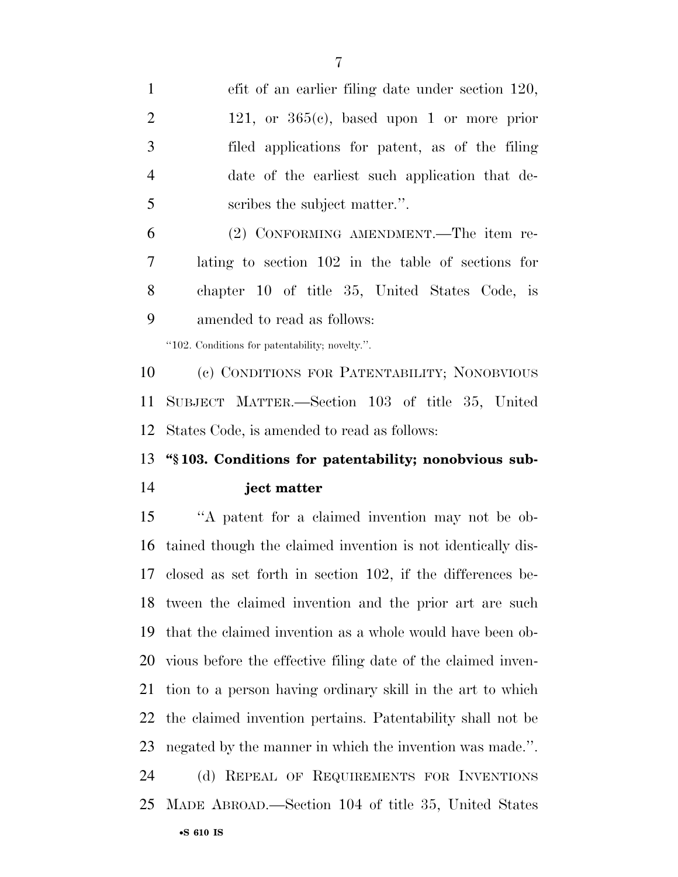efit of an earlier filing date under section 120, 121, or 365(c), based upon 1 or more prior filed applications for patent, as of the filing date of the earliest such application that describes the subject matter.''.

(2) CONFORMING AMENDMENT.—The item relating to section 102 in the table of sections for chapter 10 of title 35, United States Code, is amended to read as follows:

''102. Conditions for patentability; novelty.''.

(c) CONDITIONS FOR PATENTABILITY; NONOBVIOUS SUBJECT MATTER.—Section 103 of title 35, United States Code, is amended to read as follows:

**''§ 103. Conditions for patentability; nonobvious subject matter**

''A patent for a claimed invention may not be obtained though the claimed invention is not identically disclosed as set forth in section 102, if the differences between the claimed invention and the prior art are such that the claimed invention as a whole would have been obvious before the effective filing date of the claimed invention to a person having ordinary skill in the art to which the claimed invention pertains. Patentability shall not be negated by the manner in which the invention was made.''.

(d) REPEAL OF REQUIREMENTS FOR INVENTIONS MADE ABROAD.—Section 104 of title 35, United States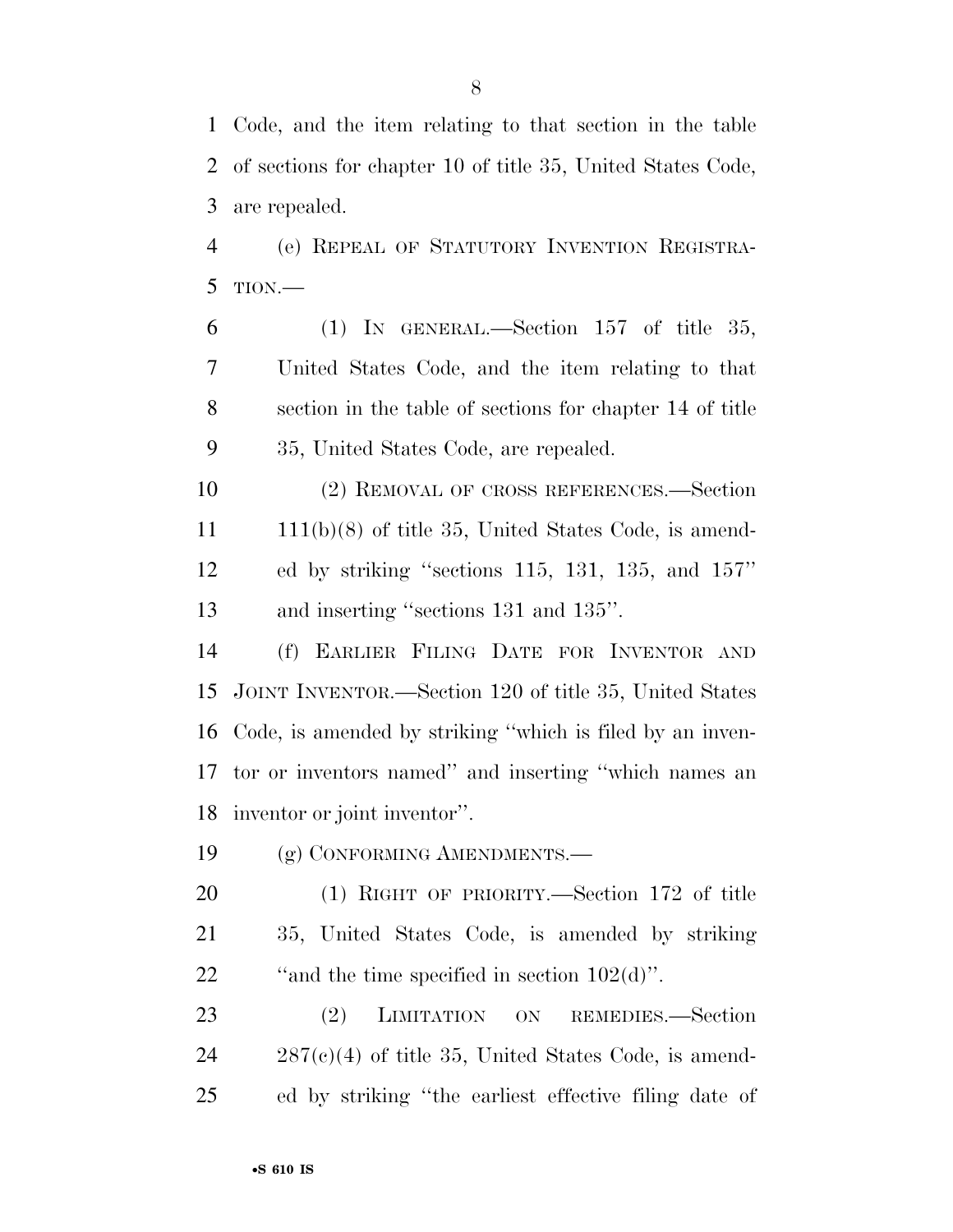Code, and the item relating to that section in the table of sections for chapter 10 of title 35, United States Code, are repealed.

(e) REPEAL OF STATUTORY INVENTION REGISTRATION.—

(1) IN GENERAL.—Section 157 of title 35, United States Code, and the item relating to that section in the table of sections for chapter 14 of title 35, United States Code, are repealed.

(2) REMOVAL OF CROSS REFERENCES.—Section 111(b)(8) of title 35, United States Code, is amended by striking ''sections 115, 131, 135, and 157'' and inserting ''sections 131 and 135''.

(f) EARLIER FILING DATE FOR INVENTOR AND JOINT INVENTOR.—Section 120 of title 35, United States Code, is amended by striking ''which is filed by an inventor or inventors named'' and inserting ''which names an inventor or joint inventor''.

(g) CONFORMING AMENDMENTS.—

(1) RIGHT OF PRIORITY.—Section 172 of title 35, United States Code, is amended by striking ''and the time specified in section 102(d)''.

(2) LIMITATION ON REMEDIES.—Section 287(c)(4) of title 35, United States Code, is amended by striking ''the earliest effective filing date of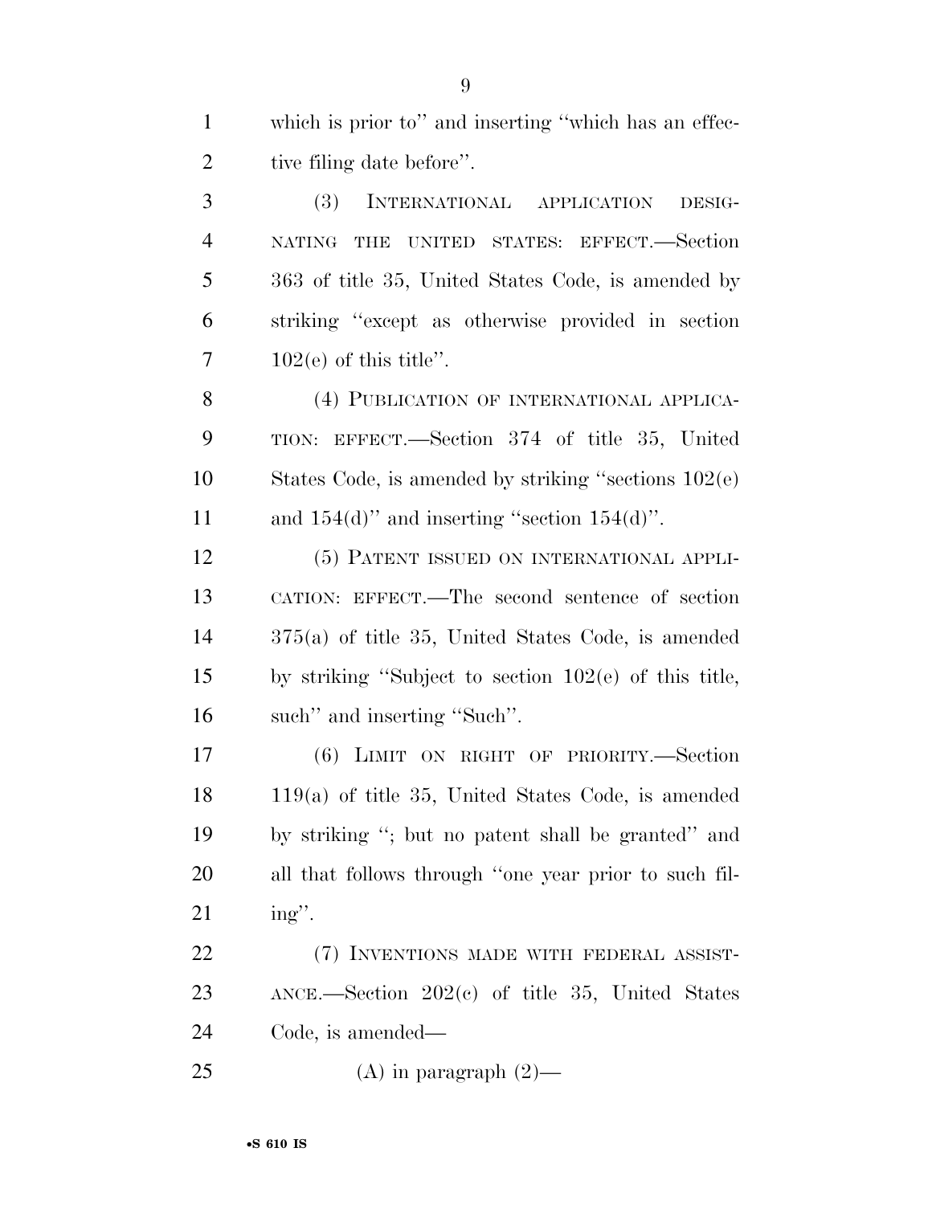which is prior to'' and inserting ''which has an effective filing date before''.

(3) INTERNATIONAL APPLICATION DESIGNATING THE UNITED STATES: EFFECT.—Section 363 of title 35, United States Code, is amended by striking ''except as otherwise provided in section 102(e) of this title''.

(4) PUBLICATION OF INTERNATIONAL APPLICATION: EFFECT.—Section 374 of title 35, United States Code, is amended by striking ''sections 102(e) and 154(d)'' and inserting ''section 154(d)''.

(5) PATENT ISSUED ON INTERNATIONAL APPLICATION: EFFECT.—The second sentence of section 375(a) of title 35, United States Code, is amended by striking ''Subject to section 102(e) of this title, such'' and inserting ''Such''.

(6) LIMIT ON RIGHT OF PRIORITY.—Section 119(a) of title 35, United States Code, is amended by striking ''; but no patent shall be granted'' and all that follows through ''one year prior to such filing''.

(7) INVENTIONS MADE WITH FEDERAL ASSISTANCE.—Section 202(c) of title 35, United States Code, is amended—

(A) in paragraph (2)—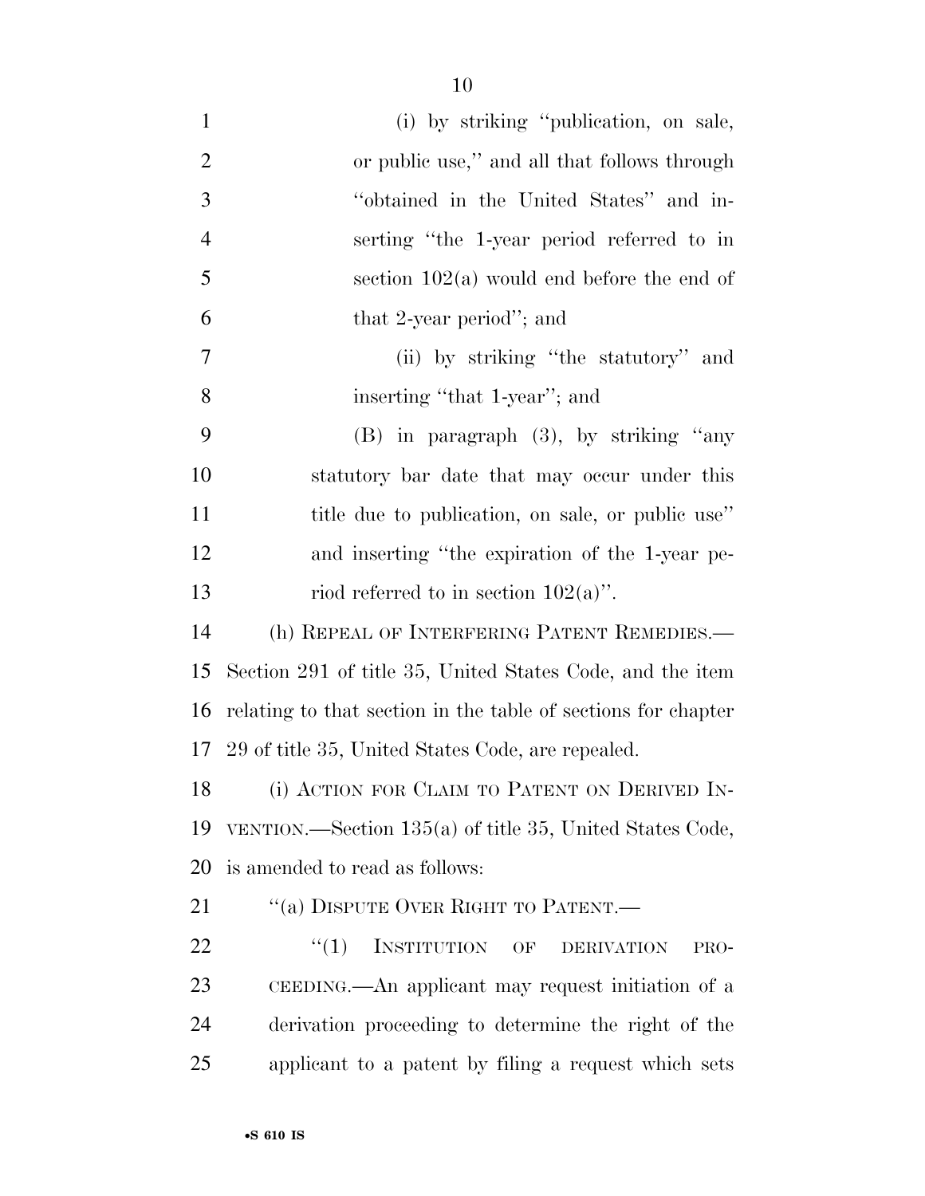(i) by striking "publication, on sale, or public use," and all that follows through "obtained in the United States" and inserting "the 1-year period referred to in section 102(a) would end before the end of that 2-year period"; and

(ii) by striking "the statutory" and inserting "that 1-year"; and

(B) in paragraph (3), by striking "any statutory bar date that may occur under this title due to publication, on sale, or public use" and inserting "the expiration of the 1-year period referred to in section 102(a)".

(h) REPEAL OF INTERFERING PATENT REMEDIES.—Section 291 of title 35, United States Code, and the item relating to that section in the table of sections for chapter 29 of title 35, United States Code, are repealed.

(i) ACTION FOR CLAIM TO PATENT ON DERIVED INVENTION.—Section 135(a) of title 35, United States Code, is amended to read as follows:

"(a) DISPUTE OVER RIGHT TO PATENT.—

"(1) INSTITUTION OF DERIVATION PROCEEDING.—An applicant may request initiation of a derivation proceeding to determine the right of the applicant to a patent by filing a request which sets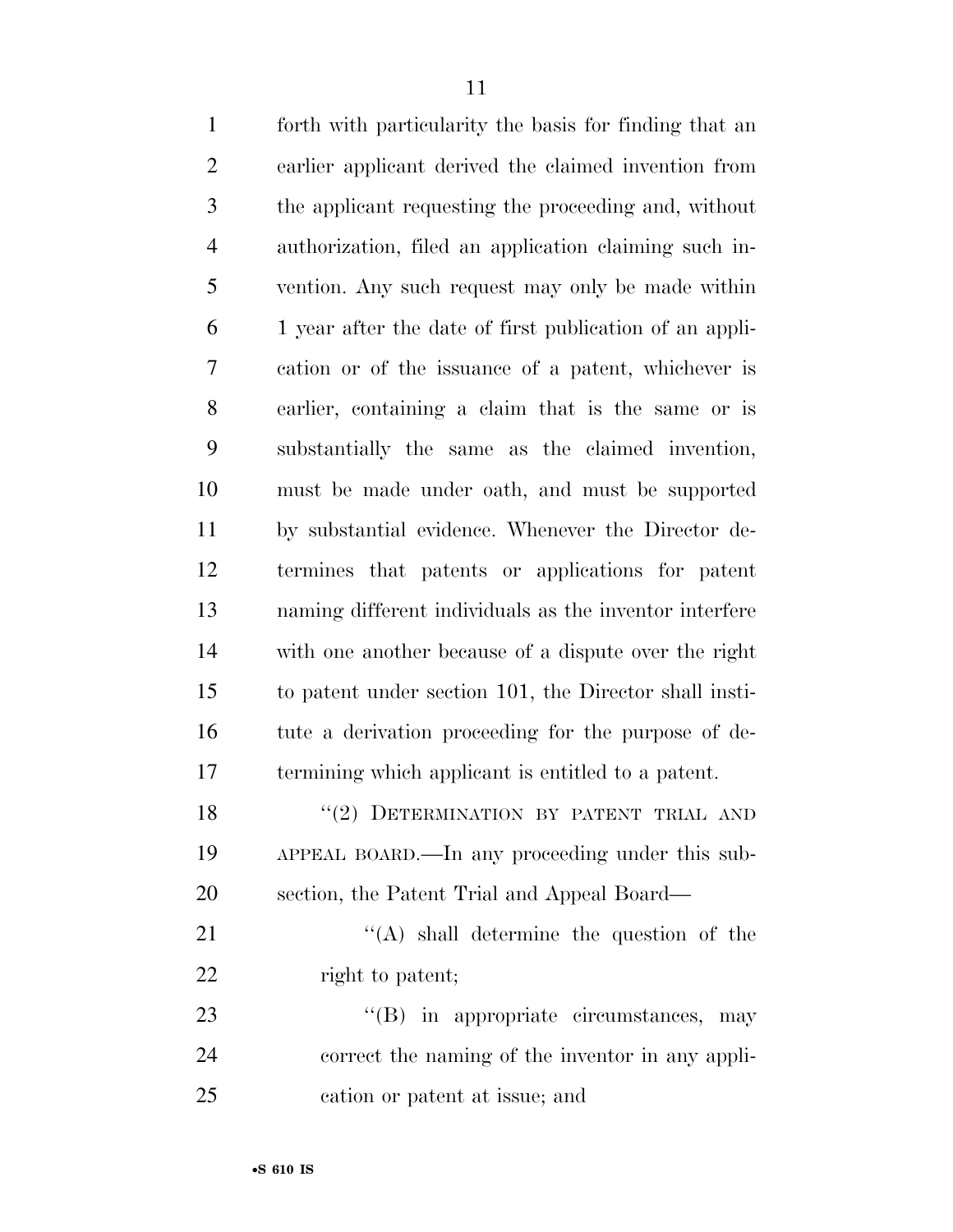forth with particularity the basis for finding that an earlier applicant derived the claimed invention from the applicant requesting the proceeding and, without authorization, filed an application claiming such invention. Any such request may only be made within 1 year after the date of first publication of an application or of the issuance of a patent, whichever is earlier, containing a claim that is the same or is substantially the same as the claimed invention, must be made under oath, and must be supported by substantial evidence. Whenever the Director determines that patents or applications for patent naming different individuals as the inventor interfere with one another because of a dispute over the right to patent under section 101, the Director shall institute a derivation proceeding for the purpose of determining which applicant is entitled to a patent.

"(2) DETERMINATION BY PATENT TRIAL AND APPEAL BOARD.—In any proceeding under this subsection, the Patent Trial and Appeal Board—

"(A) shall determine the question of the right to patent;

"(B) in appropriate circumstances, may correct the naming of the inventor in any application or patent at issue; and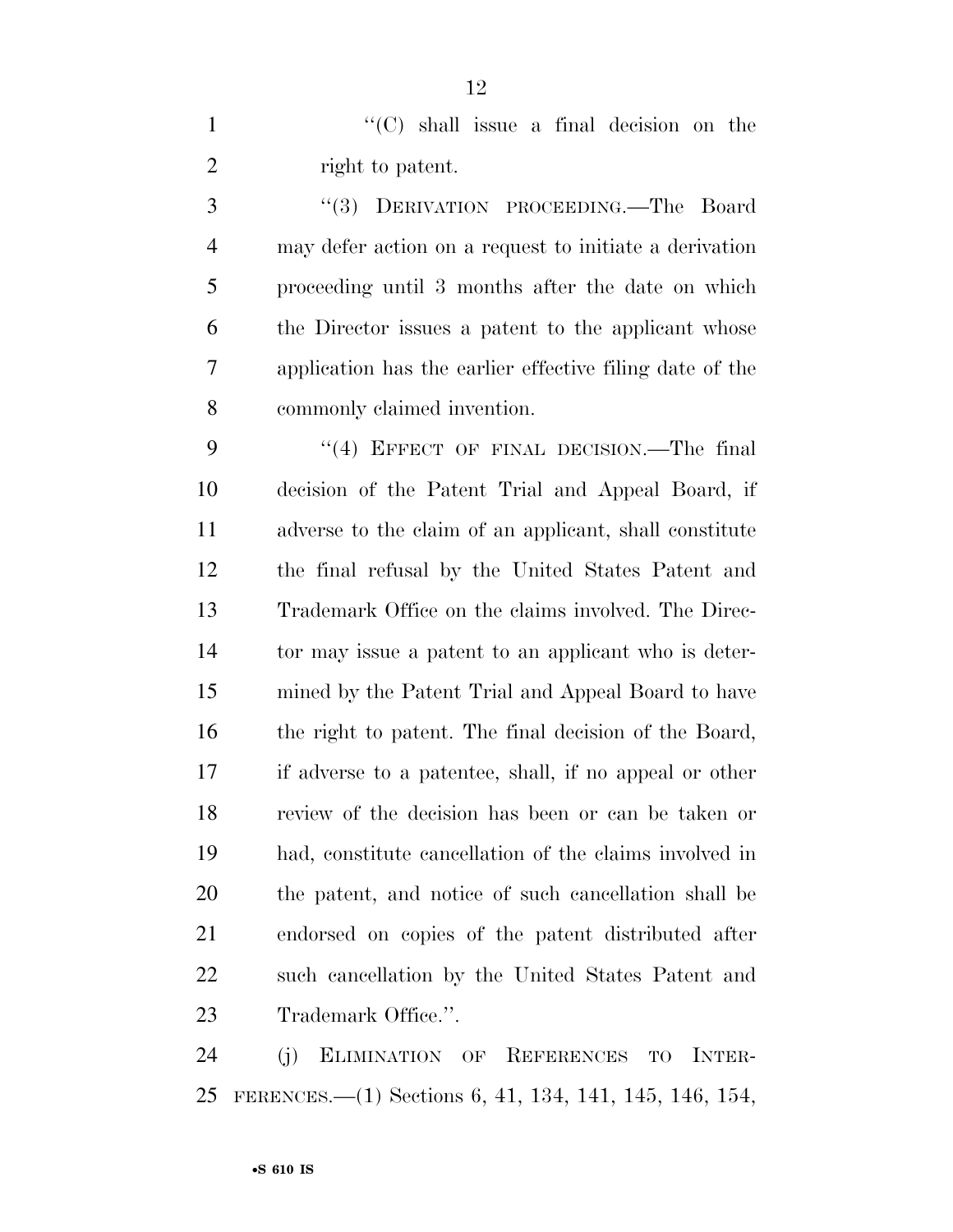"(C) shall issue a final decision on the right to patent.

"(3) DERIVATION PROCEEDING.—The Board may defer action on a request to initiate a derivation proceeding until 3 months after the date on which the Director issues a patent to the applicant whose application has the earlier effective filing date of the commonly claimed invention.

"(4) EFFECT OF FINAL DECISION.—The final decision of the Patent Trial and Appeal Board, if adverse to the claim of an applicant, shall constitute the final refusal by the United States Patent and Trademark Office on the claims involved. The Director may issue a patent to an applicant who is determined by the Patent Trial and Appeal Board to have the right to patent. The final decision of the Board, if adverse to a patentee, shall, if no appeal or other review of the decision has been or can be taken or had, constitute cancellation of the claims involved in the patent, and notice of such cancellation shall be endorsed on copies of the patent distributed after such cancellation by the United States Patent and Trademark Office.".

(j) ELIMINATION OF REFERENCES TO INTERFERENCES.—(1) Sections 6, 41, 134, 141, 145, 146, 154,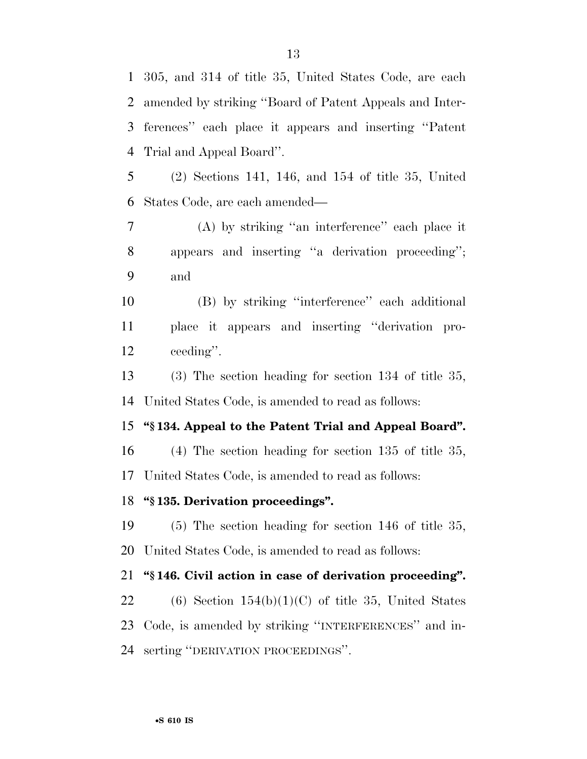305, and 314 of title 35, United States Code, are each amended by striking "Board of Patent Appeals and Interferences" each place it appears and inserting "Patent Trial and Appeal Board".

(2) Sections 141, 146, and 154 of title 35, United States Code, are each amended—

(A) by striking "an interference" each place it appears and inserting "a derivation proceeding"; and

(B) by striking "interference" each additional place it appears and inserting "derivation proceeding".

(3) The section heading for section 134 of title 35, United States Code, is amended to read as follows:

**"§ 134. Appeal to the Patent Trial and Appeal Board".**

(4) The section heading for section 135 of title 35, United States Code, is amended to read as follows:

**"§ 135. Derivation proceedings".**

(5) The section heading for section 146 of title 35, United States Code, is amended to read as follows:

**"§ 146. Civil action in case of derivation proceeding".**

(6) Section 154(b)(1)(C) of title 35, United States Code, is amended by striking "INTERFERENCES" and inserting "DERIVATION PROCEEDINGS".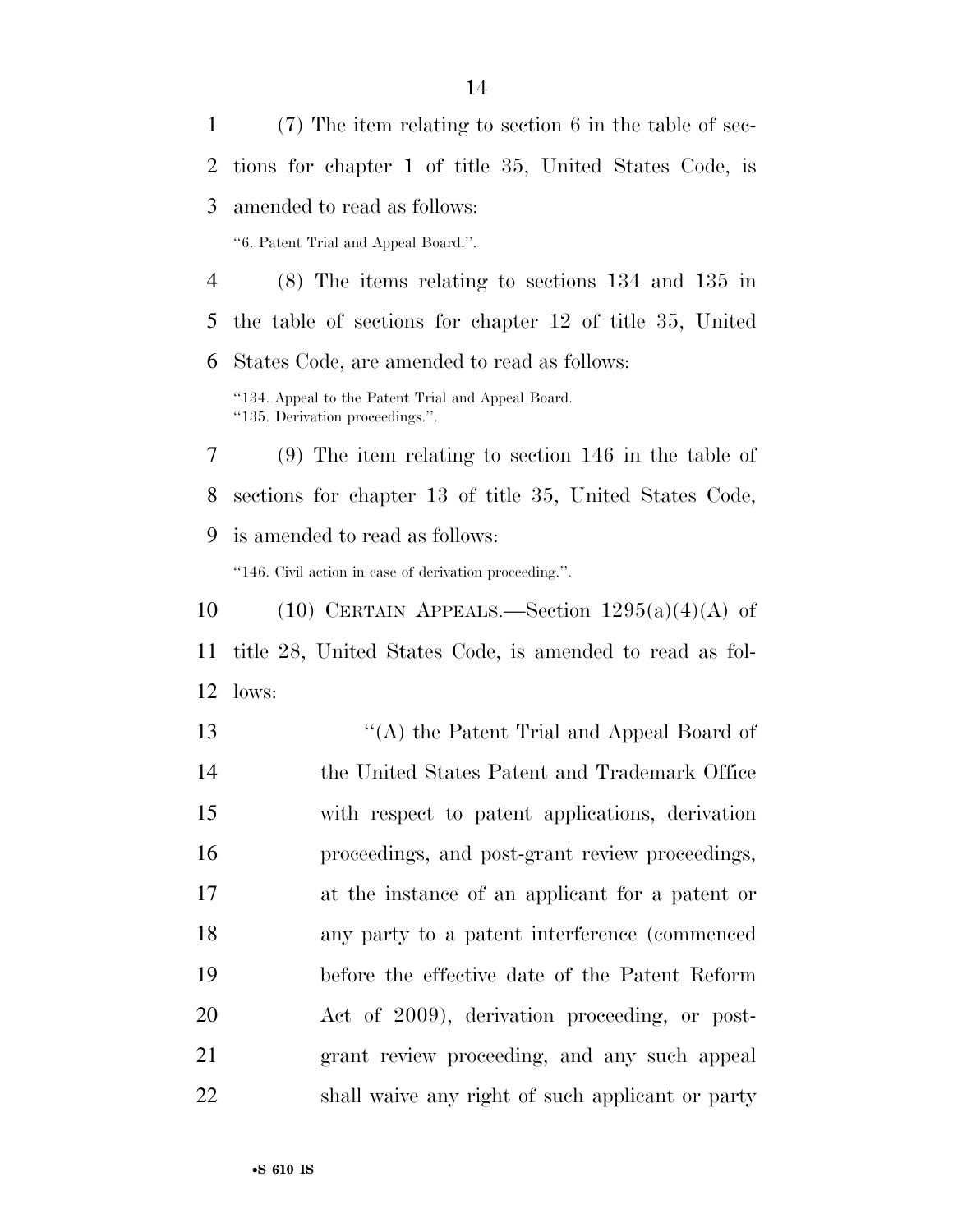(7) The item relating to section 6 in the table of sections for chapter 1 of title 35, United States Code, is amended to read as follows:

"6. Patent Trial and Appeal Board.".

(8) The items relating to sections 134 and 135 in the table of sections for chapter 12 of title 35, United States Code, are amended to read as follows:

"134. Appeal to the Patent Trial and Appeal Board.
"135. Derivation proceedings.".

(9) The item relating to section 146 in the table of sections for chapter 13 of title 35, United States Code, is amended to read as follows:

"146. Civil action in case of derivation proceeding.".

(10) CERTAIN APPEALS.—Section 1295(a)(4)(A) of title 28, United States Code, is amended to read as follows:

"(A) the Patent Trial and Appeal Board of the United States Patent and Trademark Office with respect to patent applications, derivation proceedings, and post-grant review proceedings, at the instance of an applicant for a patent or any party to a patent interference (commenced before the effective date of the Patent Reform Act of 2009), derivation proceeding, or post-grant review proceeding, and any such appeal shall waive any right of such applicant or party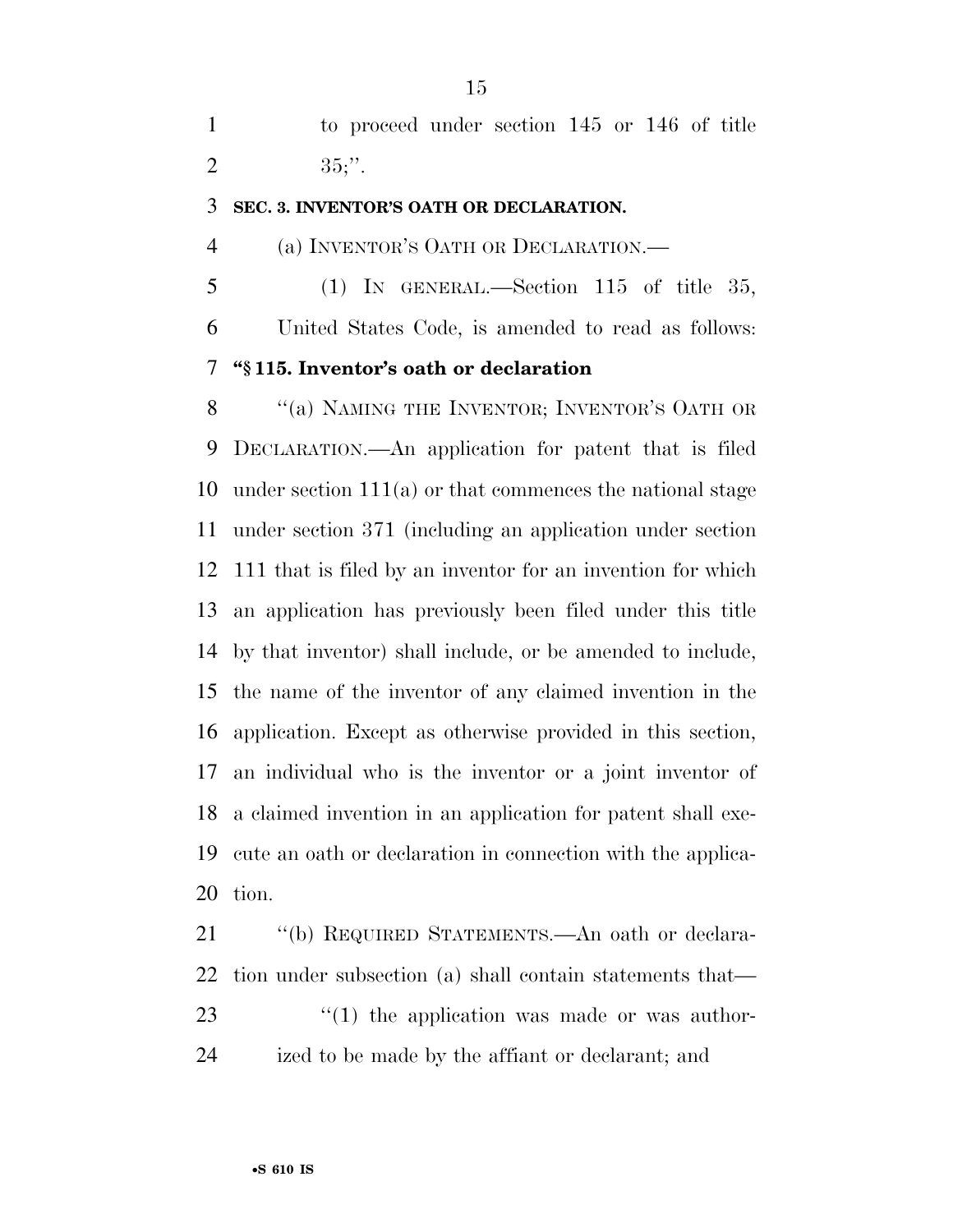to proceed under section 145 or 146 of title 35;''.

**SEC. 3. INVENTOR'S OATH OR DECLARATION.**

(a) INVENTOR'S OATH OR DECLARATION.—

(1) IN GENERAL.—Section 115 of title 35, United States Code, is amended to read as follows:

**''§ 115. Inventor's oath or declaration**

''(a) NAMING THE INVENTOR; INVENTOR'S OATH OR DECLARATION.—An application for patent that is filed under section 111(a) or that commences the national stage under section 371 (including an application under section 111 that is filed by an inventor for an invention for which an application has previously been filed under this title by that inventor) shall include, or be amended to include, the name of the inventor of any claimed invention in the application. Except as otherwise provided in this section, an individual who is the inventor or a joint inventor of a claimed invention in an application for patent shall execute an oath or declaration in connection with the application.

''(b) REQUIRED STATEMENTS.—An oath or declaration under subsection (a) shall contain statements that—

''(1) the application was made or was authorized to be made by the affiant or declarant; and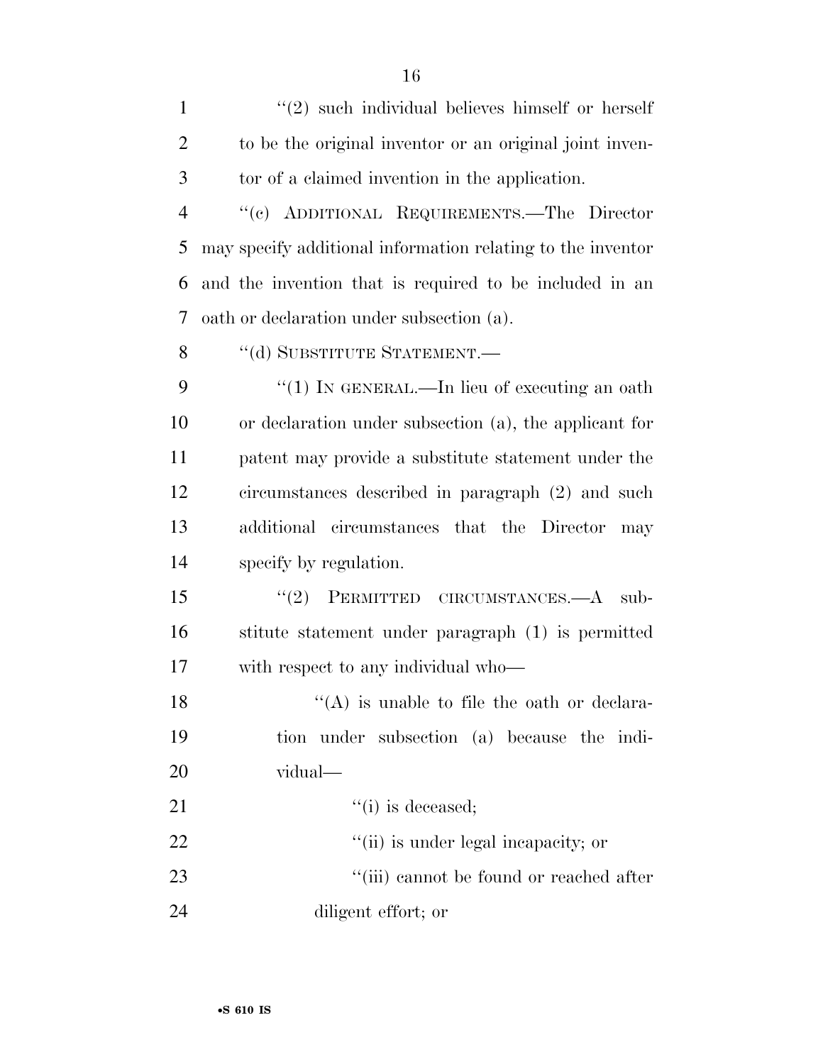"(2) such individual believes himself or herself to be the original inventor or an original joint inventor of a claimed invention in the application.

"(c) ADDITIONAL REQUIREMENTS.—The Director may specify additional information relating to the inventor and the invention that is required to be included in an oath or declaration under subsection (a).

"(d) SUBSTITUTE STATEMENT.—

"(1) IN GENERAL.—In lieu of executing an oath or declaration under subsection (a), the applicant for patent may provide a substitute statement under the circumstances described in paragraph (2) and such additional circumstances that the Director may specify by regulation.

"(2) PERMITTED CIRCUMSTANCES.—A substitute statement under paragraph (1) is permitted with respect to any individual who—

"(A) is unable to file the oath or declaration under subsection (a) because the individual—

"(i) is deceased;

"(ii) is under legal incapacity; or

"(iii) cannot be found or reached after diligent effort; or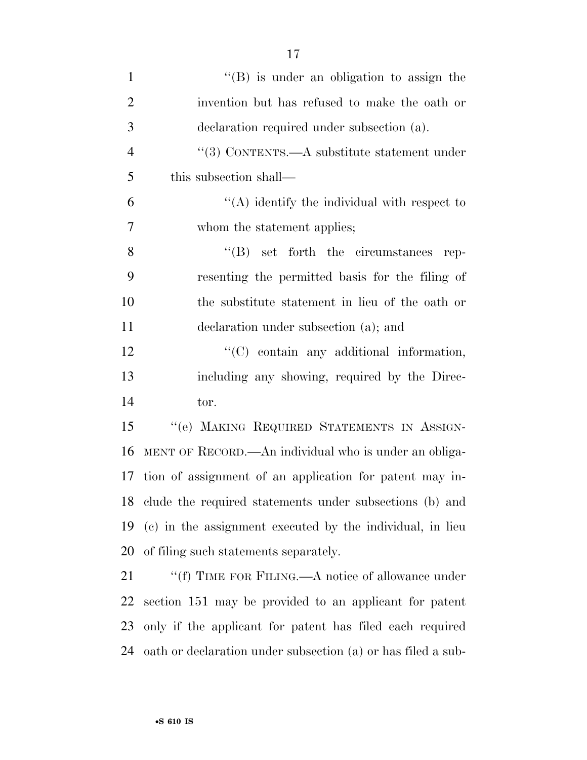"(B) is under an obligation to assign the invention but has refused to make the oath or declaration required under subsection (a).

"(3) CONTENTS.—A substitute statement under this subsection shall—

"(A) identify the individual with respect to whom the statement applies;

"(B) set forth the circumstances representing the permitted basis for the filing of the substitute statement in lieu of the oath or declaration under subsection (a); and

"(C) contain any additional information, including any showing, required by the Director.

"(e) MAKING REQUIRED STATEMENTS IN ASSIGNMENT OF RECORD.—An individual who is under an obligation of assignment of an application for patent may include the required statements under subsections (b) and (c) in the assignment executed by the individual, in lieu of filing such statements separately.

"(f) TIME FOR FILING.—A notice of allowance under section 151 may be provided to an applicant for patent only if the applicant for patent has filed each required oath or declaration under subsection (a) or has filed a sub-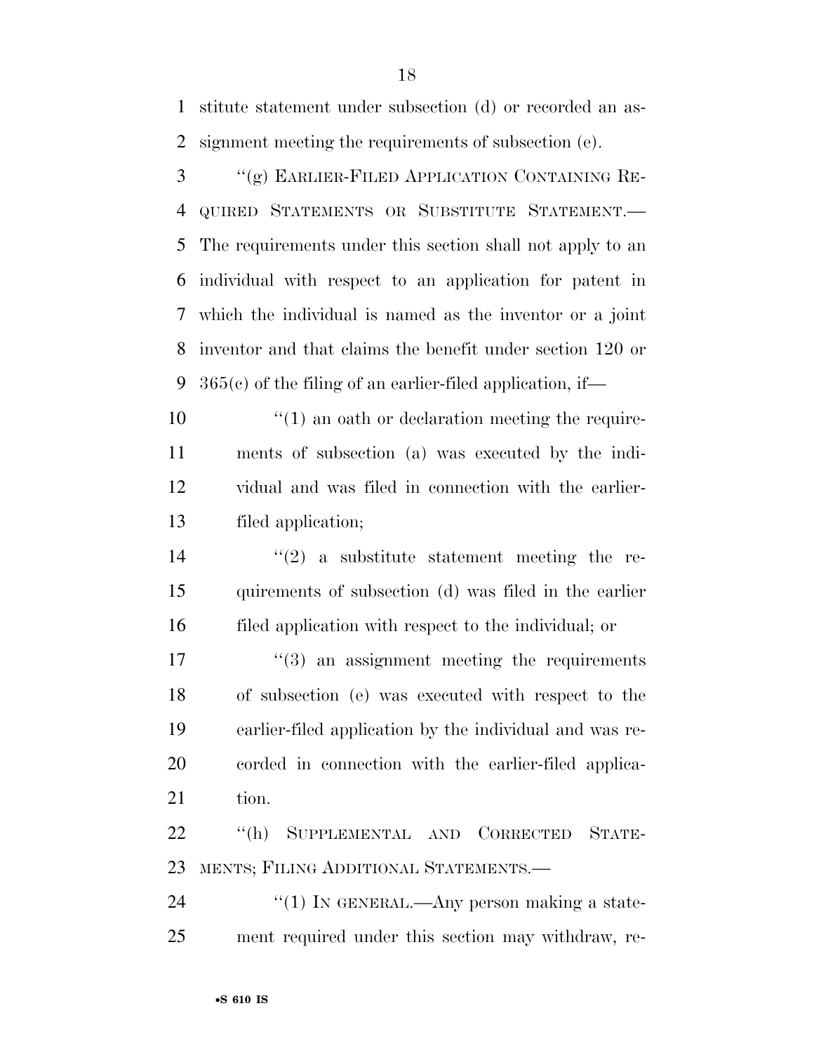stitute statement under subsection (d) or recorded an assignment meeting the requirements of subsection (e).

"(g) EARLIER-FILED APPLICATION CONTAINING REQUIRED STATEMENTS OR SUBSTITUTE STATEMENT.— The requirements under this section shall not apply to an individual with respect to an application for patent in which the individual is named as the inventor or a joint inventor and that claims the benefit under section 120 or 365(c) of the filing of an earlier-filed application, if—

"(1) an oath or declaration meeting the requirements of subsection (a) was executed by the individual and was filed in connection with the earlier-filed application;

"(2) a substitute statement meeting the requirements of subsection (d) was filed in the earlier filed application with respect to the individual; or

"(3) an assignment meeting the requirements of subsection (e) was executed with respect to the earlier-filed application by the individual and was recorded in connection with the earlier-filed application.

"(h) SUPPLEMENTAL AND CORRECTED STATEMENTS; FILING ADDITIONAL STATEMENTS.—

"(1) IN GENERAL.—Any person making a statement required under this section may withdraw, re-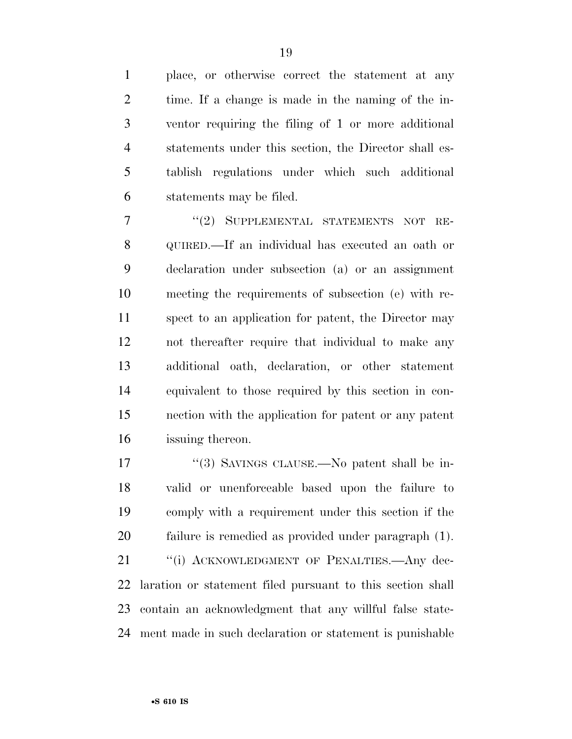place, or otherwise correct the statement at any time. If a change is made in the naming of the inventor requiring the filing of 1 or more additional statements under this section, the Director shall establish regulations under which such additional statements may be filed.

"(2) SUPPLEMENTAL STATEMENTS NOT REQUIRED.—If an individual has executed an oath or declaration under subsection (a) or an assignment meeting the requirements of subsection (e) with respect to an application for patent, the Director may not thereafter require that individual to make any additional oath, declaration, or other statement equivalent to those required by this section in connection with the application for patent or any patent issuing thereon.

"(3) SAVINGS CLAUSE.—No patent shall be invalid or unenforceable based upon the failure to comply with a requirement under this section if the failure is remedied as provided under paragraph (1).

"(i) ACKNOWLEDGMENT OF PENALTIES.—Any declaration or statement filed pursuant to this section shall contain an acknowledgment that any willful false statement made in such declaration or statement is punishable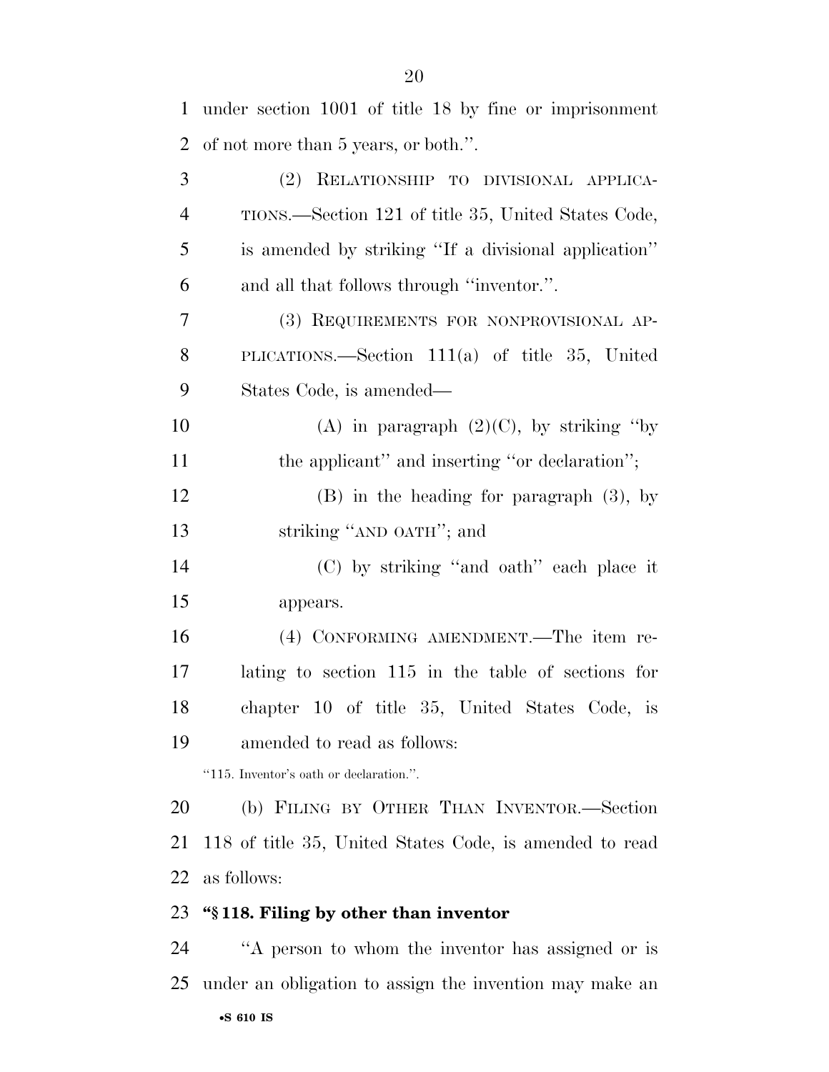under section 1001 of title 18 by fine or imprisonment of not more than 5 years, or both.''.

(2) RELATIONSHIP TO DIVISIONAL APPLICATIONS.—Section 121 of title 35, United States Code, is amended by striking ''If a divisional application'' and all that follows through ''inventor.''.

(3) REQUIREMENTS FOR NONPROVISIONAL APPLICATIONS.—Section 111(a) of title 35, United States Code, is amended—

(A) in paragraph (2)(C), by striking ''by the applicant'' and inserting ''or declaration'';

(B) in the heading for paragraph (3), by striking ''AND OATH''; and

(C) by striking ''and oath'' each place it appears.

(4) CONFORMING AMENDMENT.—The item relating to section 115 in the table of sections for chapter 10 of title 35, United States Code, is amended to read as follows:

''115. Inventor's oath or declaration.''.

(b) FILING BY OTHER THAN INVENTOR.—Section 118 of title 35, United States Code, is amended to read as follows:

**''§ 118. Filing by other than inventor**

''A person to whom the inventor has assigned or is under an obligation to assign the invention may make an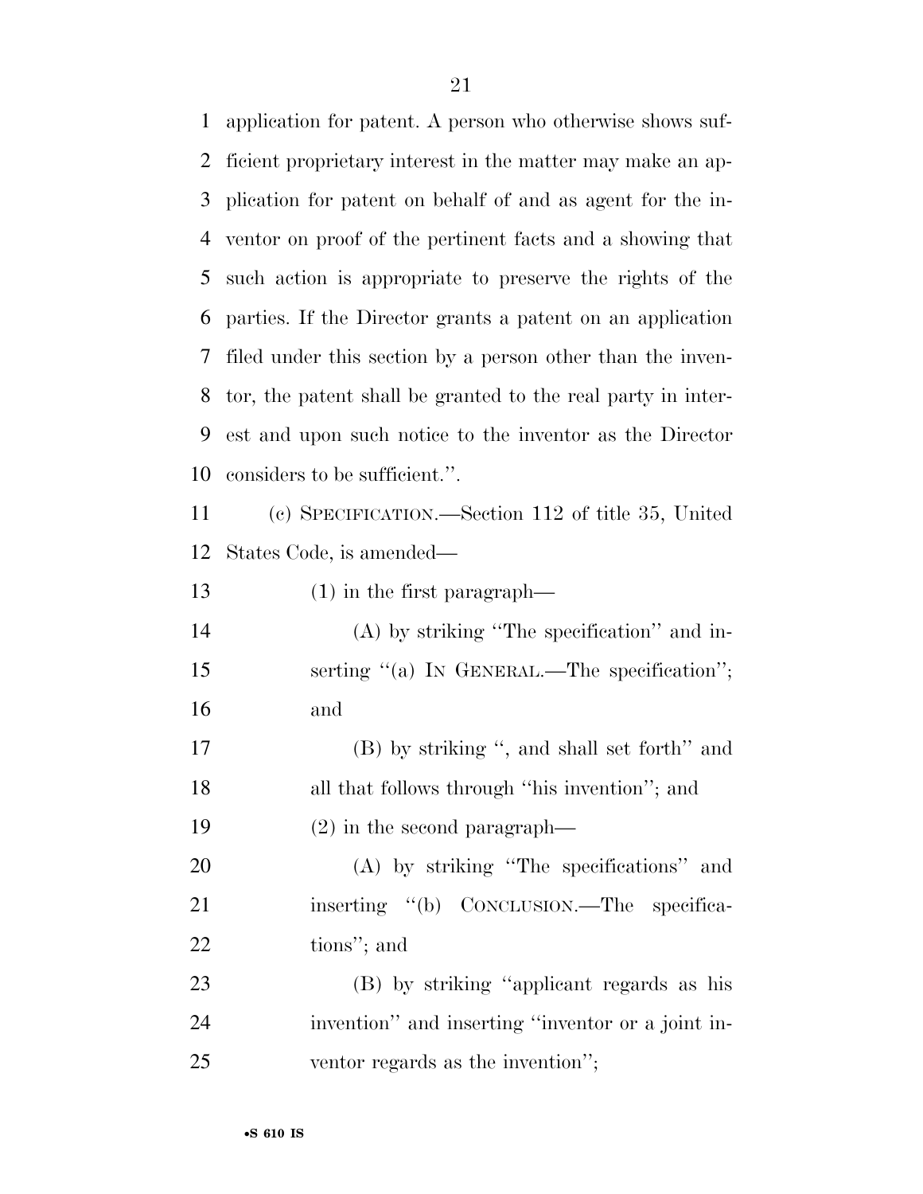application for patent. A person who otherwise shows sufficient proprietary interest in the matter may make an application for patent on behalf of and as agent for the inventor on proof of the pertinent facts and a showing that such action is appropriate to preserve the rights of the parties. If the Director grants a patent on an application filed under this section by a person other than the inventor, the patent shall be granted to the real party in interest and upon such notice to the inventor as the Director considers to be sufficient.''.

(c) SPECIFICATION.—Section 112 of title 35, United States Code, is amended—

(1) in the first paragraph—

(A) by striking ''The specification'' and inserting ''(a) IN GENERAL.—The specification''; and

(B) by striking '', and shall set forth'' and all that follows through ''his invention''; and

(2) in the second paragraph—

(A) by striking ''The specifications'' and inserting ''(b) CONCLUSION.—The specifications''; and

(B) by striking ''applicant regards as his invention'' and inserting ''inventor or a joint inventor regards as the invention'';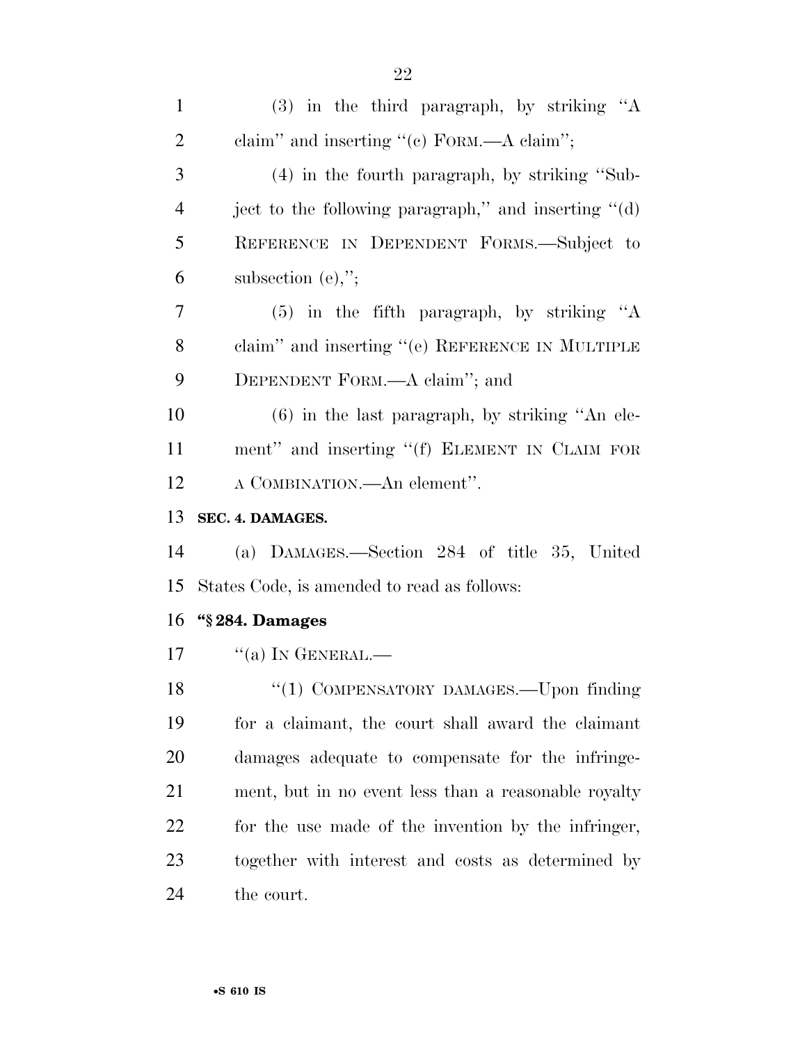(3) in the third paragraph, by striking ''A claim'' and inserting ''(c) FORM.—A claim'';

(4) in the fourth paragraph, by striking ''Subject to the following paragraph,'' and inserting ''(d) REFERENCE IN DEPENDENT FORMS.—Subject to subsection (e),'';

(5) in the fifth paragraph, by striking ''A claim'' and inserting ''(e) REFERENCE IN MULTIPLE DEPENDENT FORM.—A claim''; and

(6) in the last paragraph, by striking ''An element'' and inserting ''(f) ELEMENT IN CLAIM FOR A COMBINATION.—An element''.

**SEC. 4. DAMAGES.**

(a) DAMAGES.—Section 284 of title 35, United States Code, is amended to read as follows:

**''§ 284. Damages**

''(a) IN GENERAL.—

''(1) COMPENSATORY DAMAGES.—Upon finding for a claimant, the court shall award the claimant damages adequate to compensate for the infringement, but in no event less than a reasonable royalty for the use made of the invention by the infringer, together with interest and costs as determined by the court.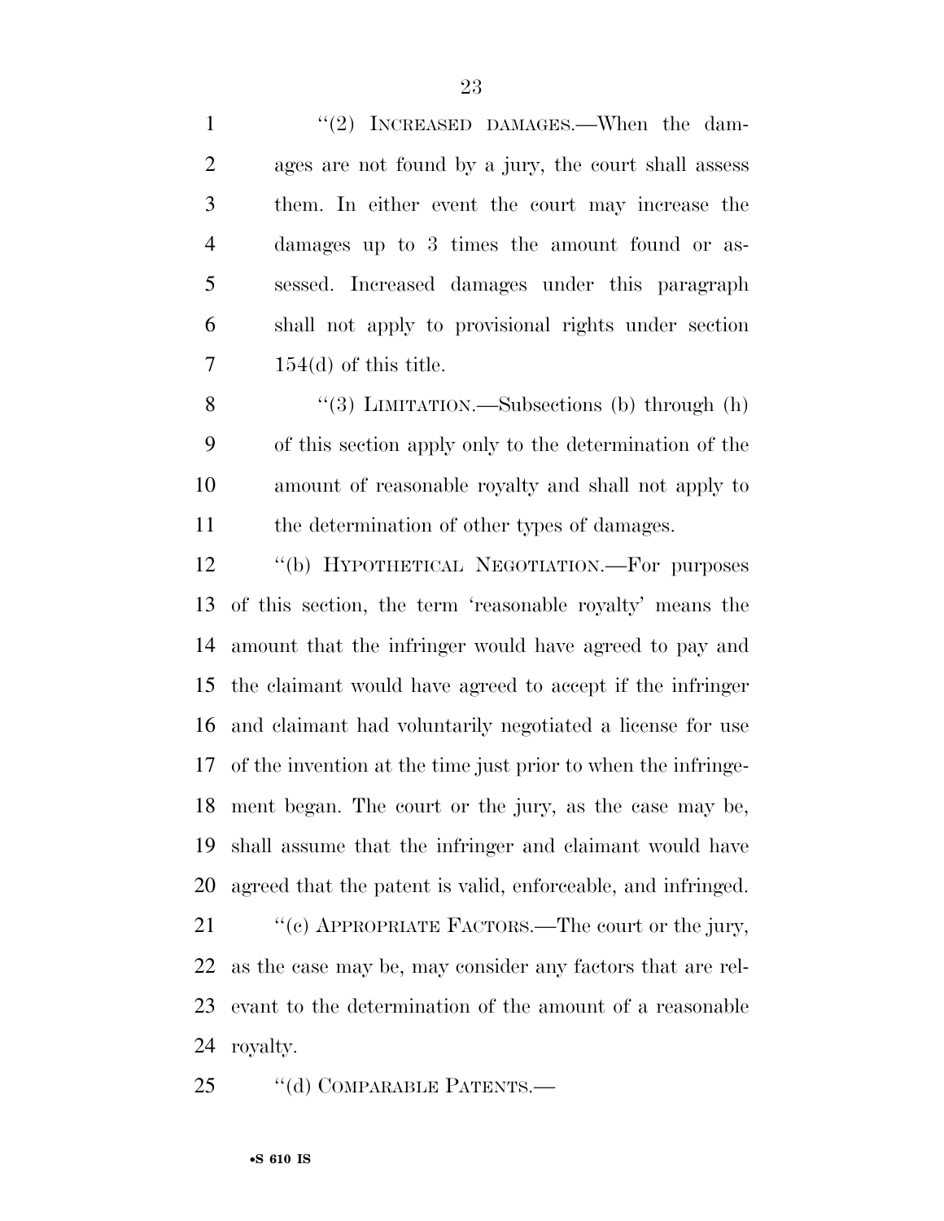"(2) INCREASED DAMAGES.—When the damages are not found by a jury, the court shall assess them. In either event the court may increase the damages up to 3 times the amount found or assessed. Increased damages under this paragraph shall not apply to provisional rights under section 154(d) of this title.

"(3) LIMITATION.—Subsections (b) through (h) of this section apply only to the determination of the amount of reasonable royalty and shall not apply to the determination of other types of damages.

"(b) HYPOTHETICAL NEGOTIATION.—For purposes of this section, the term 'reasonable royalty' means the amount that the infringer would have agreed to pay and the claimant would have agreed to accept if the infringer and claimant had voluntarily negotiated a license for use of the invention at the time just prior to when the infringement began. The court or the jury, as the case may be, shall assume that the infringer and claimant would have agreed that the patent is valid, enforceable, and infringed.

"(c) APPROPRIATE FACTORS.—The court or the jury, as the case may be, may consider any factors that are relevant to the determination of the amount of a reasonable royalty.

"(d) COMPARABLE PATENTS.—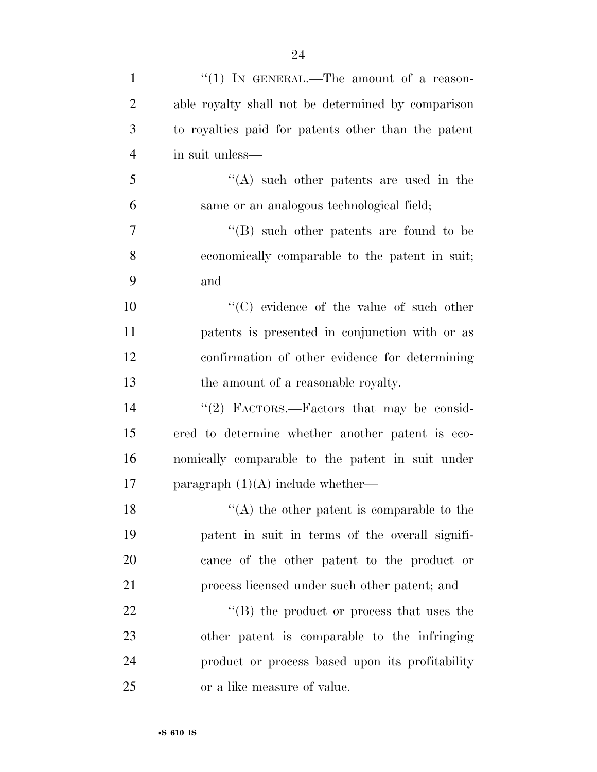"(1) IN GENERAL.—The amount of a reasonable royalty shall not be determined by comparison to royalties paid for patents other than the patent in suit unless—

"(A) such other patents are used in the same or an analogous technological field;

"(B) such other patents are found to be economically comparable to the patent in suit; and

"(C) evidence of the value of such other patents is presented in conjunction with or as confirmation of other evidence for determining the amount of a reasonable royalty.

"(2) FACTORS.—Factors that may be considered to determine whether another patent is economically comparable to the patent in suit under paragraph (1)(A) include whether—

"(A) the other patent is comparable to the patent in suit in terms of the overall significance of the other patent to the product or process licensed under such other patent; and

"(B) the product or process that uses the other patent is comparable to the infringing product or process based upon its profitability or a like measure of value.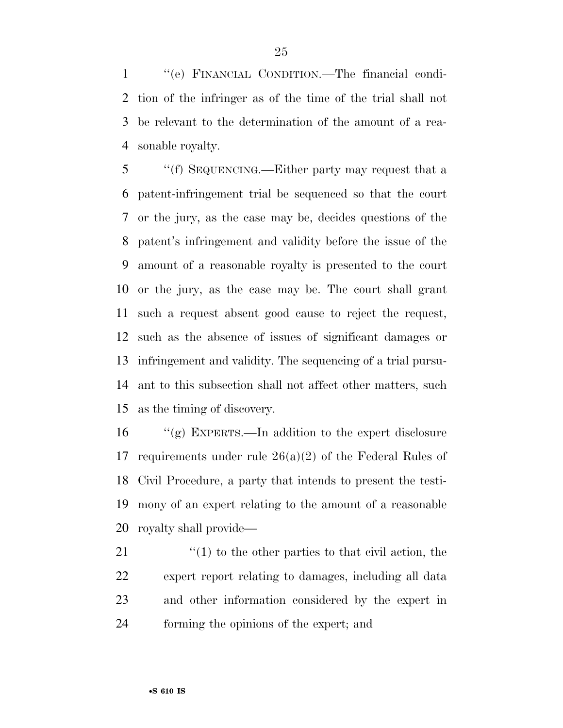"(e) FINANCIAL CONDITION.—The financial condition of the infringer as of the time of the trial shall not be relevant to the determination of the amount of a reasonable royalty.

"(f) SEQUENCING.—Either party may request that a patent-infringement trial be sequenced so that the court or the jury, as the case may be, decides questions of the patent's infringement and validity before the issue of the amount of a reasonable royalty is presented to the court or the jury, as the case may be. The court shall grant such a request absent good cause to reject the request, such as the absence of issues of significant damages or infringement and validity. The sequencing of a trial pursuant to this subsection shall not affect other matters, such as the timing of discovery.

"(g) EXPERTS.—In addition to the expert disclosure requirements under rule 26(a)(2) of the Federal Rules of Civil Procedure, a party that intends to present the testimony of an expert relating to the amount of a reasonable royalty shall provide—

"(1) to the other parties to that civil action, the expert report relating to damages, including all data and other information considered by the expert in forming the opinions of the expert; and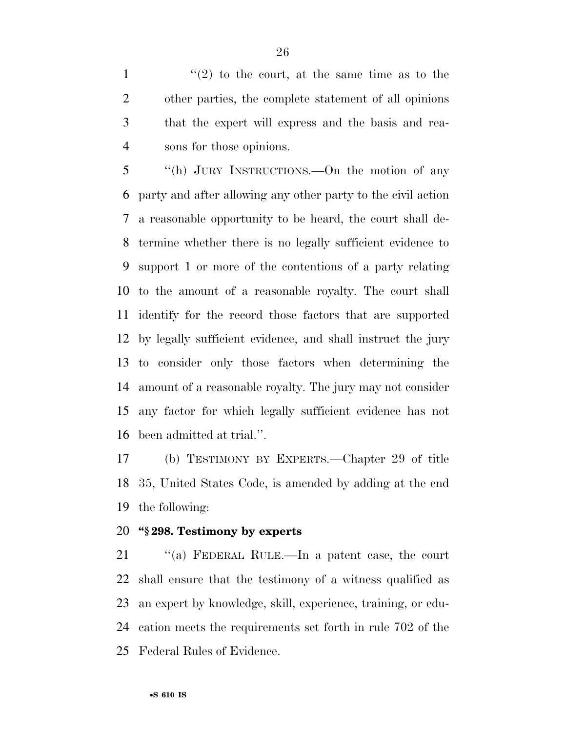"(2) to the court, at the same time as to the other parties, the complete statement of all opinions that the expert will express and the basis and reasons for those opinions.

"(h) JURY INSTRUCTIONS.—On the motion of any party and after allowing any other party to the civil action a reasonable opportunity to be heard, the court shall determine whether there is no legally sufficient evidence to support 1 or more of the contentions of a party relating to the amount of a reasonable royalty. The court shall identify for the record those factors that are supported by legally sufficient evidence, and shall instruct the jury to consider only those factors when determining the amount of a reasonable royalty. The jury may not consider any factor for which legally sufficient evidence has not been admitted at trial.".

(b) TESTIMONY BY EXPERTS.—Chapter 29 of title 35, United States Code, is amended by adding at the end the following:

**"§ 298. Testimony by experts**

"(a) FEDERAL RULE.—In a patent case, the court shall ensure that the testimony of a witness qualified as an expert by knowledge, skill, experience, training, or education meets the requirements set forth in rule 702 of the Federal Rules of Evidence.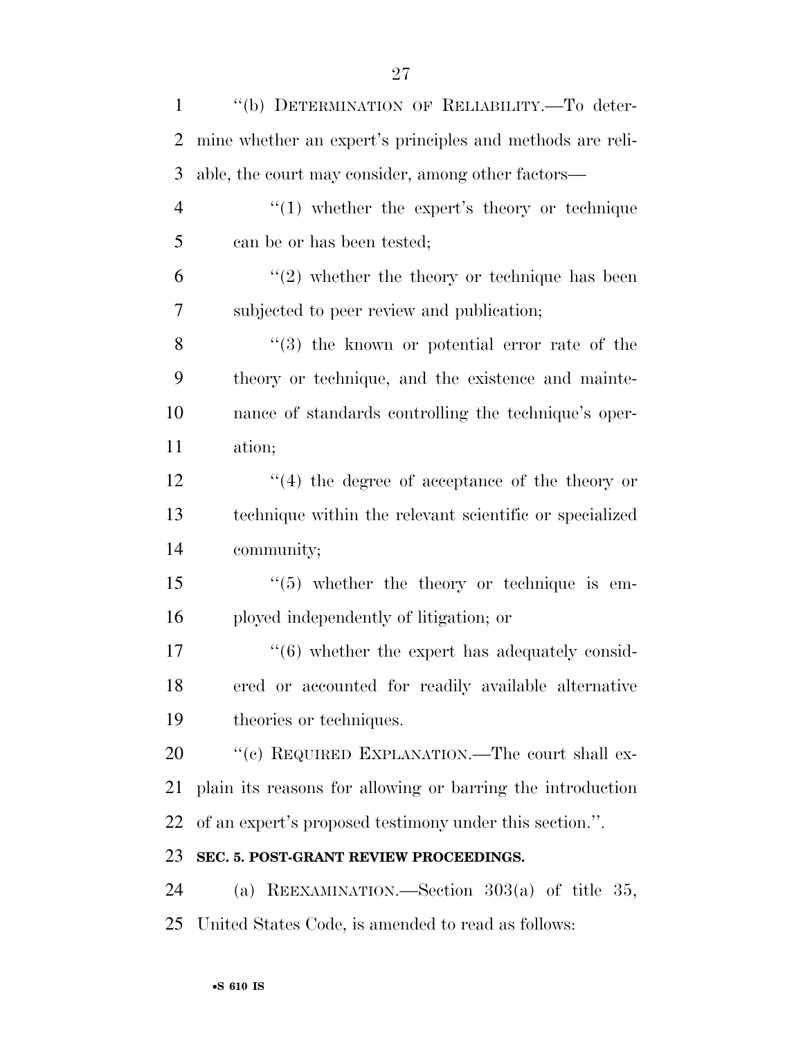"(b) DETERMINATION OF RELIABILITY.—To determine whether an expert's principles and methods are reliable, the court may consider, among other factors—

"(1) whether the expert's theory or technique can be or has been tested;

"(2) whether the theory or technique has been subjected to peer review and publication;

"(3) the known or potential error rate of the theory or technique, and the existence and maintenance of standards controlling the technique's operation;

"(4) the degree of acceptance of the theory or technique within the relevant scientific or specialized community;

"(5) whether the theory or technique is employed independently of litigation; or

"(6) whether the expert has adequately considered or accounted for readily available alternative theories or techniques.

"(c) REQUIRED EXPLANATION.—The court shall explain its reasons for allowing or barring the introduction of an expert's proposed testimony under this section.".

**SEC. 5. POST-GRANT REVIEW PROCEEDINGS.**

(a) REEXAMINATION.—Section 303(a) of title 35, United States Code, is amended to read as follows: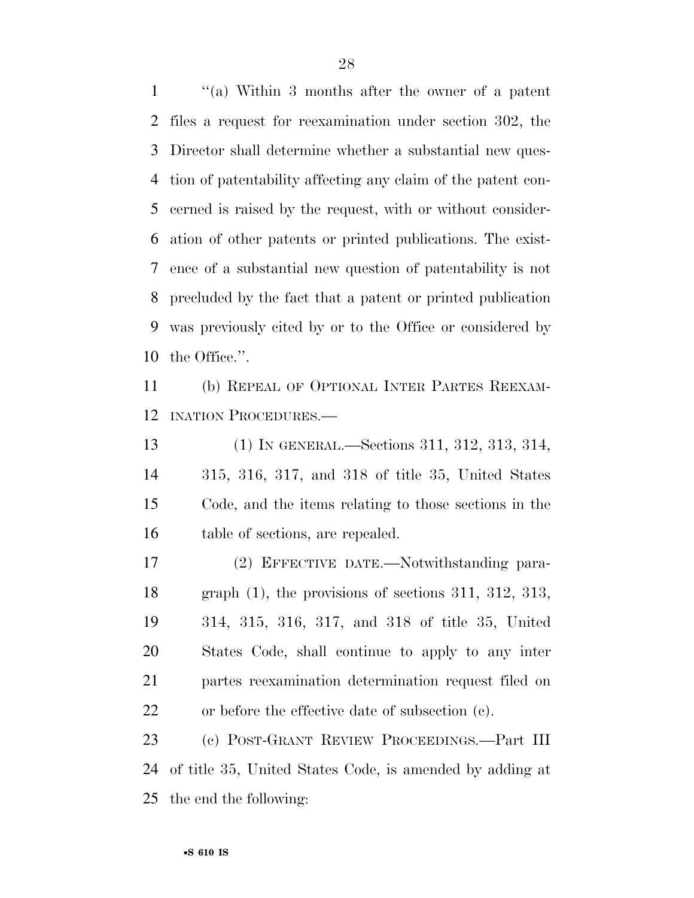"(a) Within 3 months after the owner of a patent files a request for reexamination under section 302, the Director shall determine whether a substantial new question of patentability affecting any claim of the patent concerned is raised by the request, with or without consideration of other patents or printed publications. The existence of a substantial new question of patentability is not precluded by the fact that a patent or printed publication was previously cited by or to the Office or considered by the Office.".

(b) REPEAL OF OPTIONAL INTER PARTES REEXAMINATION PROCEDURES.—

(1) IN GENERAL.—Sections 311, 312, 313, 314, 315, 316, 317, and 318 of title 35, United States Code, and the items relating to those sections in the table of sections, are repealed.

(2) EFFECTIVE DATE.—Notwithstanding paragraph (1), the provisions of sections 311, 312, 313, 314, 315, 316, 317, and 318 of title 35, United States Code, shall continue to apply to any inter partes reexamination determination request filed on or before the effective date of subsection (c).

(c) POST-GRANT REVIEW PROCEEDINGS.—Part III of title 35, United States Code, is amended by adding at the end the following: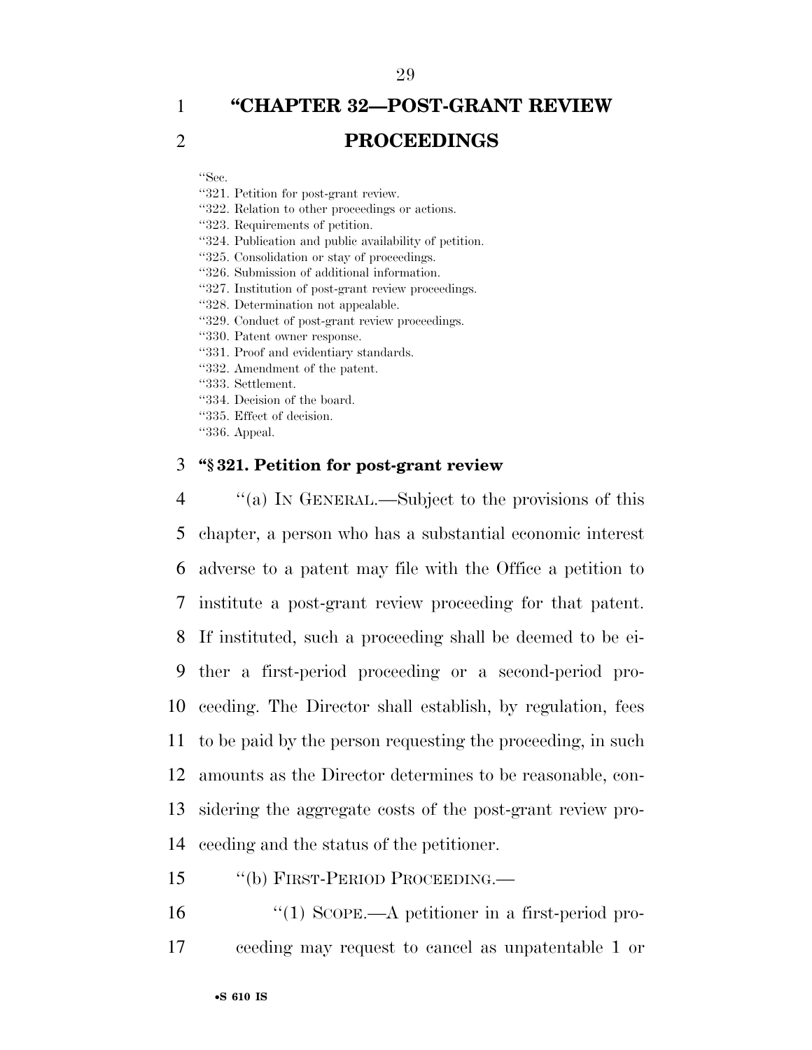# "CHAPTER 32—POST-GRANT REVIEW PROCEEDINGS

"Sec.
"321. Petition for post-grant review.
"322. Relation to other proceedings or actions.
"323. Requirements of petition.
"324. Publication and public availability of petition.
"325. Consolidation or stay of proceedings.
"326. Submission of additional information.
"327. Institution of post-grant review proceedings.
"328. Determination not appealable.
"329. Conduct of post-grant review proceedings.
"330. Patent owner response.
"331. Proof and evidentiary standards.
"332. Amendment of the patent.
"333. Settlement.
"334. Decision of the board.
"335. Effect of decision.
"336. Appeal.

**"§ 321. Petition for post-grant review**

"(a) IN GENERAL.—Subject to the provisions of this chapter, a person who has a substantial economic interest adverse to a patent may file with the Office a petition to institute a post-grant review proceeding for that patent. If instituted, such a proceeding shall be deemed to be either a first-period proceeding or a second-period proceeding. The Director shall establish, by regulation, fees to be paid by the person requesting the proceeding, in such amounts as the Director determines to be reasonable, considering the aggregate costs of the post-grant review proceeding and the status of the petitioner.

"(b) FIRST-PERIOD PROCEEDING.—

"(1) SCOPE.—A petitioner in a first-period proceeding may request to cancel as unpatentable 1 or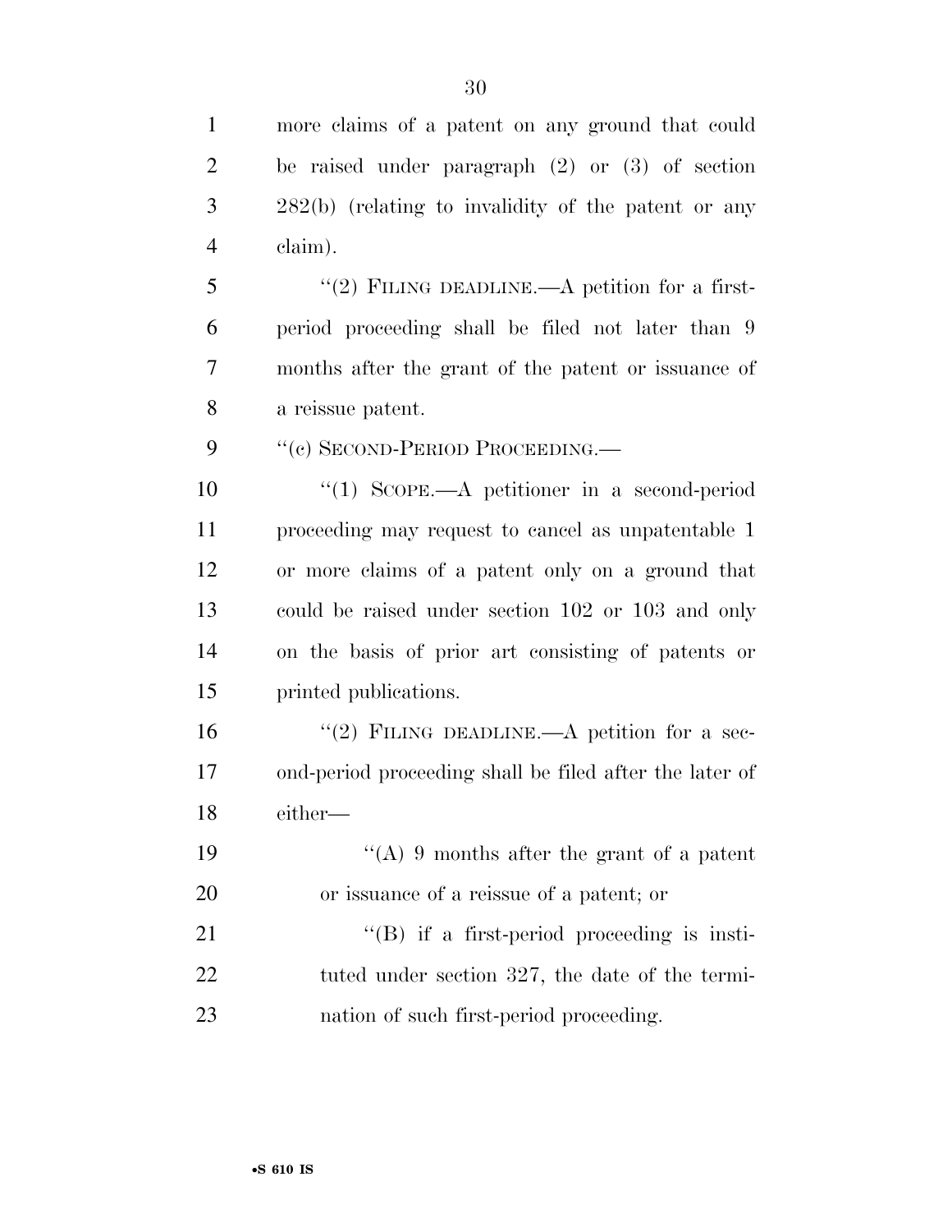more claims of a patent on any ground that could be raised under paragraph (2) or (3) of section 282(b) (relating to invalidity of the patent or any claim).

"(2) FILING DEADLINE.—A petition for a first-period proceeding shall be filed not later than 9 months after the grant of the patent or issuance of a reissue patent.

"(c) SECOND-PERIOD PROCEEDING.—

"(1) SCOPE.—A petitioner in a second-period proceeding may request to cancel as unpatentable 1 or more claims of a patent only on a ground that could be raised under section 102 or 103 and only on the basis of prior art consisting of patents or printed publications.

"(2) FILING DEADLINE.—A petition for a second-period proceeding shall be filed after the later of either—

"(A) 9 months after the grant of a patent or issuance of a reissue of a patent; or

"(B) if a first-period proceeding is instituted under section 327, the date of the termination of such first-period proceeding.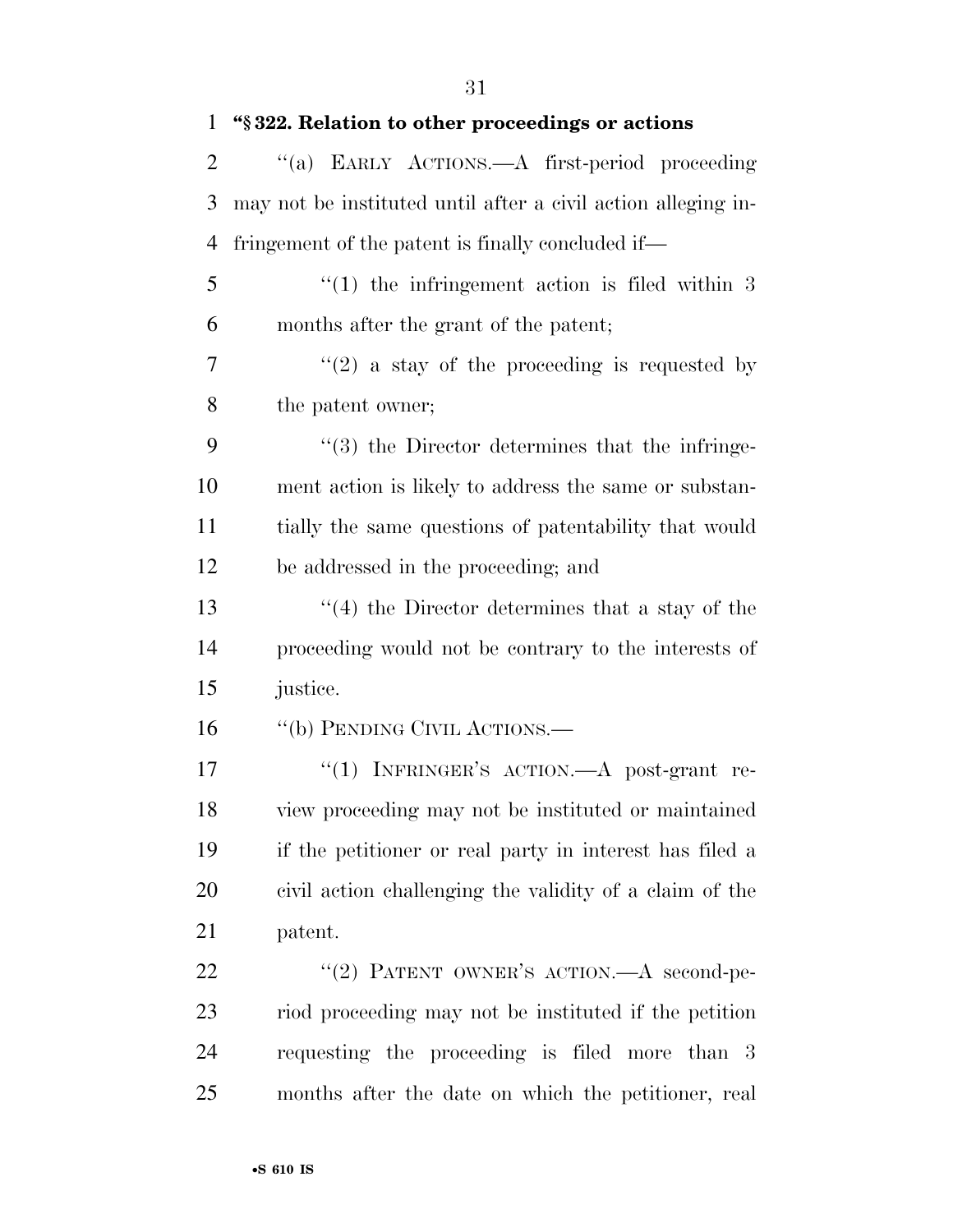**"§ 322. Relation to other proceedings or actions**

"(a) EARLY ACTIONS.—A first-period proceeding may not be instituted until after a civil action alleging infringement of the patent is finally concluded if—

"(1) the infringement action is filed within 3 months after the grant of the patent;

"(2) a stay of the proceeding is requested by the patent owner;

"(3) the Director determines that the infringement action is likely to address the same or substantially the same questions of patentability that would be addressed in the proceeding; and

"(4) the Director determines that a stay of the proceeding would not be contrary to the interests of justice.

"(b) PENDING CIVIL ACTIONS.—

"(1) INFRINGER'S ACTION.—A post-grant review proceeding may not be instituted or maintained if the petitioner or real party in interest has filed a civil action challenging the validity of a claim of the patent.

"(2) PATENT OWNER'S ACTION.—A second-period proceeding may not be instituted if the petition requesting the proceeding is filed more than 3 months after the date on which the petitioner, real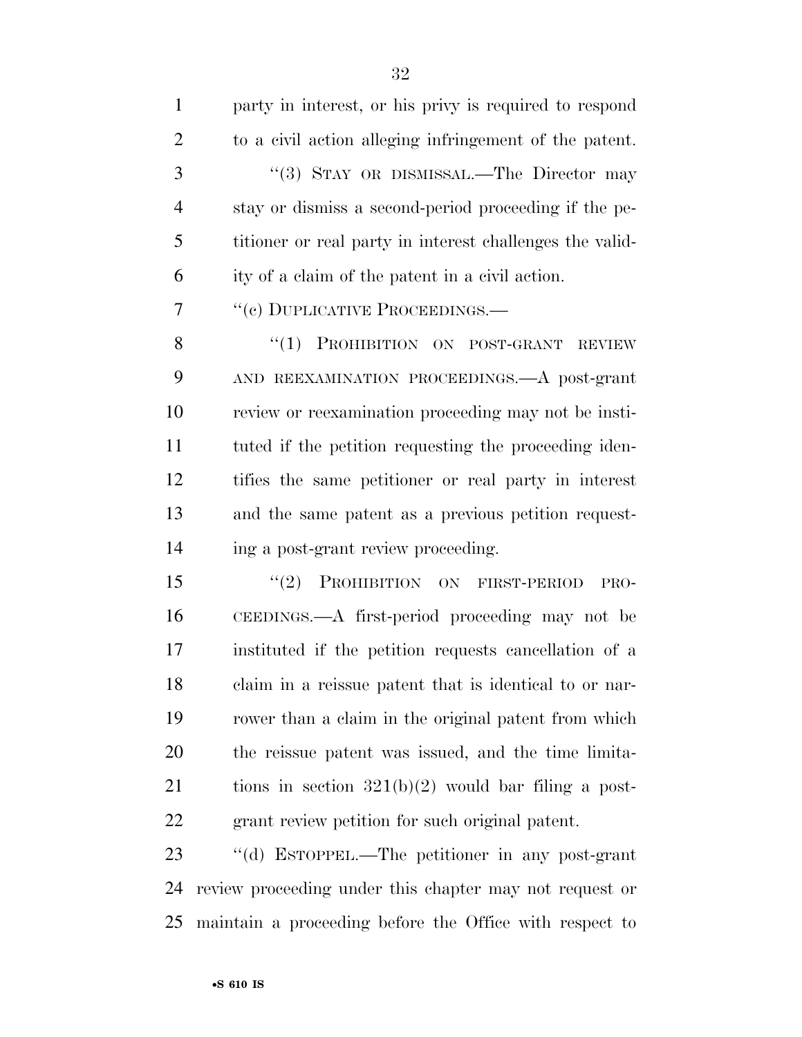party in interest, or his privy is required to respond to a civil action alleging infringement of the patent.

"(3) STAY OR DISMISSAL.—The Director may stay or dismiss a second-period proceeding if the petitioner or real party in interest challenges the validity of a claim of the patent in a civil action.

"(c) DUPLICATIVE PROCEEDINGS.—

"(1) PROHIBITION ON POST-GRANT REVIEW AND REEXAMINATION PROCEEDINGS.—A post-grant review or reexamination proceeding may not be instituted if the petition requesting the proceeding identifies the same petitioner or real party in interest and the same patent as a previous petition requesting a post-grant review proceeding.

"(2) PROHIBITION ON FIRST-PERIOD PROCEEDINGS.—A first-period proceeding may not be instituted if the petition requests cancellation of a claim in a reissue patent that is identical to or narrower than a claim in the original patent from which the reissue patent was issued, and the time limitations in section 321(b)(2) would bar filing a post-grant review petition for such original patent.

"(d) ESTOPPEL.—The petitioner in any post-grant review proceeding under this chapter may not request or maintain a proceeding before the Office with respect to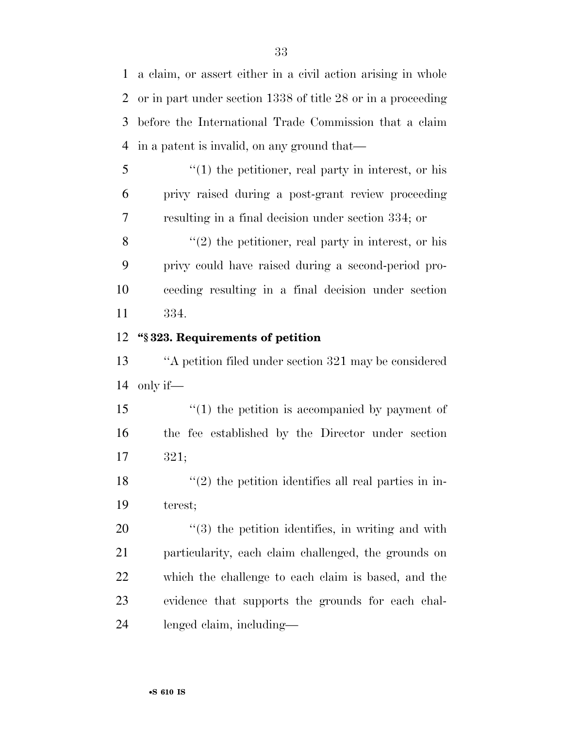a claim, or assert either in a civil action arising in whole or in part under section 1338 of title 28 or in a proceeding before the International Trade Commission that a claim in a patent is invalid, on any ground that—

"(1) the petitioner, real party in interest, or his privy raised during a post-grant review proceeding resulting in a final decision under section 334; or

"(2) the petitioner, real party in interest, or his privy could have raised during a second-period proceeding resulting in a final decision under section 334.

**"§ 323. Requirements of petition**

"A petition filed under section 321 may be considered only if—

"(1) the petition is accompanied by payment of the fee established by the Director under section 321;

"(2) the petition identifies all real parties in interest;

"(3) the petition identifies, in writing and with particularity, each claim challenged, the grounds on which the challenge to each claim is based, and the evidence that supports the grounds for each challenged claim, including—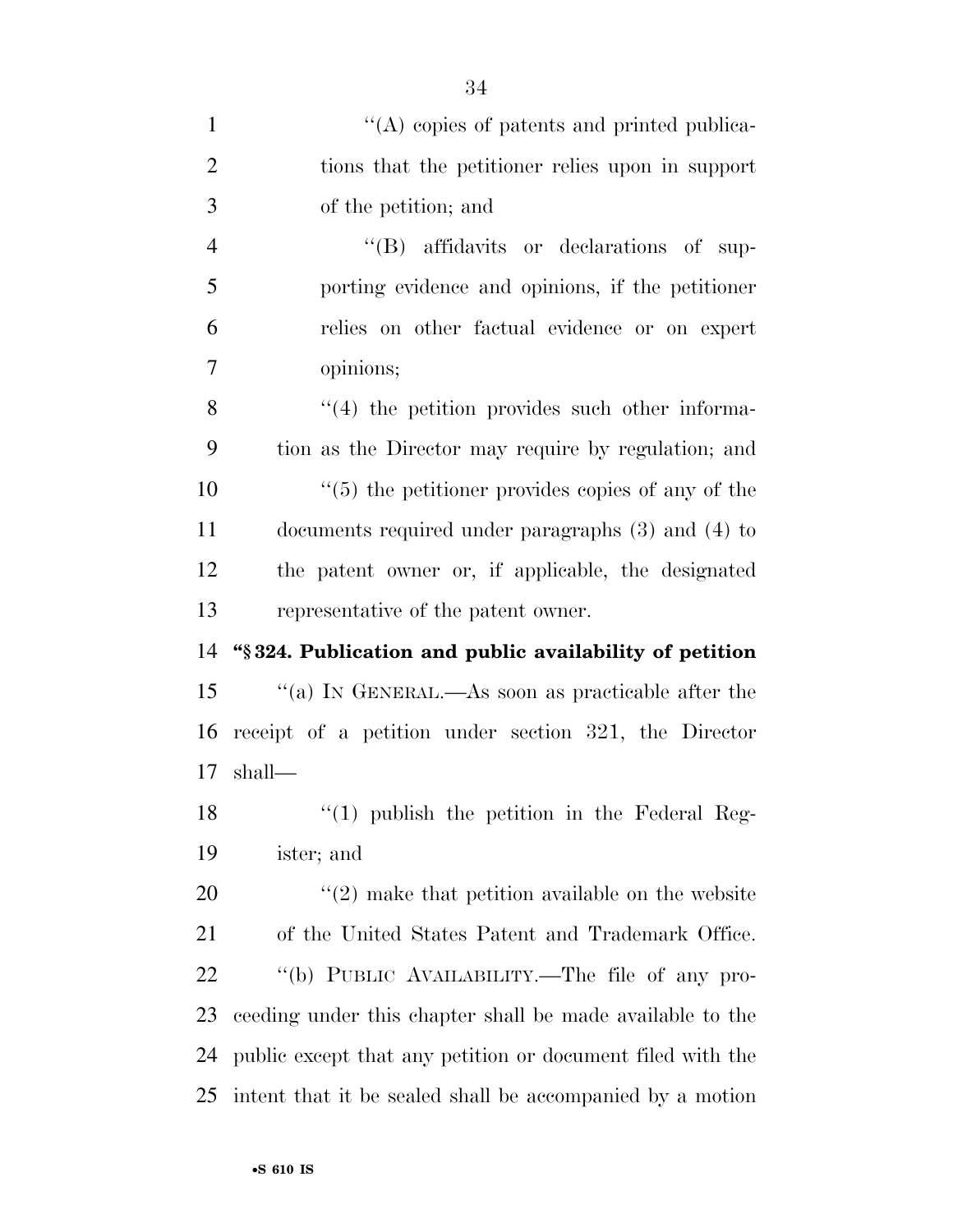"(A) copies of patents and printed publications that the petitioner relies upon in support of the petition; and

"(B) affidavits or declarations of supporting evidence and opinions, if the petitioner relies on other factual evidence or on expert opinions;

"(4) the petition provides such other information as the Director may require by regulation; and

"(5) the petitioner provides copies of any of the documents required under paragraphs (3) and (4) to the patent owner or, if applicable, the designated representative of the patent owner.

**"§ 324. Publication and public availability of petition**

"(a) IN GENERAL.—As soon as practicable after the receipt of a petition under section 321, the Director shall—

"(1) publish the petition in the Federal Register; and

"(2) make that petition available on the website of the United States Patent and Trademark Office.

"(b) PUBLIC AVAILABILITY.—The file of any proceeding under this chapter shall be made available to the public except that any petition or document filed with the intent that it be sealed shall be accompanied by a motion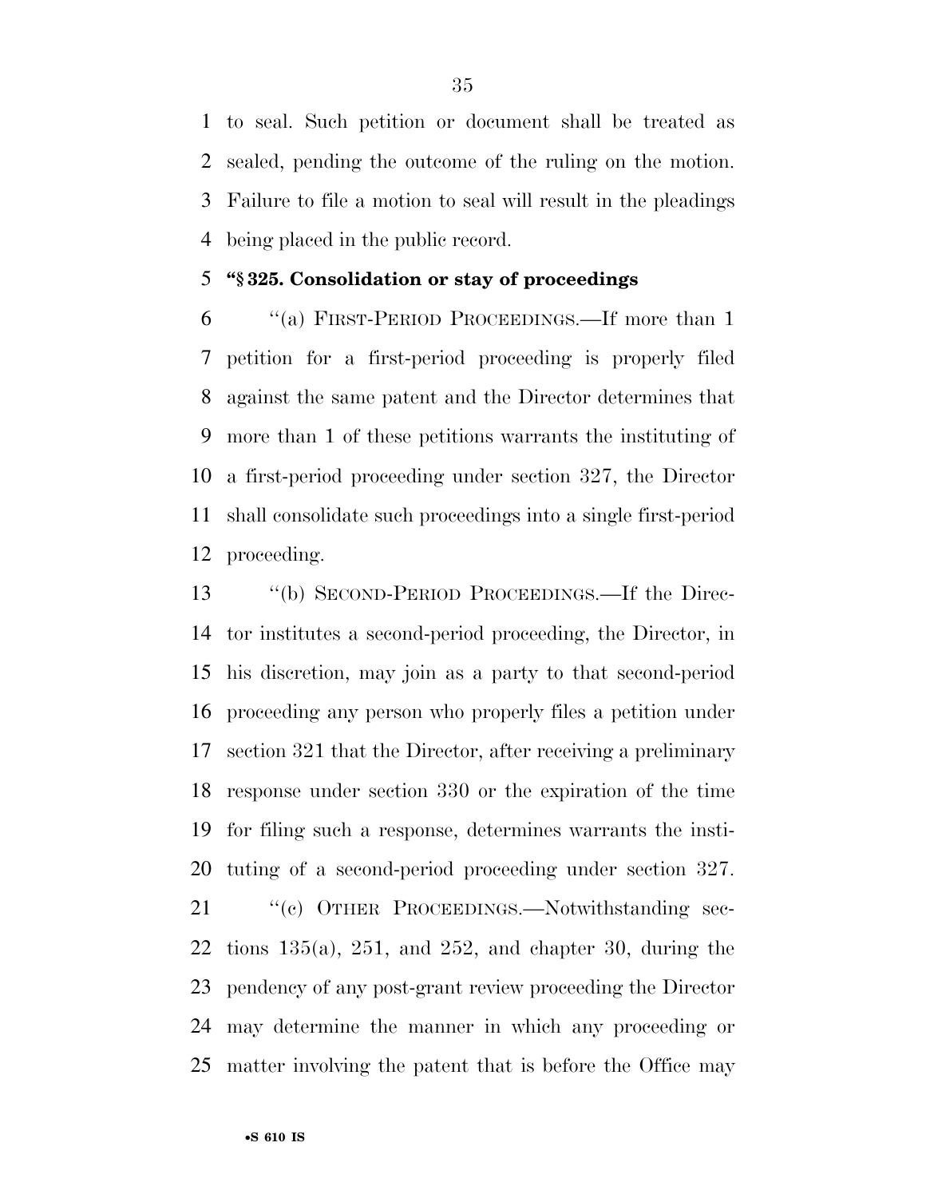to seal. Such petition or document shall be treated as sealed, pending the outcome of the ruling on the motion. Failure to file a motion to seal will result in the pleadings being placed in the public record.

**"§ 325. Consolidation or stay of proceedings**

"(a) FIRST-PERIOD PROCEEDINGS.—If more than 1 petition for a first-period proceeding is properly filed against the same patent and the Director determines that more than 1 of these petitions warrants the instituting of a first-period proceeding under section 327, the Director shall consolidate such proceedings into a single first-period proceeding.

"(b) SECOND-PERIOD PROCEEDINGS.—If the Director institutes a second-period proceeding, the Director, in his discretion, may join as a party to that second-period proceeding any person who properly files a petition under section 321 that the Director, after receiving a preliminary response under section 330 or the expiration of the time for filing such a response, determines warrants the instituting of a second-period proceeding under section 327.

"(c) OTHER PROCEEDINGS.—Notwithstanding sections 135(a), 251, and 252, and chapter 30, during the pendency of any post-grant review proceeding the Director may determine the manner in which any proceeding or matter involving the patent that is before the Office may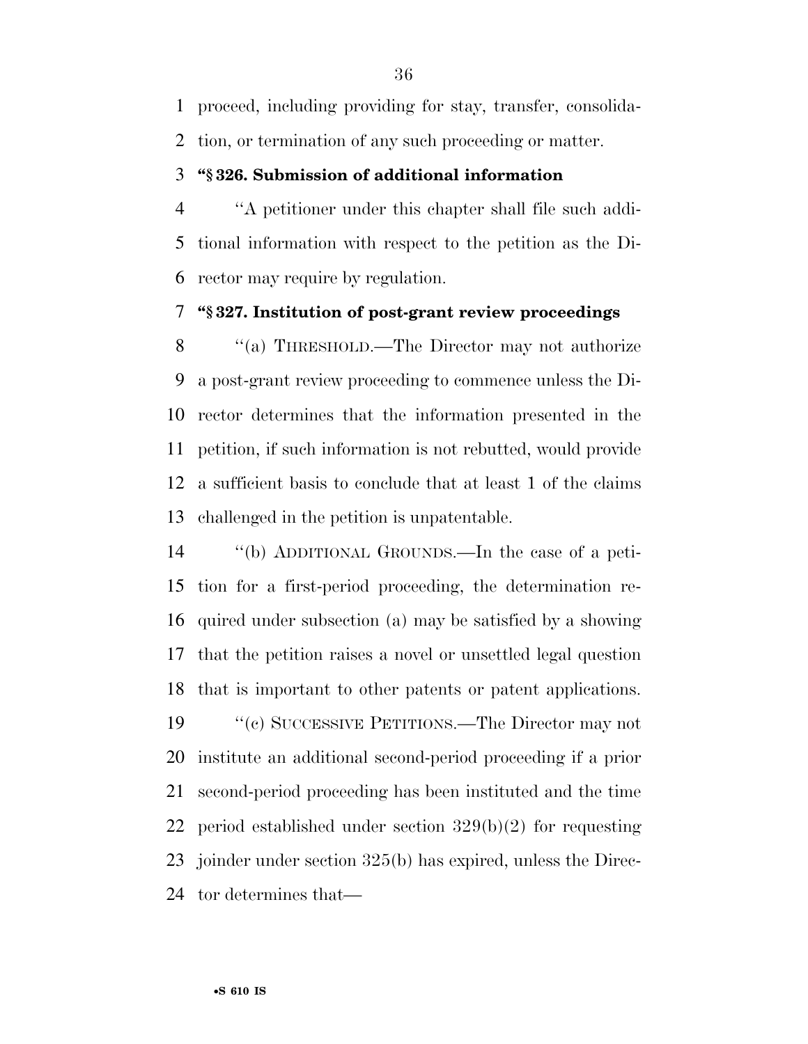proceed, including providing for stay, transfer, consolidation, or termination of any such proceeding or matter.

**"§ 326. Submission of additional information**

"A petitioner under this chapter shall file such additional information with respect to the petition as the Director may require by regulation.

**"§ 327. Institution of post-grant review proceedings**

"(a) THRESHOLD.—The Director may not authorize a post-grant review proceeding to commence unless the Director determines that the information presented in the petition, if such information is not rebutted, would provide a sufficient basis to conclude that at least 1 of the claims challenged in the petition is unpatentable.

"(b) ADDITIONAL GROUNDS.—In the case of a petition for a first-period proceeding, the determination required under subsection (a) may be satisfied by a showing that the petition raises a novel or unsettled legal question that is important to other patents or patent applications.

"(c) SUCCESSIVE PETITIONS.—The Director may not institute an additional second-period proceeding if a prior second-period proceeding has been instituted and the time period established under section 329(b)(2) for requesting joinder under section 325(b) has expired, unless the Director determines that—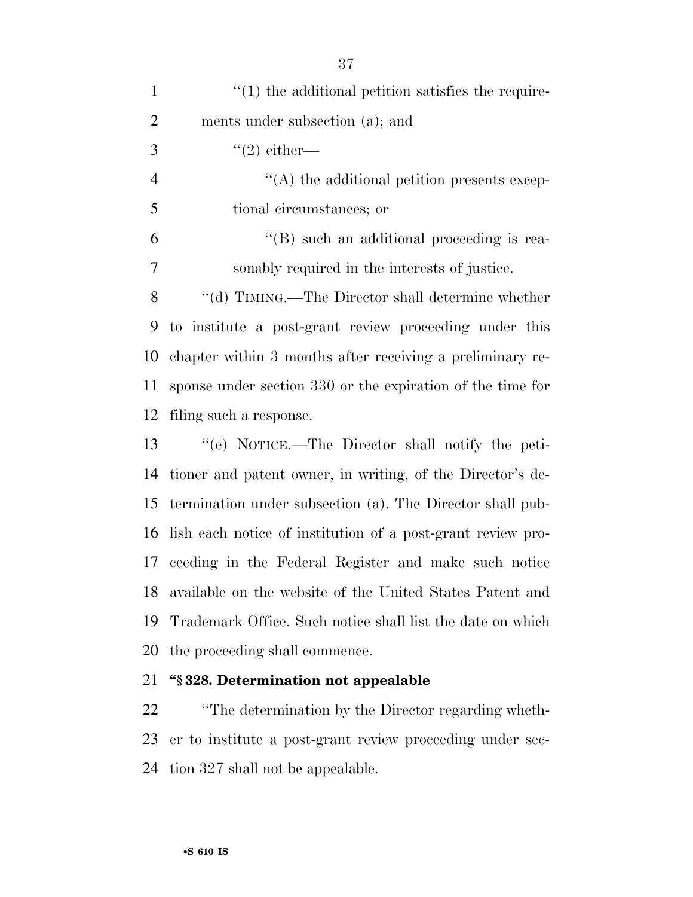"(1) the additional petition satisfies the requirements under subsection (a); and

"(2) either—

"(A) the additional petition presents exceptional circumstances; or

"(B) such an additional proceeding is reasonably required in the interests of justice.

"(d) TIMING.—The Director shall determine whether to institute a post-grant review proceeding under this chapter within 3 months after receiving a preliminary response under section 330 or the expiration of the time for filing such a response.

"(e) NOTICE.—The Director shall notify the petitioner and patent owner, in writing, of the Director's determination under subsection (a). The Director shall publish each notice of institution of a post-grant review proceeding in the Federal Register and make such notice available on the website of the United States Patent and Trademark Office. Such notice shall list the date on which the proceeding shall commence.

**"§ 328. Determination not appealable**

"The determination by the Director regarding whether to institute a post-grant review proceeding under section 327 shall not be appealable.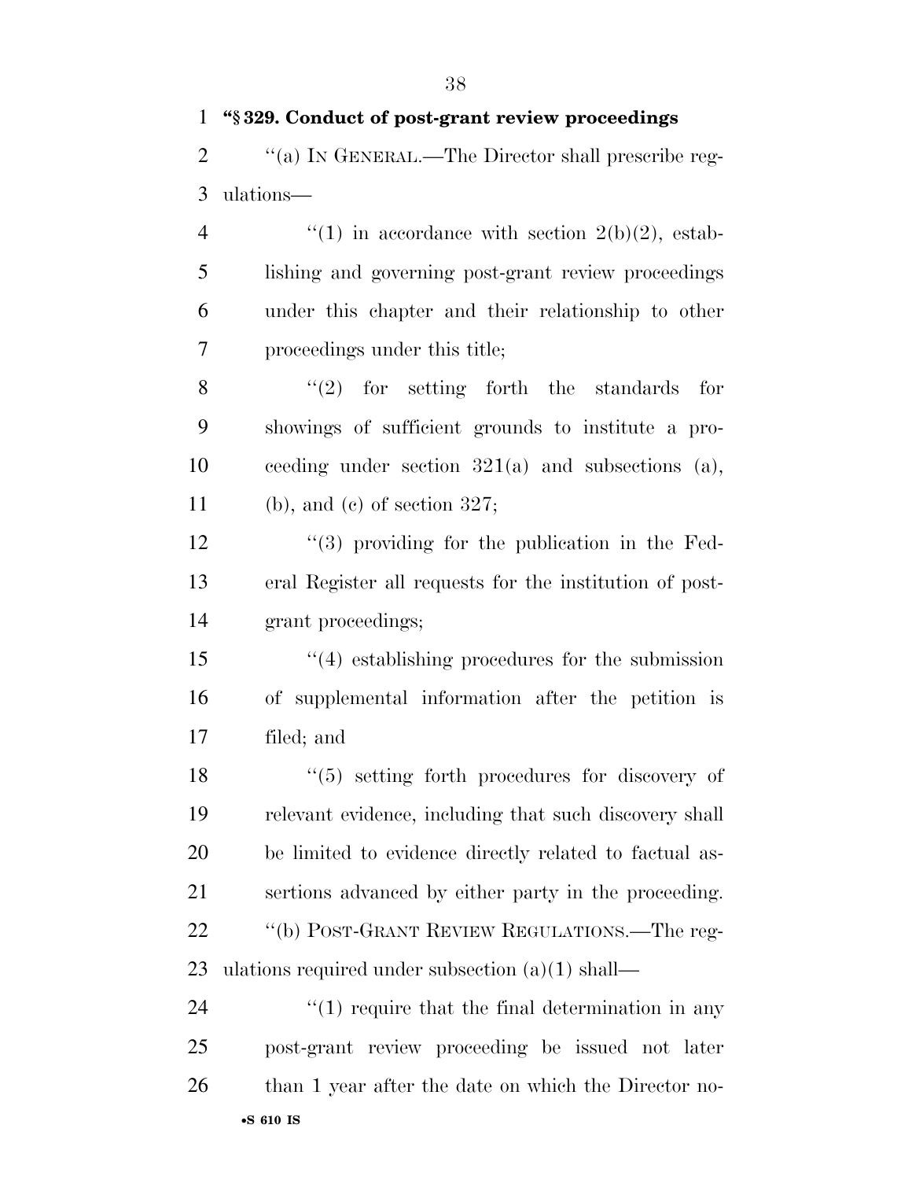**"§ 329. Conduct of post-grant review proceedings**

"(a) IN GENERAL.—The Director shall prescribe regulations—

"(1) in accordance with section 2(b)(2), establishing and governing post-grant review proceedings under this chapter and their relationship to other proceedings under this title;

"(2) for setting forth the standards for showings of sufficient grounds to institute a proceeding under section 321(a) and subsections (a), (b), and (c) of section 327;

"(3) providing for the publication in the Federal Register all requests for the institution of post-grant proceedings;

"(4) establishing procedures for the submission of supplemental information after the petition is filed; and

"(5) setting forth procedures for discovery of relevant evidence, including that such discovery shall be limited to evidence directly related to factual assertions advanced by either party in the proceeding.

"(b) POST-GRANT REVIEW REGULATIONS.—The regulations required under subsection (a)(1) shall—

"(1) require that the final determination in any post-grant review proceeding be issued not later than 1 year after the date on which the Director no-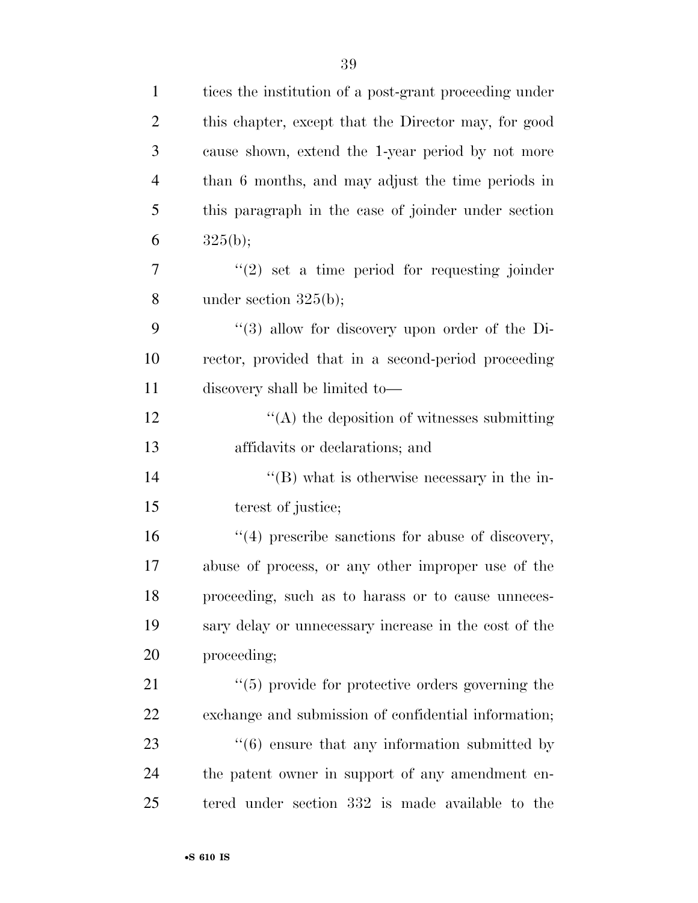tices the institution of a post-grant proceeding under this chapter, except that the Director may, for good cause shown, extend the 1-year period by not more than 6 months, and may adjust the time periods in this paragraph in the case of joinder under section 325(b);

"(2) set a time period for requesting joinder under section 325(b);

"(3) allow for discovery upon order of the Director, provided that in a second-period proceeding discovery shall be limited to—

"(A) the deposition of witnesses submitting affidavits or declarations; and

"(B) what is otherwise necessary in the interest of justice;

"(4) prescribe sanctions for abuse of discovery, abuse of process, or any other improper use of the proceeding, such as to harass or to cause unnecessary delay or unnecessary increase in the cost of the proceeding;

"(5) provide for protective orders governing the exchange and submission of confidential information;

"(6) ensure that any information submitted by the patent owner in support of any amendment entered under section 332 is made available to the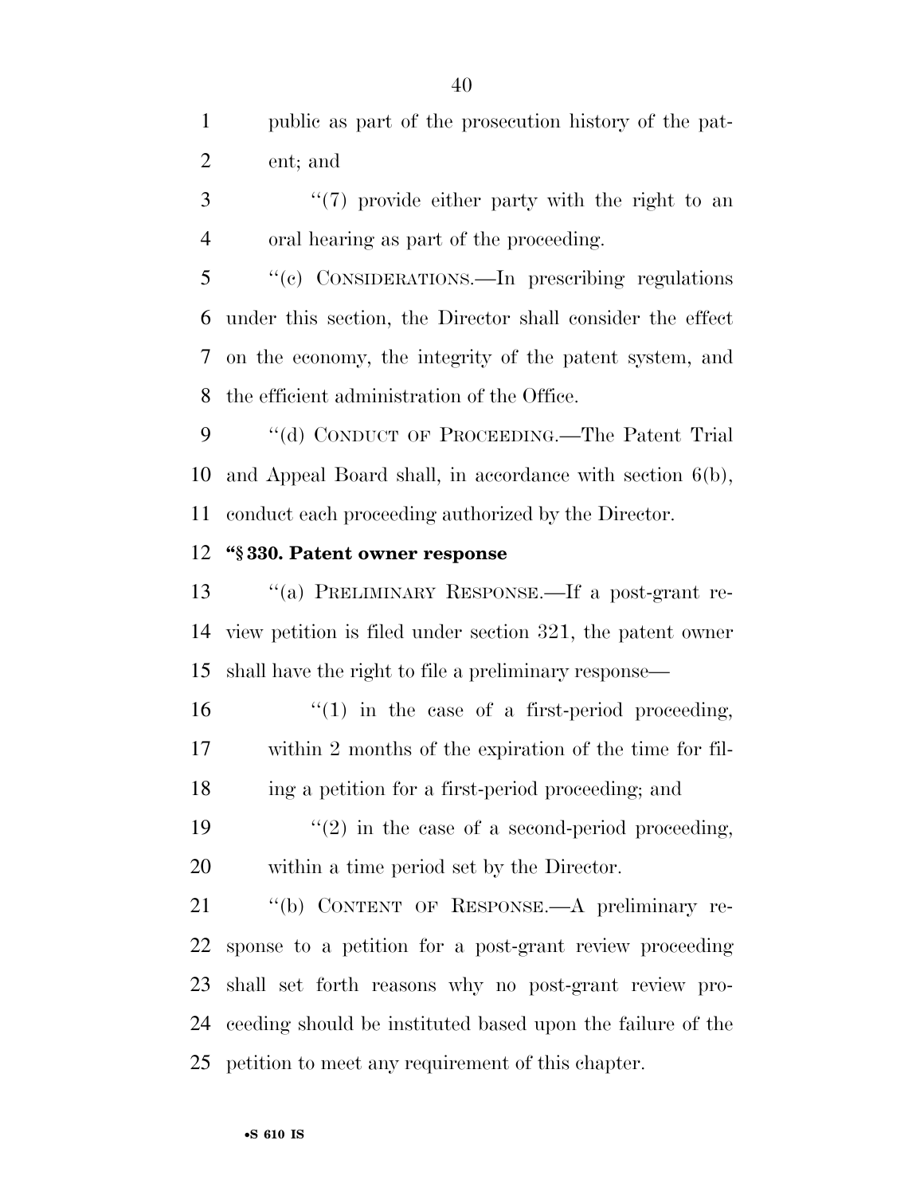public as part of the prosecution history of the patent; and

"(7) provide either party with the right to an oral hearing as part of the proceeding.

"(c) CONSIDERATIONS.—In prescribing regulations under this section, the Director shall consider the effect on the economy, the integrity of the patent system, and the efficient administration of the Office.

"(d) CONDUCT OF PROCEEDING.—The Patent Trial and Appeal Board shall, in accordance with section 6(b), conduct each proceeding authorized by the Director.

**"§ 330. Patent owner response**

"(a) PRELIMINARY RESPONSE.—If a post-grant review petition is filed under section 321, the patent owner shall have the right to file a preliminary response—

"(1) in the case of a first-period proceeding, within 2 months of the expiration of the time for filing a petition for a first-period proceeding; and

"(2) in the case of a second-period proceeding, within a time period set by the Director.

"(b) CONTENT OF RESPONSE.—A preliminary response to a petition for a post-grant review proceeding shall set forth reasons why no post-grant review proceeding should be instituted based upon the failure of the petition to meet any requirement of this chapter.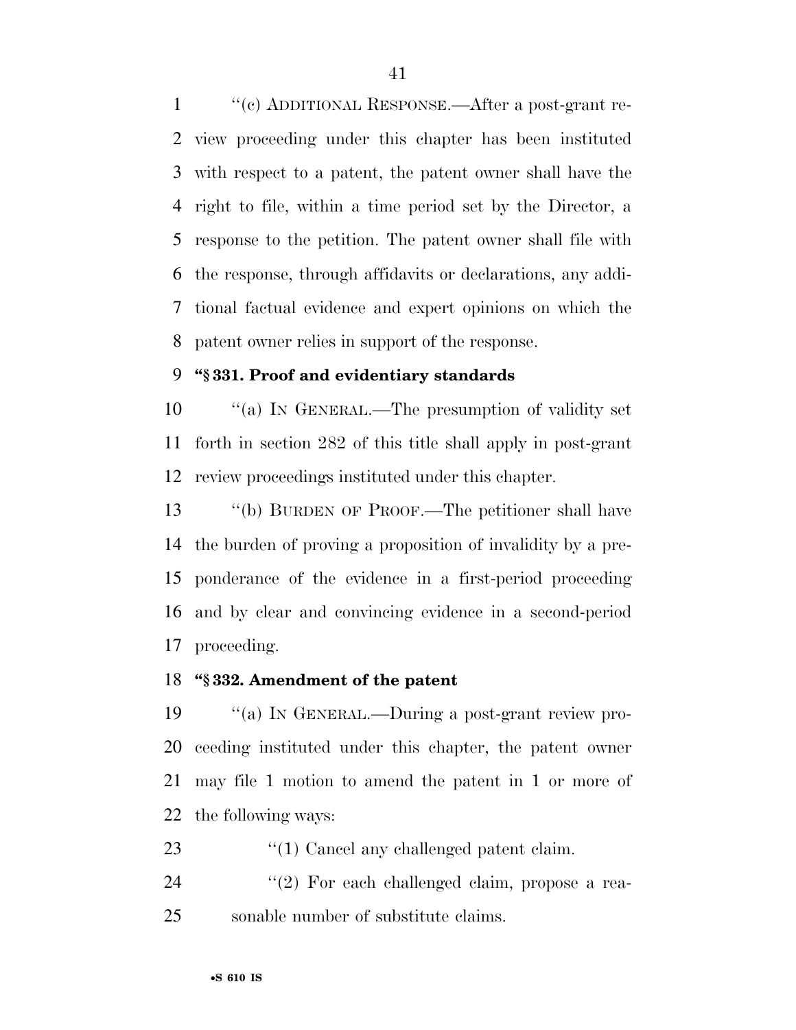''(c) ADDITIONAL RESPONSE.—After a post-grant review proceeding under this chapter has been instituted with respect to a patent, the patent owner shall have the right to file, within a time period set by the Director, a response to the petition. The patent owner shall file with the response, through affidavits or declarations, any additional factual evidence and expert opinions on which the patent owner relies in support of the response.

**''§ 331. Proof and evidentiary standards**

''(a) IN GENERAL.—The presumption of validity set forth in section 282 of this title shall apply in post-grant review proceedings instituted under this chapter.

''(b) BURDEN OF PROOF.—The petitioner shall have the burden of proving a proposition of invalidity by a preponderance of the evidence in a first-period proceeding and by clear and convincing evidence in a second-period proceeding.

**''§ 332. Amendment of the patent**

''(a) IN GENERAL.—During a post-grant review proceeding instituted under this chapter, the patent owner may file 1 motion to amend the patent in 1 or more of the following ways:

''(1) Cancel any challenged patent claim.

''(2) For each challenged claim, propose a reasonable number of substitute claims.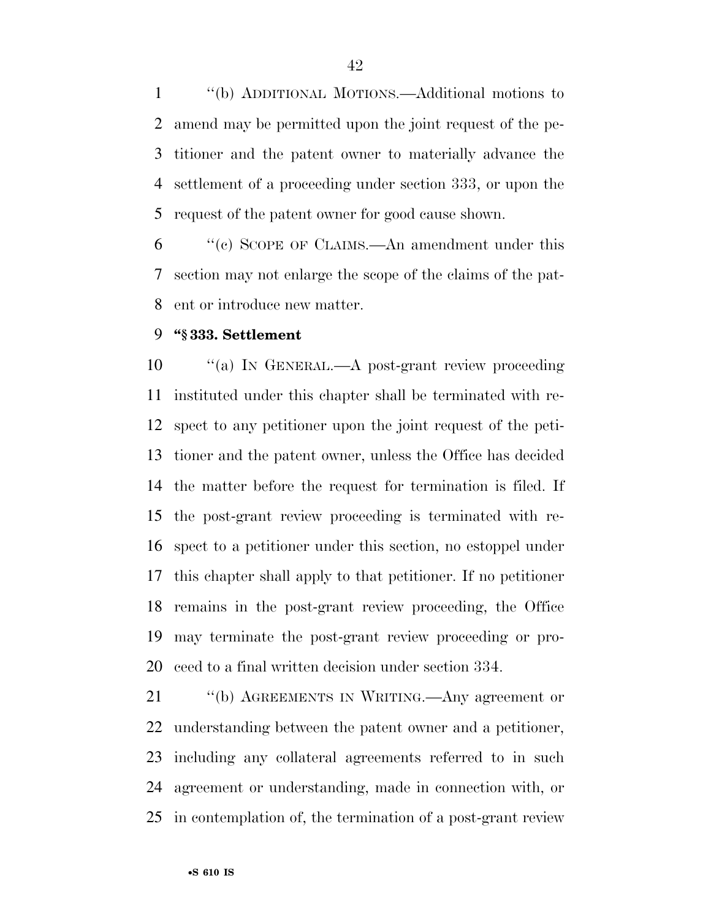"(b) ADDITIONAL MOTIONS.—Additional motions to amend may be permitted upon the joint request of the petitioner and the patent owner to materially advance the settlement of a proceeding under section 333, or upon the request of the patent owner for good cause shown.

"(c) SCOPE OF CLAIMS.—An amendment under this section may not enlarge the scope of the claims of the patent or introduce new matter.

**"§ 333. Settlement**

"(a) IN GENERAL.—A post-grant review proceeding instituted under this chapter shall be terminated with respect to any petitioner upon the joint request of the petitioner and the patent owner, unless the Office has decided the matter before the request for termination is filed. If the post-grant review proceeding is terminated with respect to a petitioner under this section, no estoppel under this chapter shall apply to that petitioner. If no petitioner remains in the post-grant review proceeding, the Office may terminate the post-grant review proceeding or proceed to a final written decision under section 334.

"(b) AGREEMENTS IN WRITING.—Any agreement or understanding between the patent owner and a petitioner, including any collateral agreements referred to in such agreement or understanding, made in connection with, or in contemplation of, the termination of a post-grant review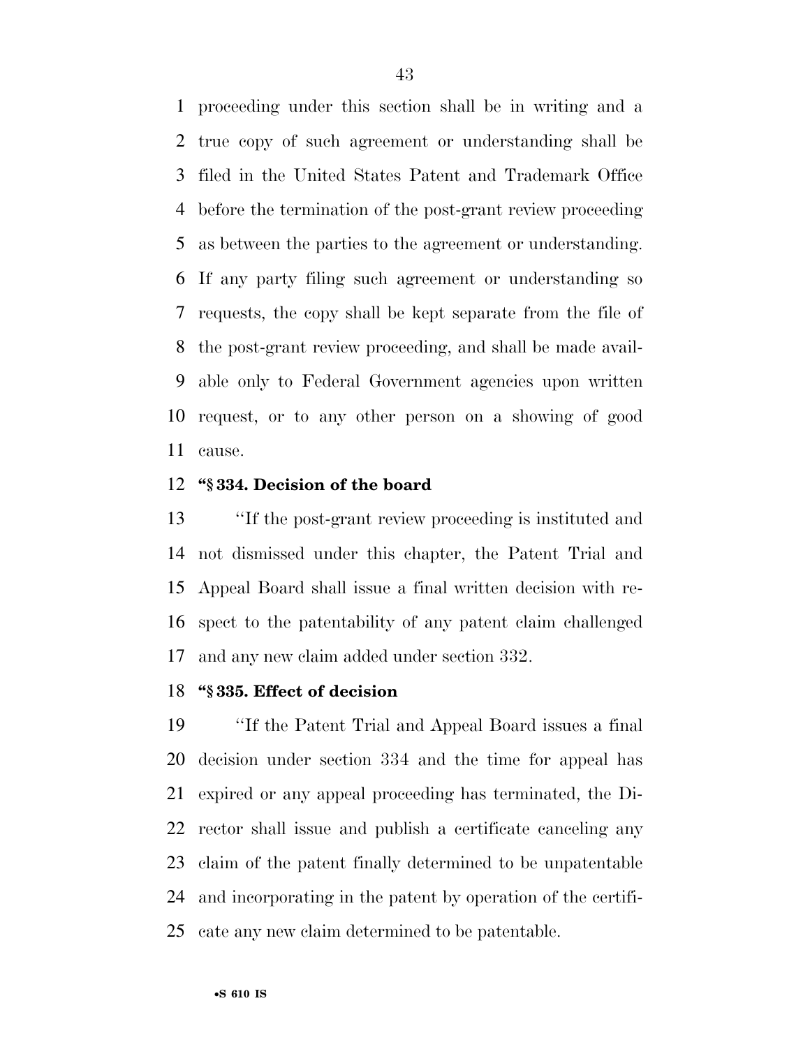proceeding under this section shall be in writing and a true copy of such agreement or understanding shall be filed in the United States Patent and Trademark Office before the termination of the post-grant review proceeding as between the parties to the agreement or understanding. If any party filing such agreement or understanding so requests, the copy shall be kept separate from the file of the post-grant review proceeding, and shall be made available only to Federal Government agencies upon written request, or to any other person on a showing of good cause.

**"§ 334. Decision of the board**

"If the post-grant review proceeding is instituted and not dismissed under this chapter, the Patent Trial and Appeal Board shall issue a final written decision with respect to the patentability of any patent claim challenged and any new claim added under section 332.

**"§ 335. Effect of decision**

"If the Patent Trial and Appeal Board issues a final decision under section 334 and the time for appeal has expired or any appeal proceeding has terminated, the Director shall issue and publish a certificate canceling any claim of the patent finally determined to be unpatentable and incorporating in the patent by operation of the certificate any new claim determined to be patentable.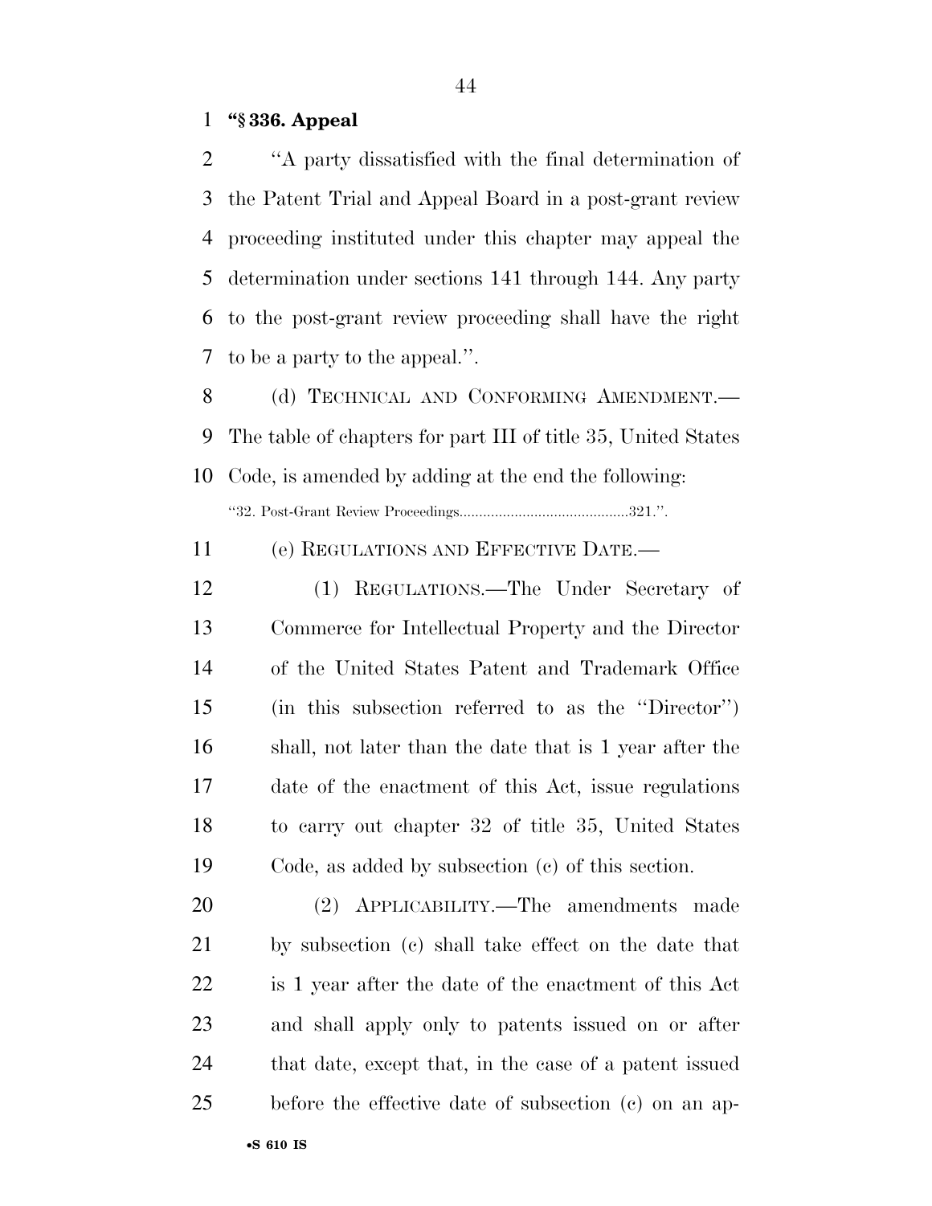**"§ 336. Appeal**

"A party dissatisfied with the final determination of the Patent Trial and Appeal Board in a post-grant review proceeding instituted under this chapter may appeal the determination under sections 141 through 144. Any party to the post-grant review proceeding shall have the right to be a party to the appeal.".

(d) TECHNICAL AND CONFORMING AMENDMENT.—The table of chapters for part III of title 35, United States Code, is amended by adding at the end the following:

"32. Post-Grant Review Proceedings..........................................321.".

(e) REGULATIONS AND EFFECTIVE DATE.—

(1) REGULATIONS.—The Under Secretary of Commerce for Intellectual Property and the Director of the United States Patent and Trademark Office (in this subsection referred to as the "Director") shall, not later than the date that is 1 year after the date of the enactment of this Act, issue regulations to carry out chapter 32 of title 35, United States Code, as added by subsection (c) of this section.

(2) APPLICABILITY.—The amendments made by subsection (c) shall take effect on the date that is 1 year after the date of the enactment of this Act and shall apply only to patents issued on or after that date, except that, in the case of a patent issued before the effective date of subsection (c) on an ap-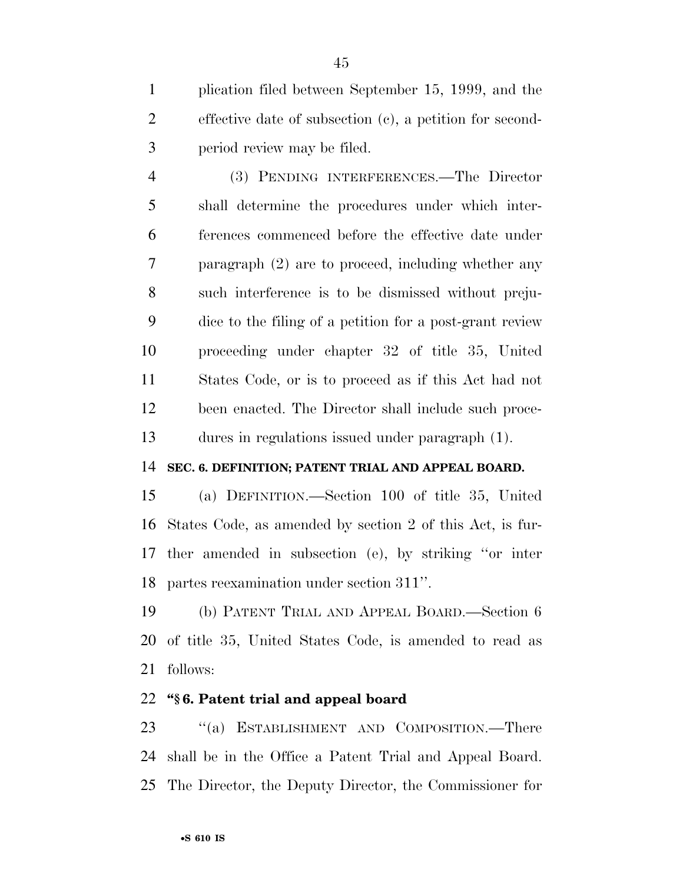plication filed between September 15, 1999, and the effective date of subsection (c), a petition for second-period review may be filed.

(3) PENDING INTERFERENCES.—The Director shall determine the procedures under which interferences commenced before the effective date under paragraph (2) are to proceed, including whether any such interference is to be dismissed without prejudice to the filing of a petition for a post-grant review proceeding under chapter 32 of title 35, United States Code, or is to proceed as if this Act had not been enacted. The Director shall include such procedures in regulations issued under paragraph (1).

**SEC. 6. DEFINITION; PATENT TRIAL AND APPEAL BOARD.**

(a) DEFINITION.—Section 100 of title 35, United States Code, as amended by section 2 of this Act, is further amended in subsection (e), by striking ''or inter partes reexamination under section 311''.

(b) PATENT TRIAL AND APPEAL BOARD.—Section 6 of title 35, United States Code, is amended to read as follows:

**''§ 6. Patent trial and appeal board**

''(a) ESTABLISHMENT AND COMPOSITION.—There shall be in the Office a Patent Trial and Appeal Board. The Director, the Deputy Director, the Commissioner for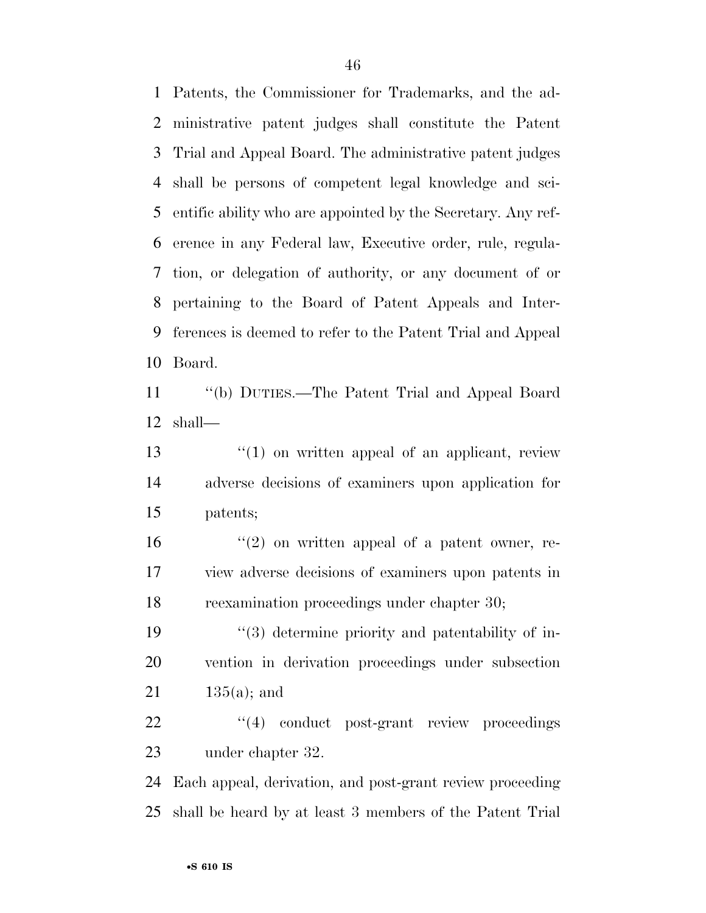Patents, the Commissioner for Trademarks, and the administrative patent judges shall constitute the Patent Trial and Appeal Board. The administrative patent judges shall be persons of competent legal knowledge and scientific ability who are appointed by the Secretary. Any reference in any Federal law, Executive order, rule, regulation, or delegation of authority, or any document of or pertaining to the Board of Patent Appeals and Interferences is deemed to refer to the Patent Trial and Appeal Board.

''(b) DUTIES.—The Patent Trial and Appeal Board shall—

''(1) on written appeal of an applicant, review adverse decisions of examiners upon application for patents;

''(2) on written appeal of a patent owner, review adverse decisions of examiners upon patents in reexamination proceedings under chapter 30;

''(3) determine priority and patentability of invention in derivation proceedings under subsection 135(a); and

''(4) conduct post-grant review proceedings under chapter 32.

Each appeal, derivation, and post-grant review proceeding shall be heard by at least 3 members of the Patent Trial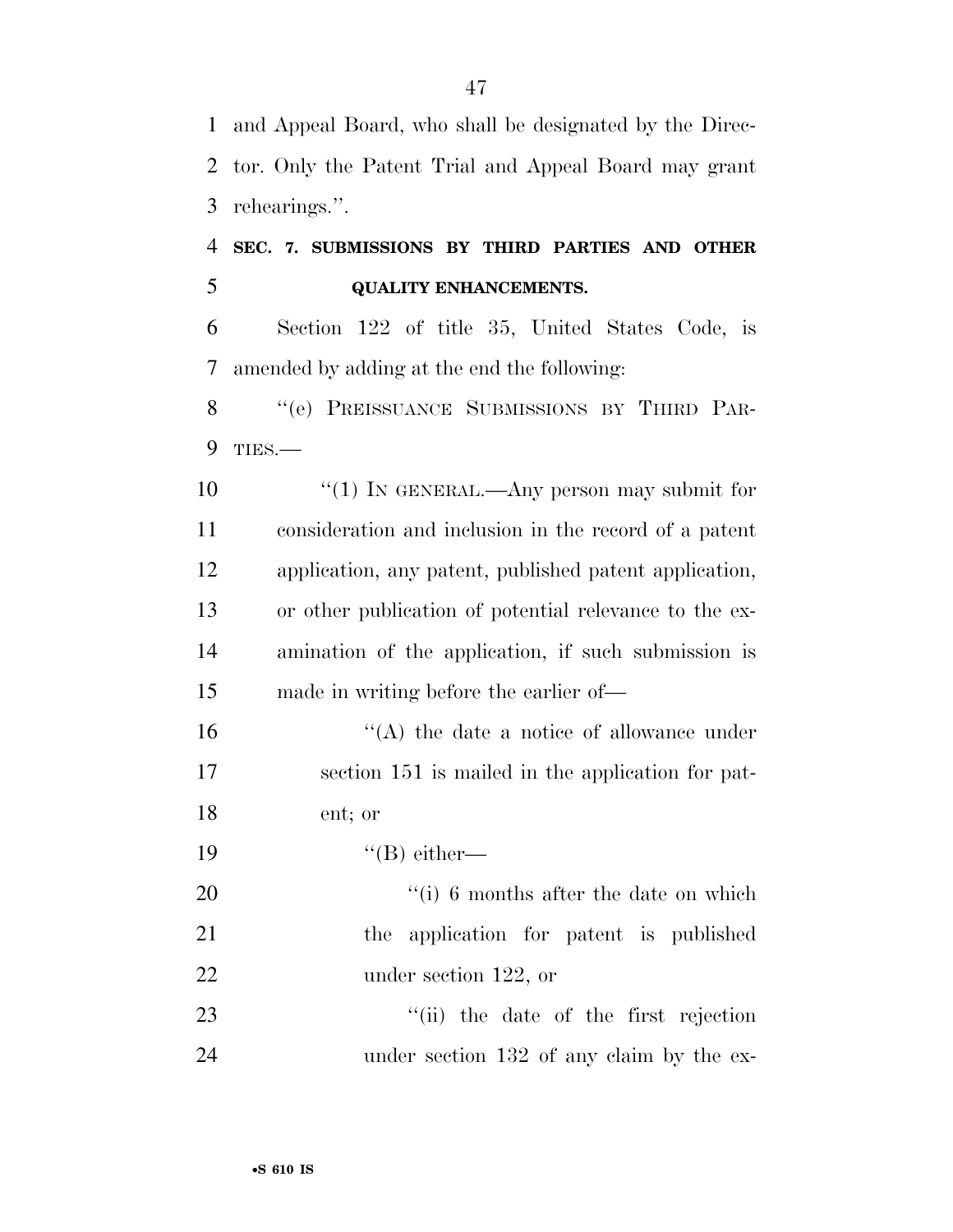and Appeal Board, who shall be designated by the Director. Only the Patent Trial and Appeal Board may grant rehearings.''.

**SEC. 7. SUBMISSIONS BY THIRD PARTIES AND OTHER QUALITY ENHANCEMENTS.**

Section 122 of title 35, United States Code, is amended by adding at the end the following:

''(e) PREISSUANCE SUBMISSIONS BY THIRD PARTIES.—

''(1) IN GENERAL.—Any person may submit for consideration and inclusion in the record of a patent application, any patent, published patent application, or other publication of potential relevance to the examination of the application, if such submission is made in writing before the earlier of—

''(A) the date a notice of allowance under section 151 is mailed in the application for patent; or

''(B) either—

''(i) 6 months after the date on which the application for patent is published under section 122, or

''(ii) the date of the first rejection under section 132 of any claim by the ex-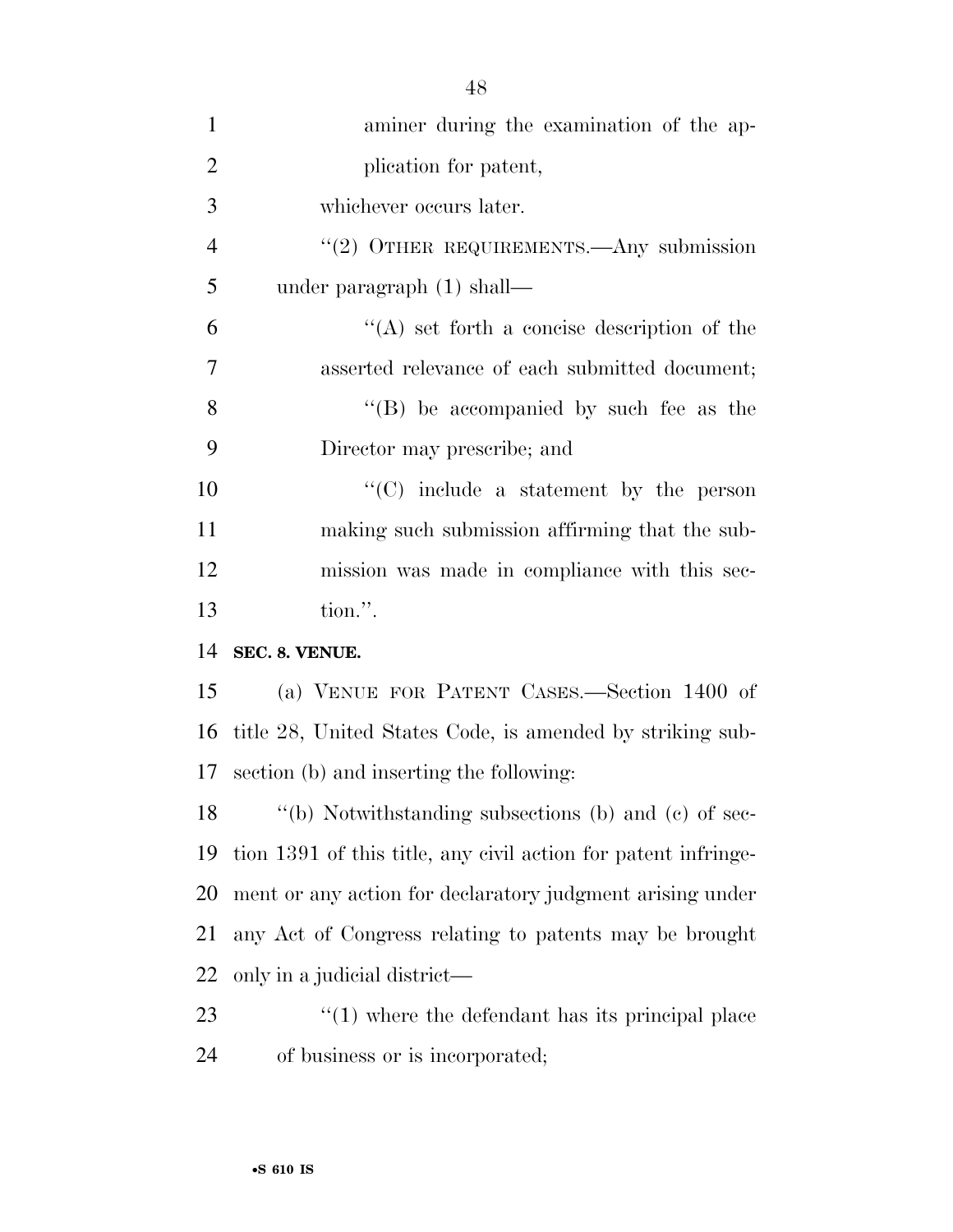aminer during the examination of the application for patent,

whichever occurs later.

''(2) OTHER REQUIREMENTS.—Any submission under paragraph (1) shall—

''(A) set forth a concise description of the asserted relevance of each submitted document;

''(B) be accompanied by such fee as the Director may prescribe; and

''(C) include a statement by the person making such submission affirming that the submission was made in compliance with this section.''.

**SEC. 8. VENUE.**

(a) VENUE FOR PATENT CASES.—Section 1400 of title 28, United States Code, is amended by striking subsection (b) and inserting the following:

''(b) Notwithstanding subsections (b) and (c) of section 1391 of this title, any civil action for patent infringement or any action for declaratory judgment arising under any Act of Congress relating to patents may be brought only in a judicial district—

''(1) where the defendant has its principal place of business or is incorporated;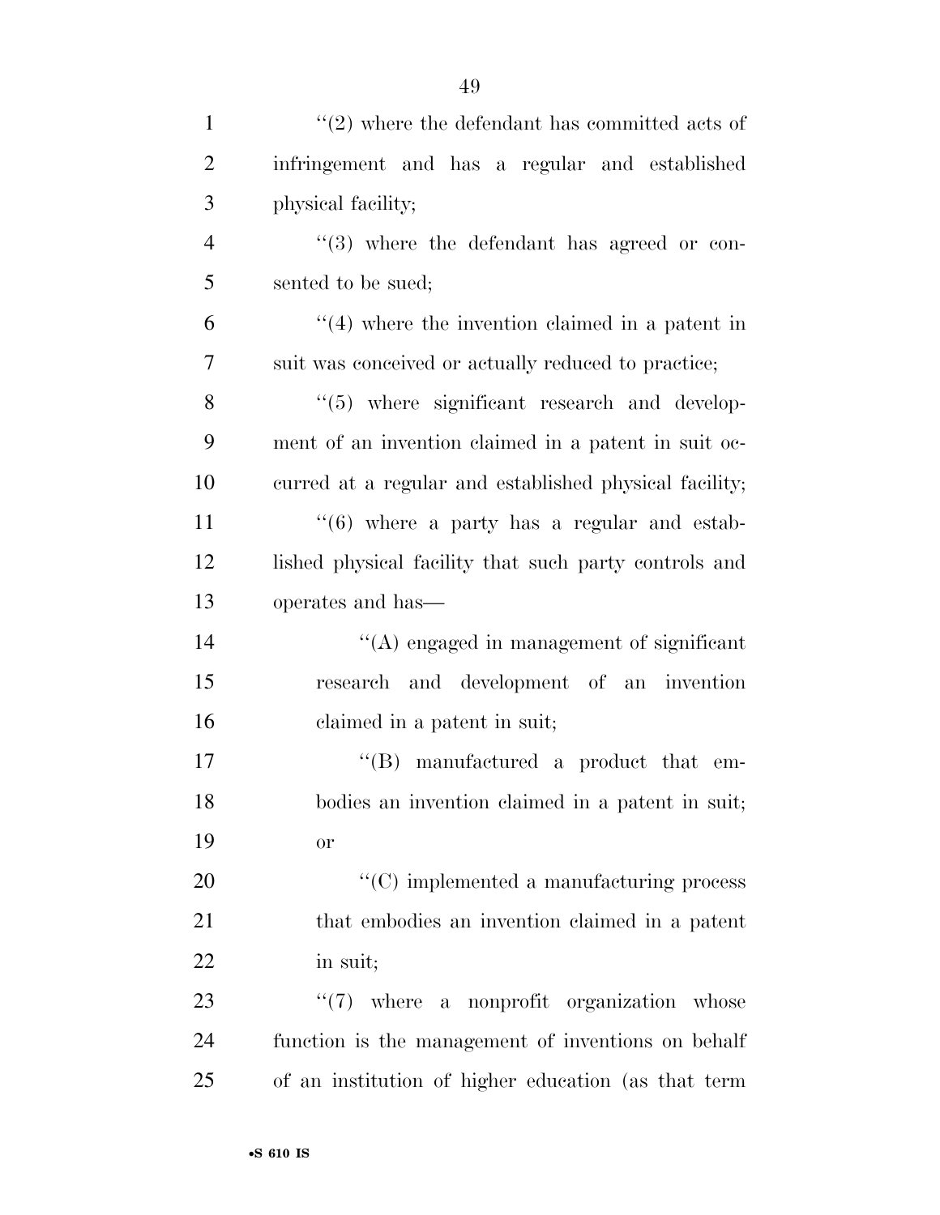''(2) where the defendant has committed acts of infringement and has a regular and established physical facility;

''(3) where the defendant has agreed or consented to be sued;

''(4) where the invention claimed in a patent in suit was conceived or actually reduced to practice;

''(5) where significant research and development of an invention claimed in a patent in suit occurred at a regular and established physical facility;

''(6) where a party has a regular and established physical facility that such party controls and operates and has—

''(A) engaged in management of significant research and development of an invention claimed in a patent in suit;

''(B) manufactured a product that embodies an invention claimed in a patent in suit; or

''(C) implemented a manufacturing process that embodies an invention claimed in a patent in suit;

''(7) where a nonprofit organization whose function is the management of inventions on behalf of an institution of higher education (as that term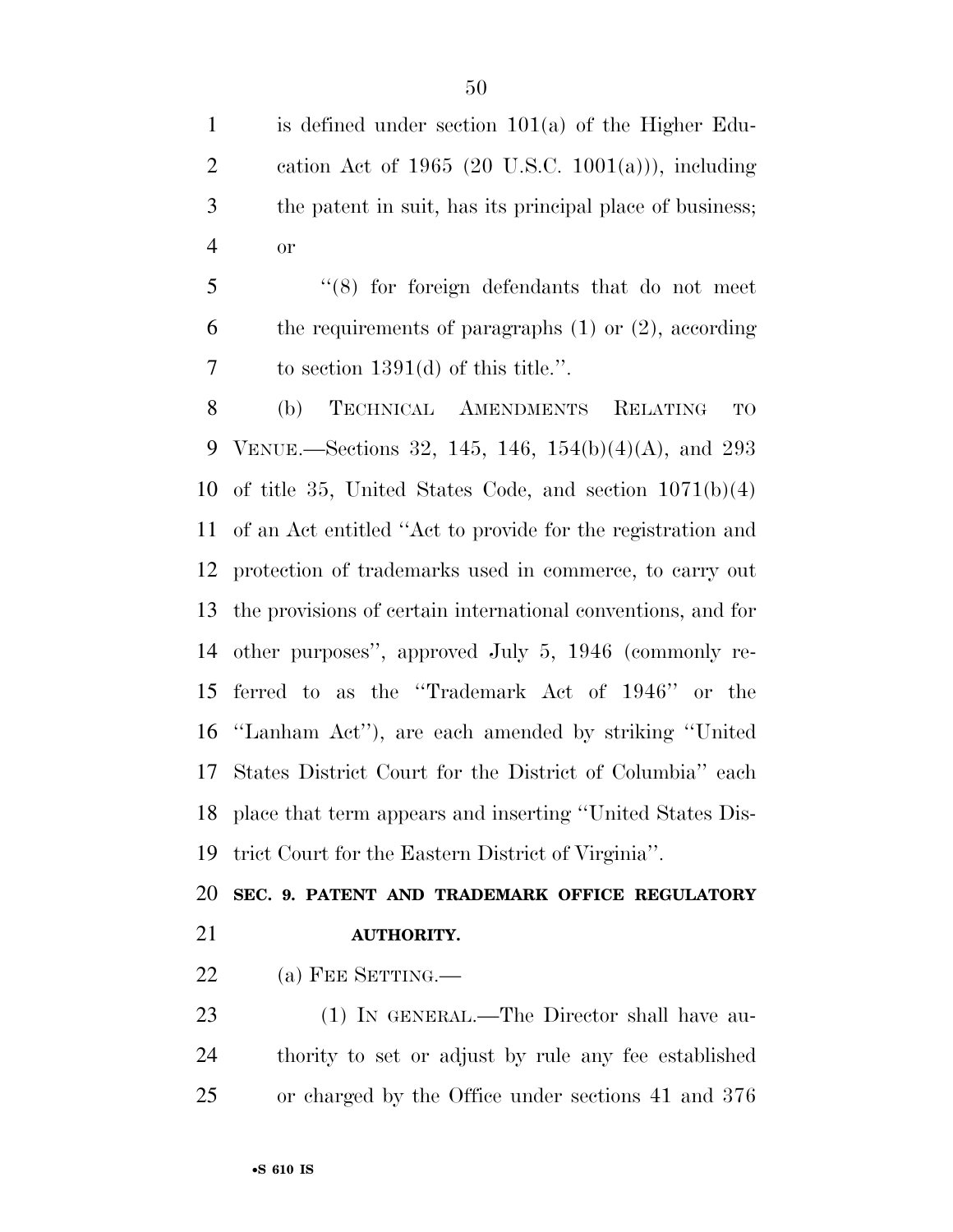is defined under section 101(a) of the Higher Education Act of 1965 (20 U.S.C. 1001(a))), including the patent in suit, has its principal place of business; or

"(8) for foreign defendants that do not meet the requirements of paragraphs (1) or (2), according to section 1391(d) of this title.".

(b) TECHNICAL AMENDMENTS RELATING TO VENUE.—Sections 32, 145, 146, 154(b)(4)(A), and 293 of title 35, United States Code, and section 1071(b)(4) of an Act entitled "Act to provide for the registration and protection of trademarks used in commerce, to carry out the provisions of certain international conventions, and for other purposes", approved July 5, 1946 (commonly referred to as the "Trademark Act of 1946" or the "Lanham Act"), are each amended by striking "United States District Court for the District of Columbia" each place that term appears and inserting "United States District Court for the Eastern District of Virginia".

**SEC. 9. PATENT AND TRADEMARK OFFICE REGULATORY AUTHORITY.**

(a) FEE SETTING.—

(1) IN GENERAL.—The Director shall have authority to set or adjust by rule any fee established or charged by the Office under sections 41 and 376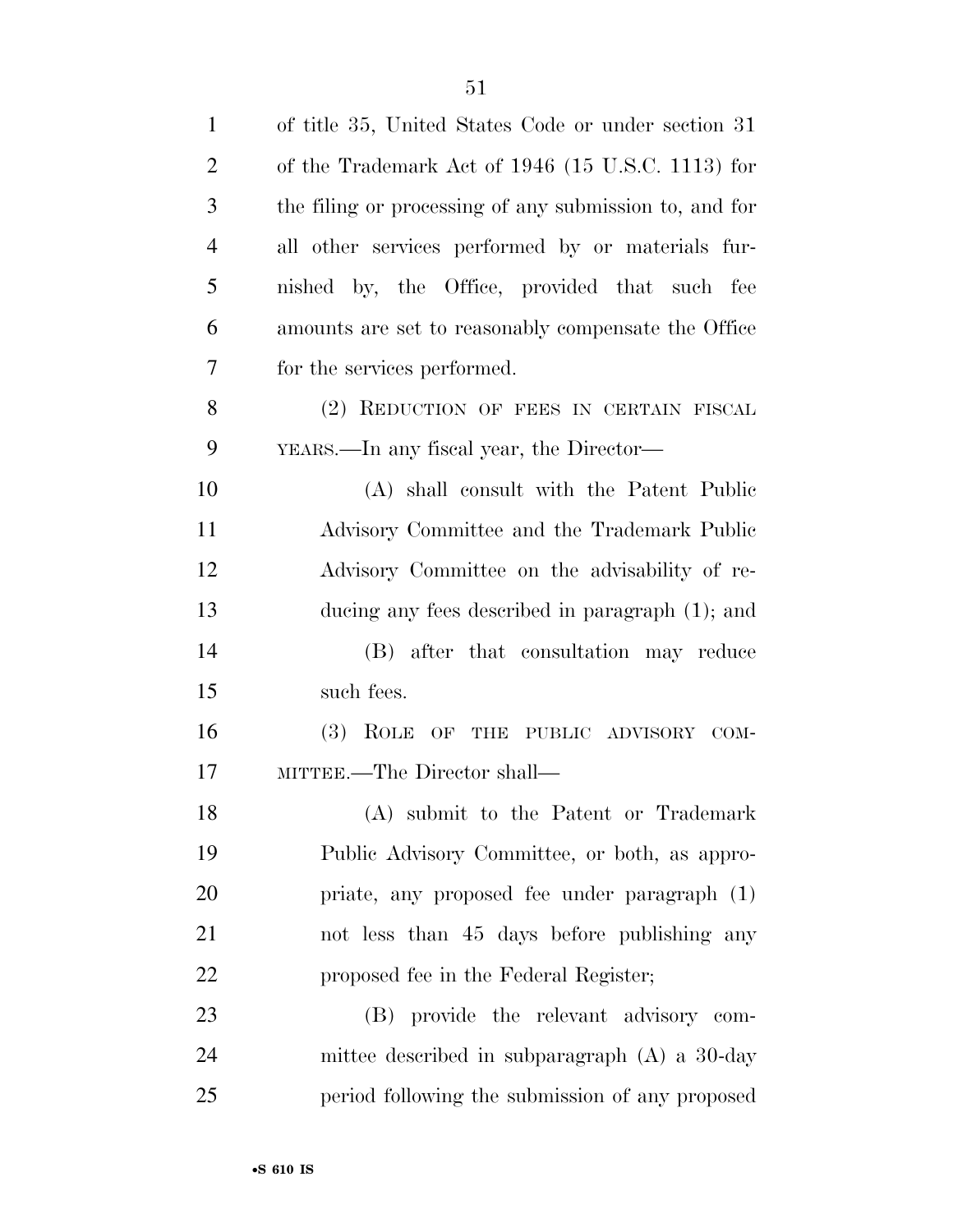of title 35, United States Code or under section 31 of the Trademark Act of 1946 (15 U.S.C. 1113) for the filing or processing of any submission to, and for all other services performed by or materials furnished by, the Office, provided that such fee amounts are set to reasonably compensate the Office for the services performed.

(2) REDUCTION OF FEES IN CERTAIN FISCAL YEARS.—In any fiscal year, the Director—

(A) shall consult with the Patent Public Advisory Committee and the Trademark Public Advisory Committee on the advisability of reducing any fees described in paragraph (1); and

(B) after that consultation may reduce such fees.

(3) ROLE OF THE PUBLIC ADVISORY COMMITTEE.—The Director shall—

(A) submit to the Patent or Trademark Public Advisory Committee, or both, as appropriate, any proposed fee under paragraph (1) not less than 45 days before publishing any proposed fee in the Federal Register;

(B) provide the relevant advisory committee described in subparagraph (A) a 30-day period following the submission of any proposed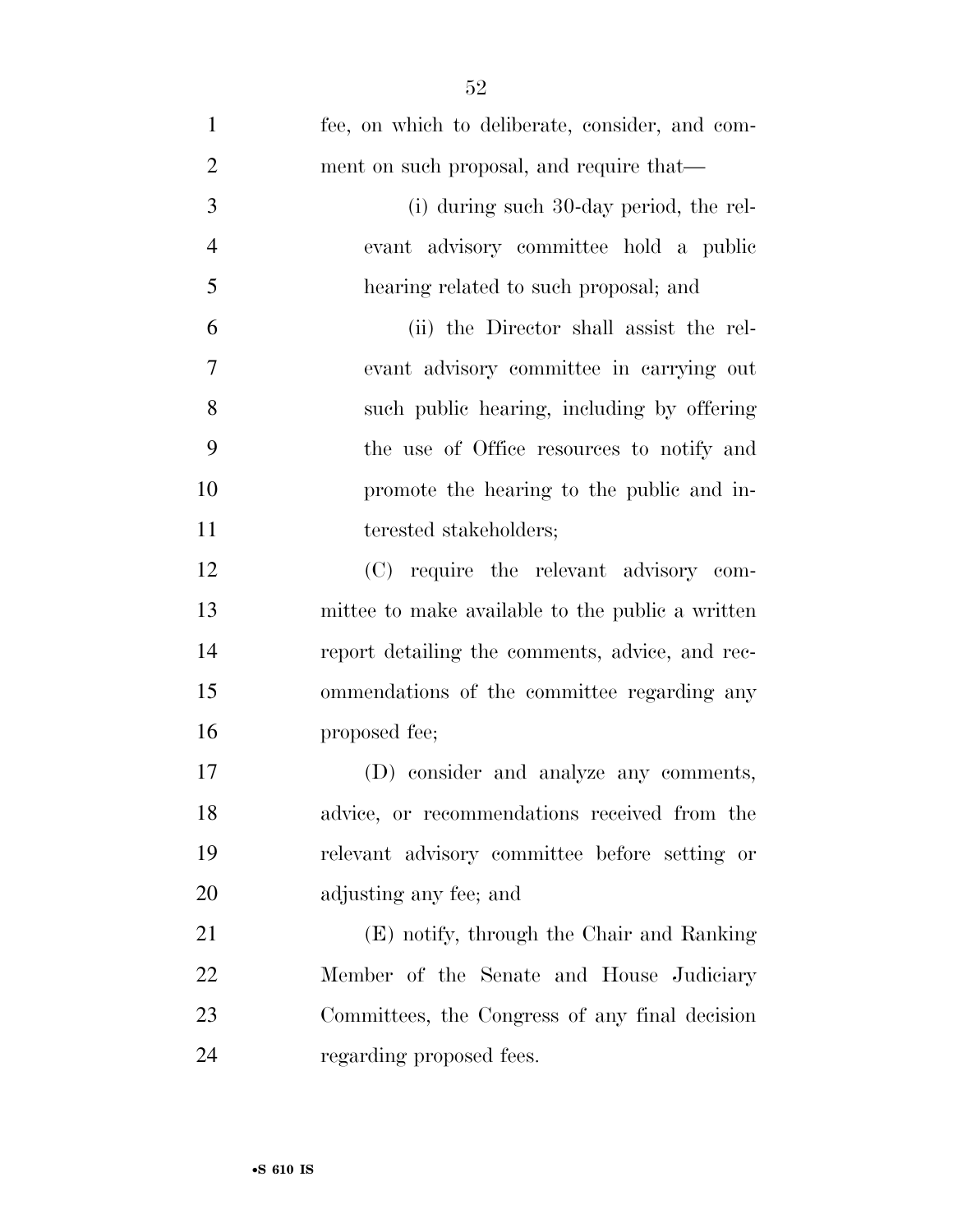fee, on which to deliberate, consider, and comment on such proposal, and require that—

(i) during such 30-day period, the relevant advisory committee hold a public hearing related to such proposal; and

(ii) the Director shall assist the relevant advisory committee in carrying out such public hearing, including by offering the use of Office resources to notify and promote the hearing to the public and interested stakeholders;

(C) require the relevant advisory committee to make available to the public a written report detailing the comments, advice, and recommendations of the committee regarding any proposed fee;

(D) consider and analyze any comments, advice, or recommendations received from the relevant advisory committee before setting or adjusting any fee; and

(E) notify, through the Chair and Ranking Member of the Senate and House Judiciary Committees, the Congress of any final decision regarding proposed fees.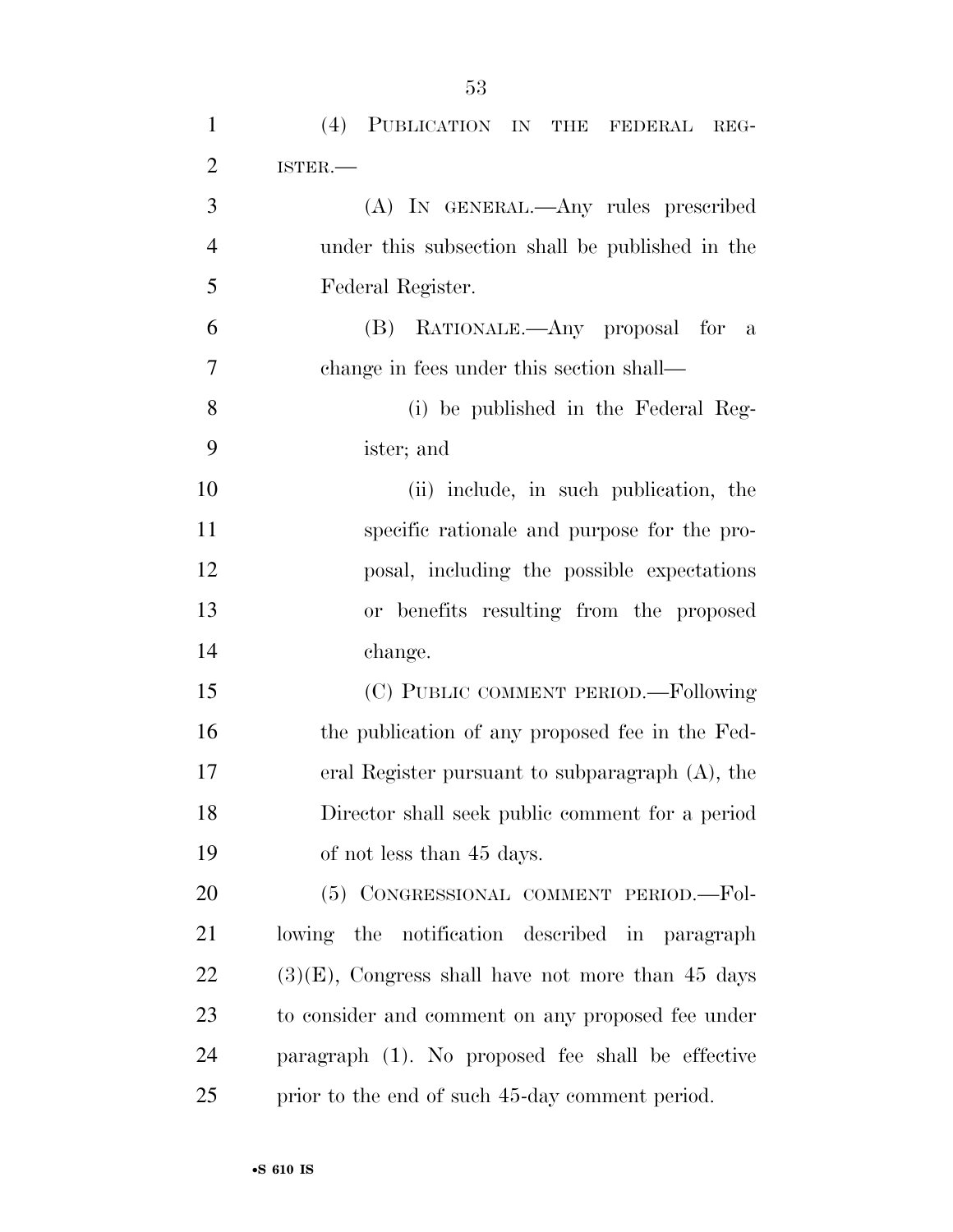(4) PUBLICATION IN THE FEDERAL REGISTER.—

(A) IN GENERAL.—Any rules prescribed under this subsection shall be published in the Federal Register.

(B) RATIONALE.—Any proposal for a change in fees under this section shall—

(i) be published in the Federal Register; and

(ii) include, in such publication, the specific rationale and purpose for the proposal, including the possible expectations or benefits resulting from the proposed change.

(C) PUBLIC COMMENT PERIOD.—Following the publication of any proposed fee in the Federal Register pursuant to subparagraph (A), the Director shall seek public comment for a period of not less than 45 days.

(5) CONGRESSIONAL COMMENT PERIOD.—Following the notification described in paragraph (3)(E), Congress shall have not more than 45 days to consider and comment on any proposed fee under paragraph (1). No proposed fee shall be effective prior to the end of such 45-day comment period.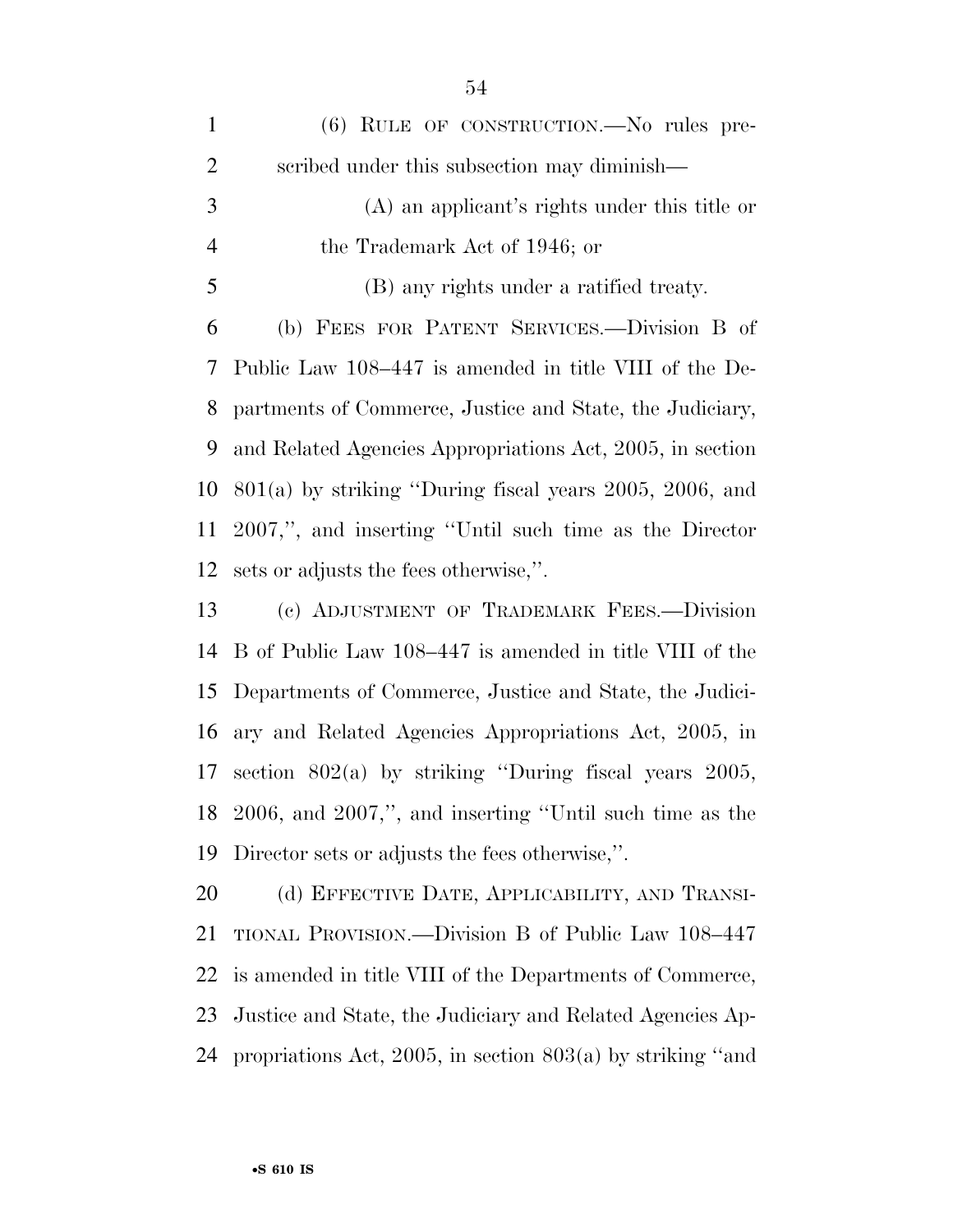(6) RULE OF CONSTRUCTION.—No rules prescribed under this subsection may diminish—

(A) an applicant's rights under this title or the Trademark Act of 1946; or

(B) any rights under a ratified treaty.

(b) FEES FOR PATENT SERVICES.—Division B of Public Law 108–447 is amended in title VIII of the Departments of Commerce, Justice and State, the Judiciary, and Related Agencies Appropriations Act, 2005, in section 801(a) by striking "During fiscal years 2005, 2006, and 2007,", and inserting "Until such time as the Director sets or adjusts the fees otherwise,".

(c) ADJUSTMENT OF TRADEMARK FEES.—Division B of Public Law 108–447 is amended in title VIII of the Departments of Commerce, Justice and State, the Judiciary and Related Agencies Appropriations Act, 2005, in section 802(a) by striking "During fiscal years 2005, 2006, and 2007,", and inserting "Until such time as the Director sets or adjusts the fees otherwise,".

(d) EFFECTIVE DATE, APPLICABILITY, AND TRANSITIONAL PROVISION.—Division B of Public Law 108–447 is amended in title VIII of the Departments of Commerce, Justice and State, the Judiciary and Related Agencies Appropriations Act, 2005, in section 803(a) by striking "and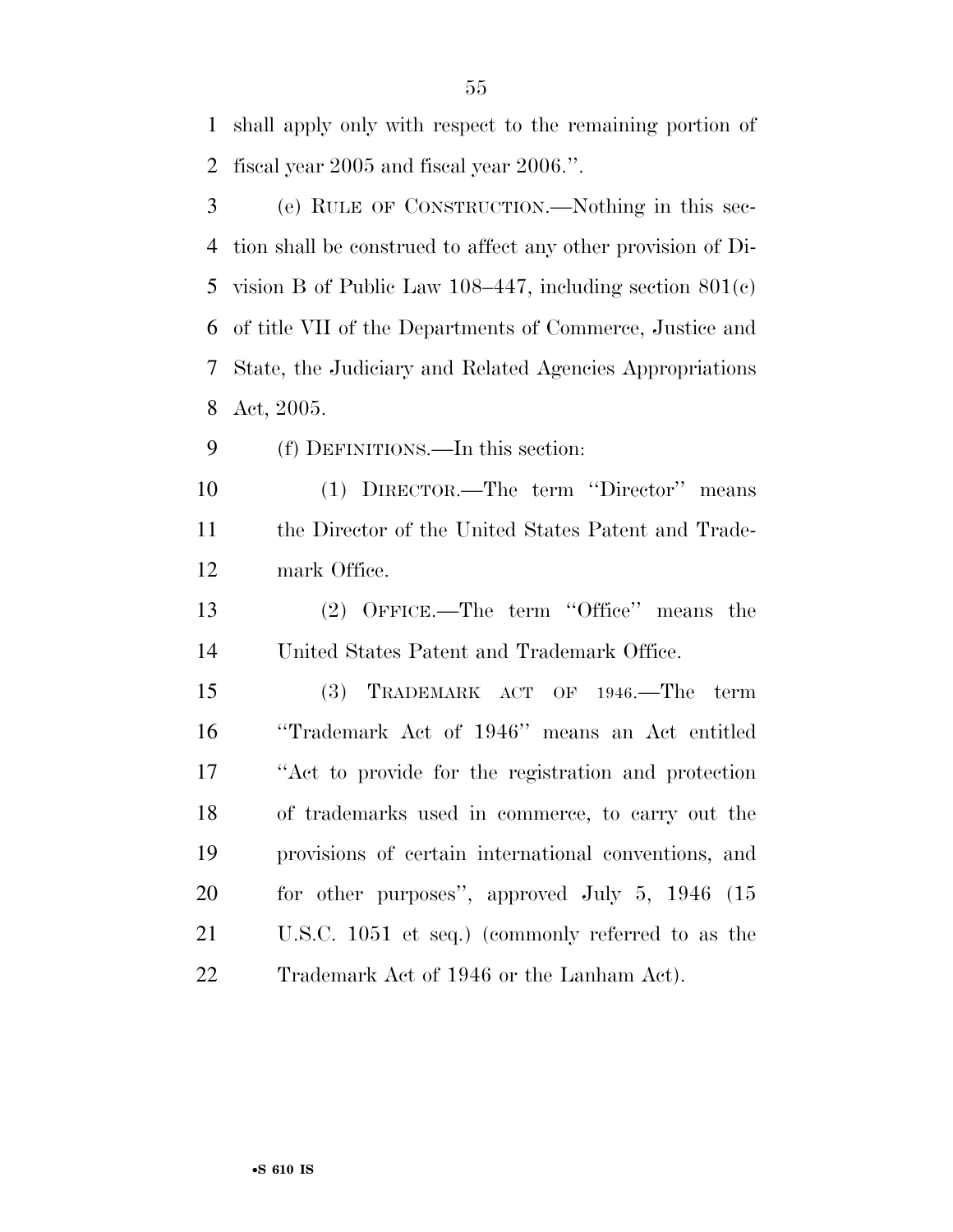shall apply only with respect to the remaining portion of fiscal year 2005 and fiscal year 2006.''.

(e) RULE OF CONSTRUCTION.—Nothing in this section shall be construed to affect any other provision of Division B of Public Law 108–447, including section 801(c) of title VII of the Departments of Commerce, Justice and State, the Judiciary and Related Agencies Appropriations Act, 2005.

(f) DEFINITIONS.—In this section:

(1) DIRECTOR.—The term ''Director'' means the Director of the United States Patent and Trademark Office.

(2) OFFICE.—The term ''Office'' means the United States Patent and Trademark Office.

(3) TRADEMARK ACT OF 1946.—The term ''Trademark Act of 1946'' means an Act entitled ''Act to provide for the registration and protection of trademarks used in commerce, to carry out the provisions of certain international conventions, and for other purposes'', approved July 5, 1946 (15 U.S.C. 1051 et seq.) (commonly referred to as the Trademark Act of 1946 or the Lanham Act).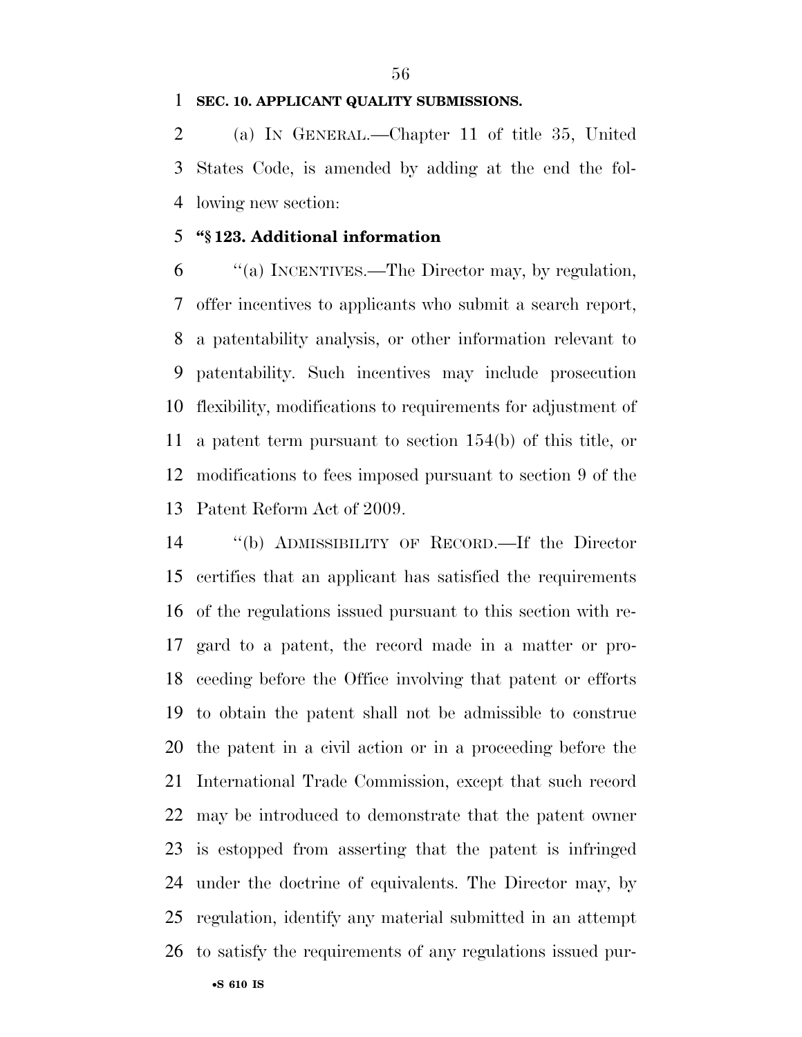**SEC. 10. APPLICANT QUALITY SUBMISSIONS.**

(a) IN GENERAL.—Chapter 11 of title 35, United States Code, is amended by adding at the end the following new section:

**"§ 123. Additional information**

"(a) INCENTIVES.—The Director may, by regulation, offer incentives to applicants who submit a search report, a patentability analysis, or other information relevant to patentability. Such incentives may include prosecution flexibility, modifications to requirements for adjustment of a patent term pursuant to section 154(b) of this title, or modifications to fees imposed pursuant to section 9 of the Patent Reform Act of 2009.

"(b) ADMISSIBILITY OF RECORD.—If the Director certifies that an applicant has satisfied the requirements of the regulations issued pursuant to this section with regard to a patent, the record made in a matter or proceeding before the Office involving that patent or efforts to obtain the patent shall not be admissible to construe the patent in a civil action or in a proceeding before the International Trade Commission, except that such record may be introduced to demonstrate that the patent owner is estopped from asserting that the patent is infringed under the doctrine of equivalents. The Director may, by regulation, identify any material submitted in an attempt to satisfy the requirements of any regulations issued pur-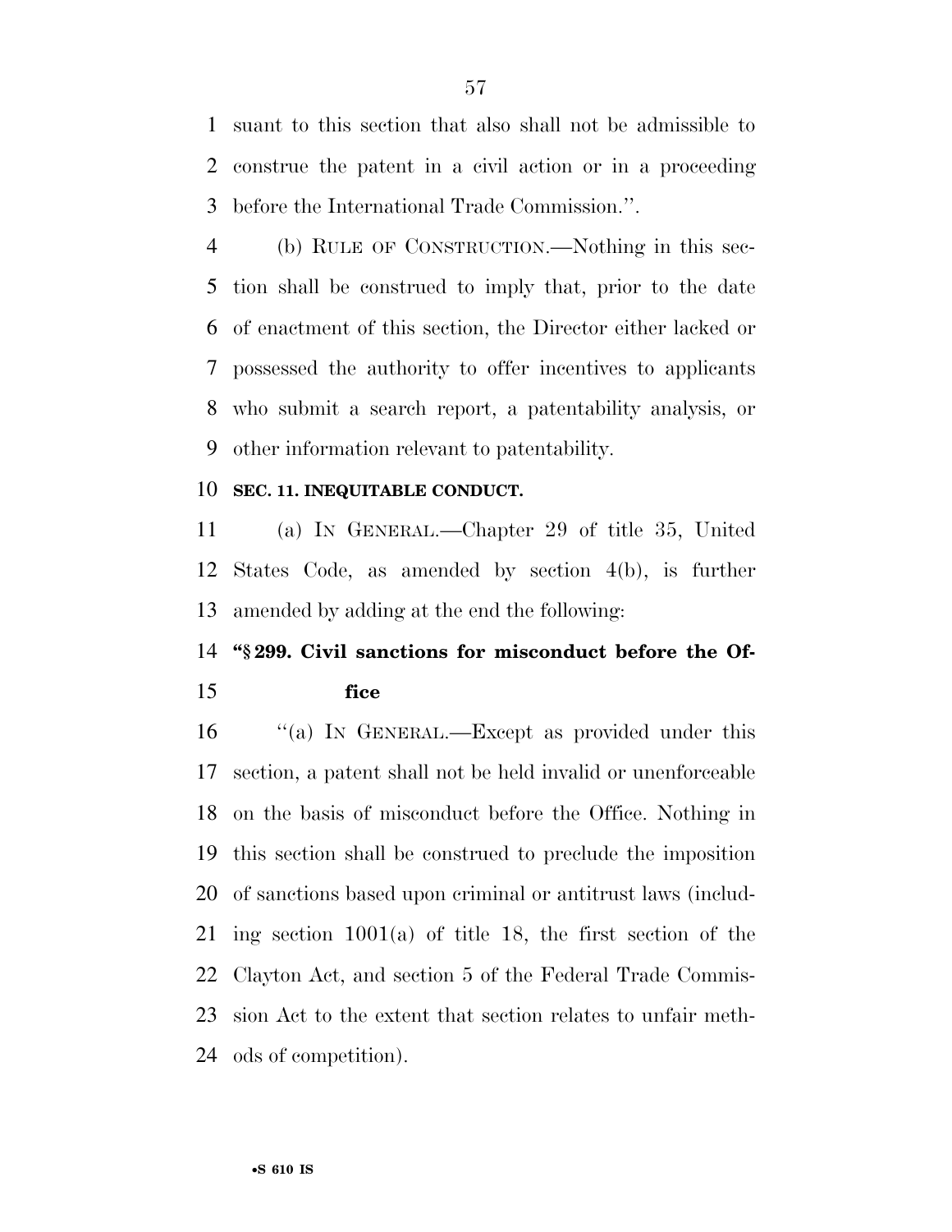suant to this section that also shall not be admissible to construe the patent in a civil action or in a proceeding before the International Trade Commission.''.

(b) RULE OF CONSTRUCTION.—Nothing in this section shall be construed to imply that, prior to the date of enactment of this section, the Director either lacked or possessed the authority to offer incentives to applicants who submit a search report, a patentability analysis, or other information relevant to patentability.

**SEC. 11. INEQUITABLE CONDUCT.**

(a) IN GENERAL.—Chapter 29 of title 35, United States Code, as amended by section 4(b), is further amended by adding at the end the following:

**''§ 299. Civil sanctions for misconduct before the Office**

''(a) IN GENERAL.—Except as provided under this section, a patent shall not be held invalid or unenforceable on the basis of misconduct before the Office. Nothing in this section shall be construed to preclude the imposition of sanctions based upon criminal or antitrust laws (including section 1001(a) of title 18, the first section of the Clayton Act, and section 5 of the Federal Trade Commission Act to the extent that section relates to unfair methods of competition).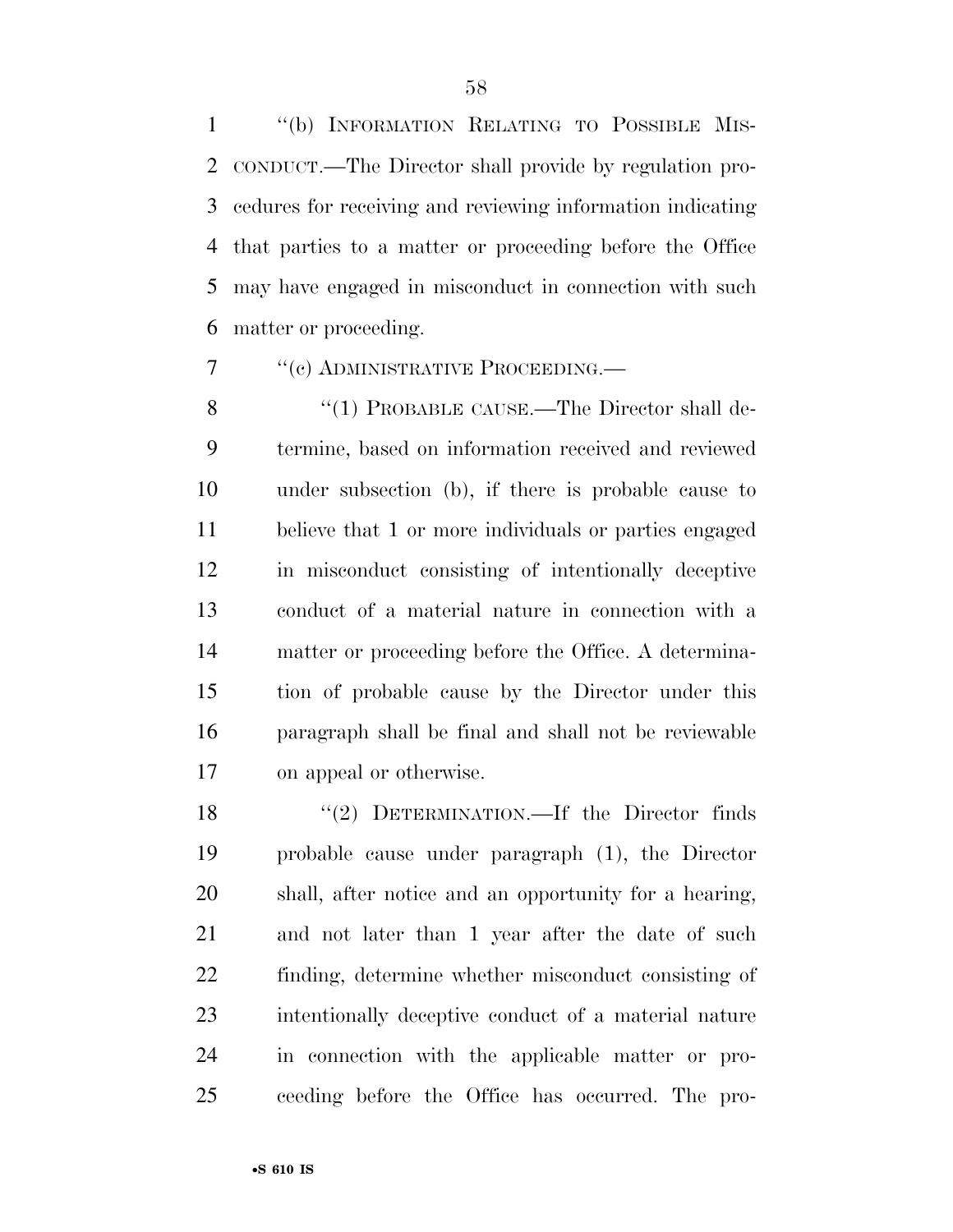''(b) INFORMATION RELATING TO POSSIBLE MISCONDUCT.—The Director shall provide by regulation procedures for receiving and reviewing information indicating that parties to a matter or proceeding before the Office may have engaged in misconduct in connection with such matter or proceeding.

''(c) ADMINISTRATIVE PROCEEDING.—

''(1) PROBABLE CAUSE.—The Director shall determine, based on information received and reviewed under subsection (b), if there is probable cause to believe that 1 or more individuals or parties engaged in misconduct consisting of intentionally deceptive conduct of a material nature in connection with a matter or proceeding before the Office. A determination of probable cause by the Director under this paragraph shall be final and shall not be reviewable on appeal or otherwise.

''(2) DETERMINATION.—If the Director finds probable cause under paragraph (1), the Director shall, after notice and an opportunity for a hearing, and not later than 1 year after the date of such finding, determine whether misconduct consisting of intentionally deceptive conduct of a material nature in connection with the applicable matter or proceeding before the Office has occurred. The pro-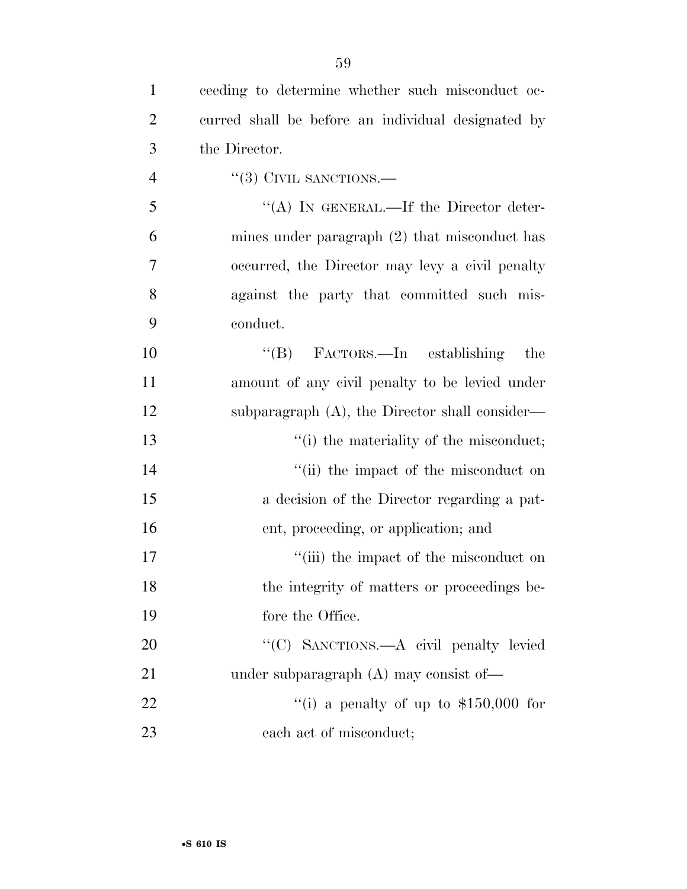ceeding to determine whether such misconduct occurred shall be before an individual designated by the Director.

"(3) CIVIL SANCTIONS.—

"(A) IN GENERAL.—If the Director determines under paragraph (2) that misconduct has occurred, the Director may levy a civil penalty against the party that committed such misconduct.

"(B) FACTORS.—In establishing the amount of any civil penalty to be levied under subparagraph (A), the Director shall consider—

"(i) the materiality of the misconduct;

"(ii) the impact of the misconduct on a decision of the Director regarding a patent, proceeding, or application; and

"(iii) the impact of the misconduct on the integrity of matters or proceedings before the Office.

"(C) SANCTIONS.—A civil penalty levied under subparagraph (A) may consist of—

"(i) a penalty of up to $150,000 for each act of misconduct;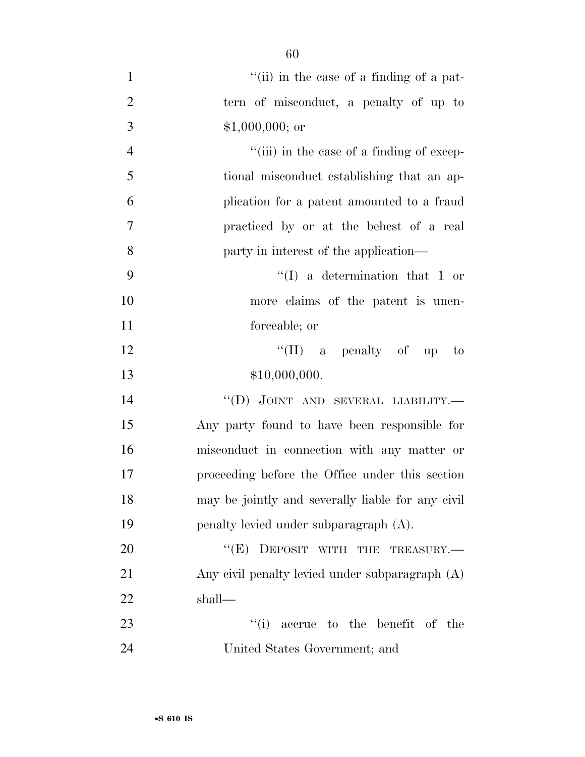''(ii) in the case of a finding of a pattern of misconduct, a penalty of up to $1,000,000; or

''(iii) in the case of a finding of exceptional misconduct establishing that an application for a patent amounted to a fraud practiced by or at the behest of a real party in interest of the application—

''(I) a determination that 1 or more claims of the patent is unenforceable; or

''(II) a penalty of up to $10,000,000.

''(D) JOINT AND SEVERAL LIABILITY.— Any party found to have been responsible for misconduct in connection with any matter or proceeding before the Office under this section may be jointly and severally liable for any civil penalty levied under subparagraph (A).

''(E) DEPOSIT WITH THE TREASURY.— Any civil penalty levied under subparagraph (A) shall—

''(i) accrue to the benefit of the United States Government; and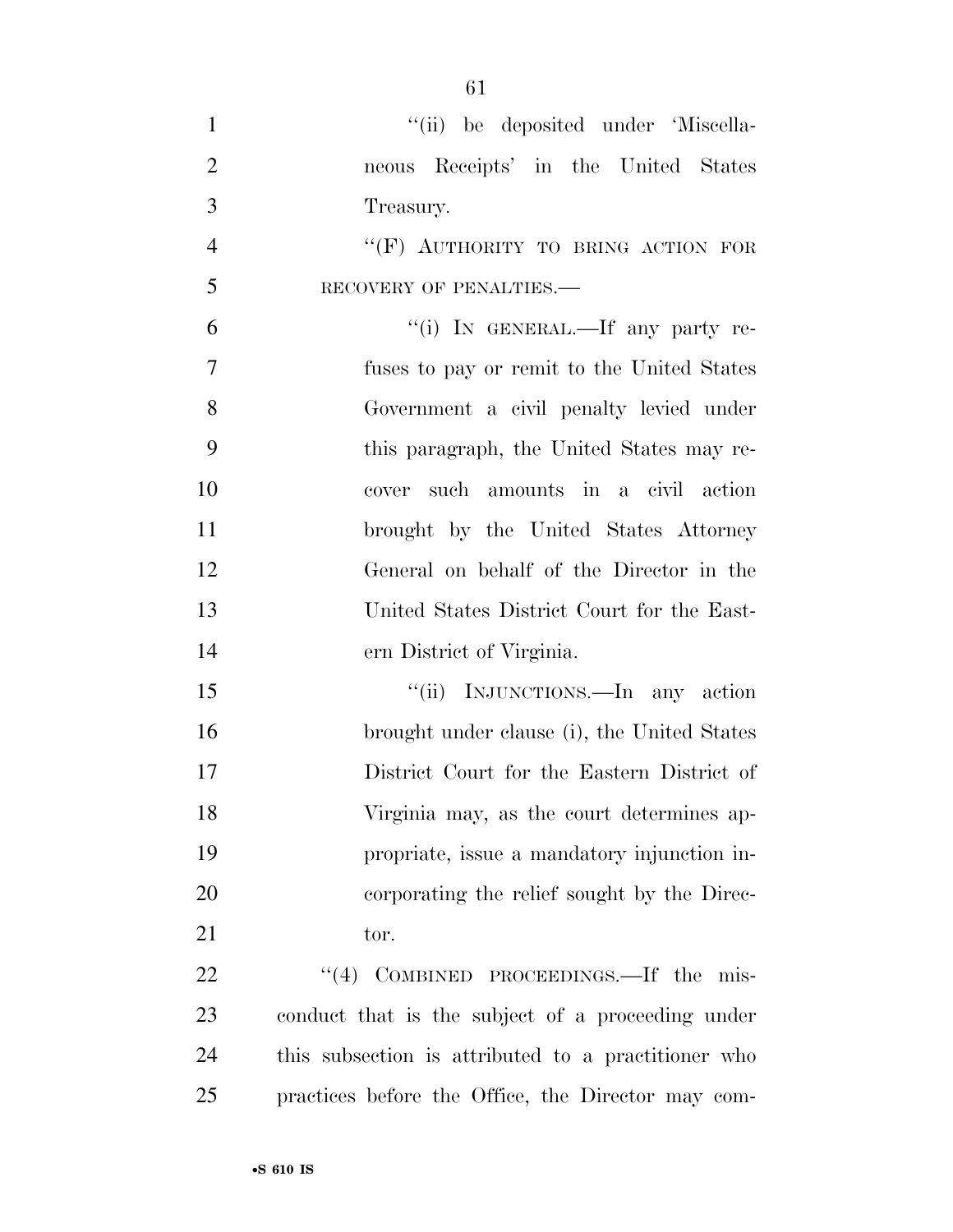"(ii) be deposited under 'Miscellaneous Receipts' in the United States Treasury.

"(F) AUTHORITY TO BRING ACTION FOR RECOVERY OF PENALTIES.—

"(i) IN GENERAL.—If any party refuses to pay or remit to the United States Government a civil penalty levied under this paragraph, the United States may recover such amounts in a civil action brought by the United States Attorney General on behalf of the Director in the United States District Court for the Eastern District of Virginia.

"(ii) INJUNCTIONS.—In any action brought under clause (i), the United States District Court for the Eastern District of Virginia may, as the court determines appropriate, issue a mandatory injunction incorporating the relief sought by the Director.

"(4) COMBINED PROCEEDINGS.—If the misconduct that is the subject of a proceeding under this subsection is attributed to a practitioner who practices before the Office, the Director may com-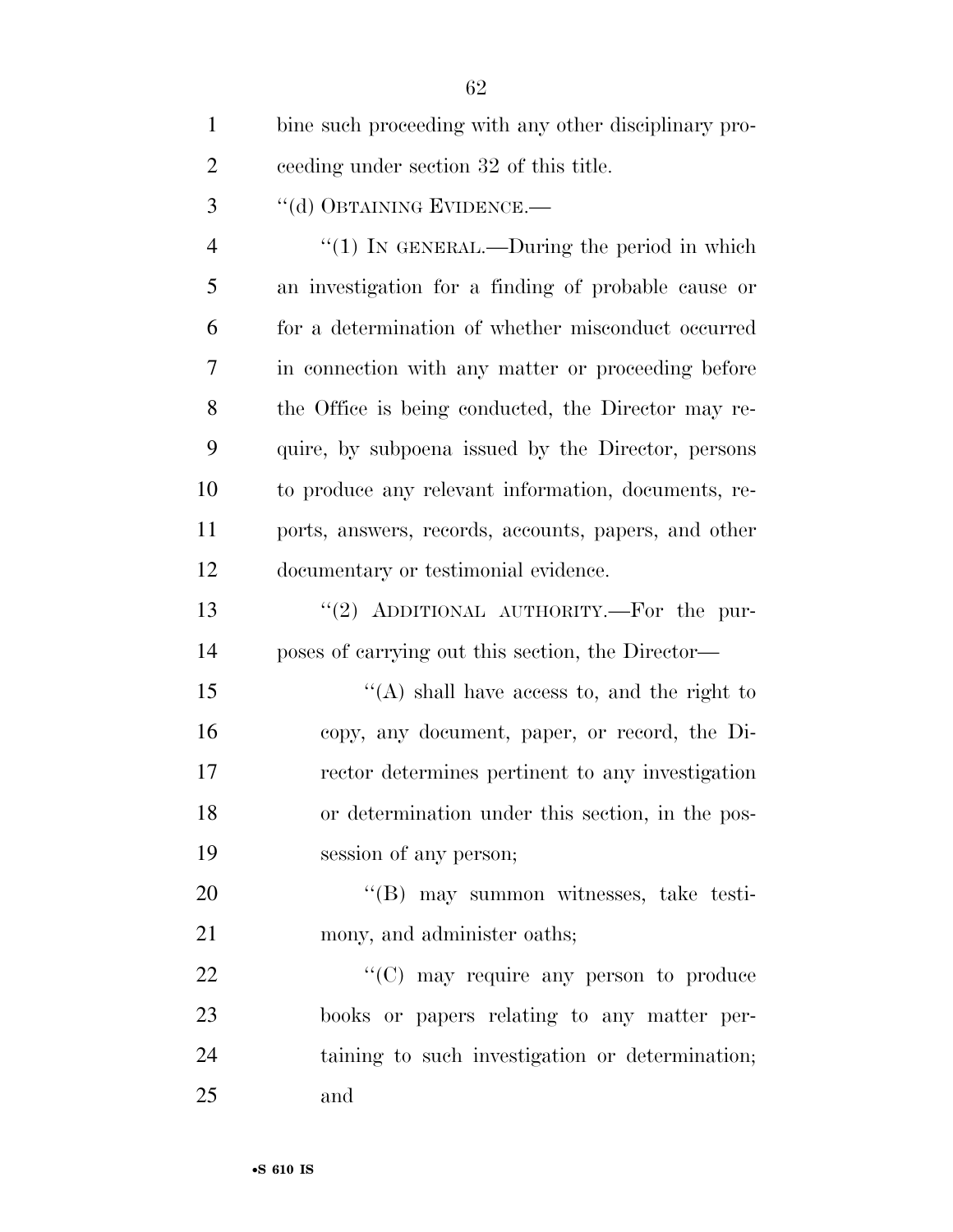bine such proceeding with any other disciplinary proceeding under section 32 of this title.

''(d) OBTAINING EVIDENCE.—

''(1) IN GENERAL.—During the period in which an investigation for a finding of probable cause or for a determination of whether misconduct occurred in connection with any matter or proceeding before the Office is being conducted, the Director may require, by subpoena issued by the Director, persons to produce any relevant information, documents, reports, answers, records, accounts, papers, and other documentary or testimonial evidence.

''(2) ADDITIONAL AUTHORITY.—For the purposes of carrying out this section, the Director—

''(A) shall have access to, and the right to copy, any document, paper, or record, the Director determines pertinent to any investigation or determination under this section, in the possession of any person;

''(B) may summon witnesses, take testimony, and administer oaths;

''(C) may require any person to produce books or papers relating to any matter pertaining to such investigation or determination; and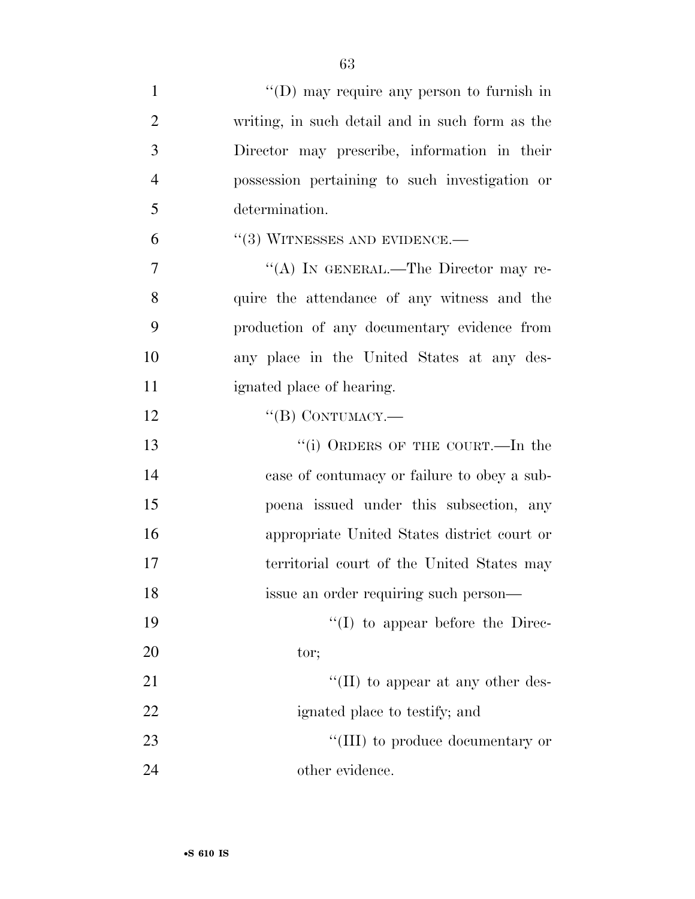"(D) may require any person to furnish in writing, in such detail and in such form as the Director may prescribe, information in their possession pertaining to such investigation or determination.

"(3) WITNESSES AND EVIDENCE.—

"(A) IN GENERAL.—The Director may require the attendance of any witness and the production of any documentary evidence from any place in the United States at any designated place of hearing.

"(B) CONTUMACY.—

"(i) ORDERS OF THE COURT.—In the case of contumacy or failure to obey a subpoena issued under this subsection, any appropriate United States district court or territorial court of the United States may issue an order requiring such person—

"(I) to appear before the Director;

"(II) to appear at any other designated place to testify; and

"(III) to produce documentary or other evidence.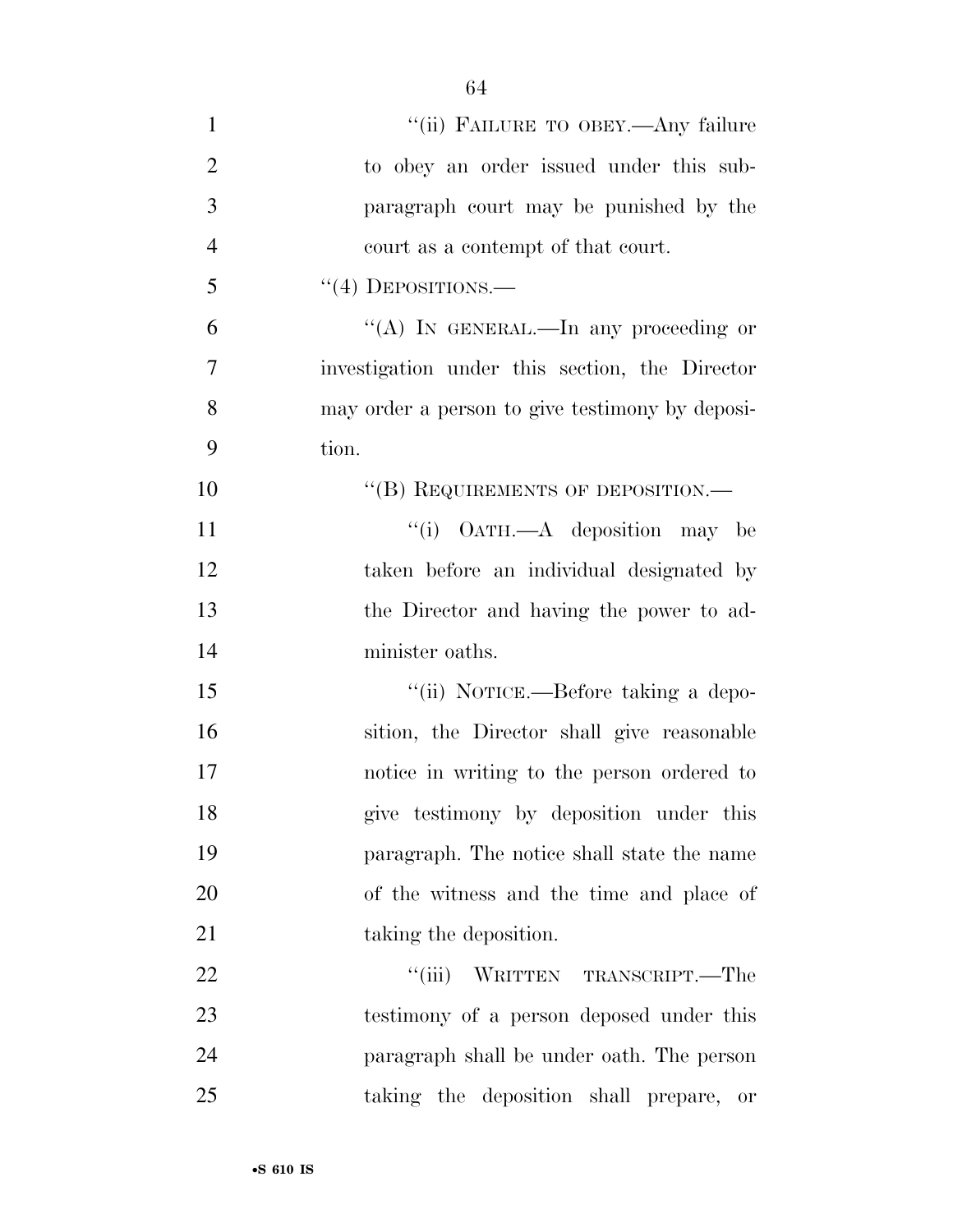"(ii) FAILURE TO OBEY.—Any failure to obey an order issued under this subparagraph court may be punished by the court as a contempt of that court.

"(4) DEPOSITIONS.—

"(A) IN GENERAL.—In any proceeding or investigation under this section, the Director may order a person to give testimony by deposition.

"(B) REQUIREMENTS OF DEPOSITION.—

"(i) OATH.—A deposition may be taken before an individual designated by the Director and having the power to administer oaths.

"(ii) NOTICE.—Before taking a deposition, the Director shall give reasonable notice in writing to the person ordered to give testimony by deposition under this paragraph. The notice shall state the name of the witness and the time and place of taking the deposition.

"(iii) WRITTEN TRANSCRIPT.—The testimony of a person deposed under this paragraph shall be under oath. The person taking the deposition shall prepare, or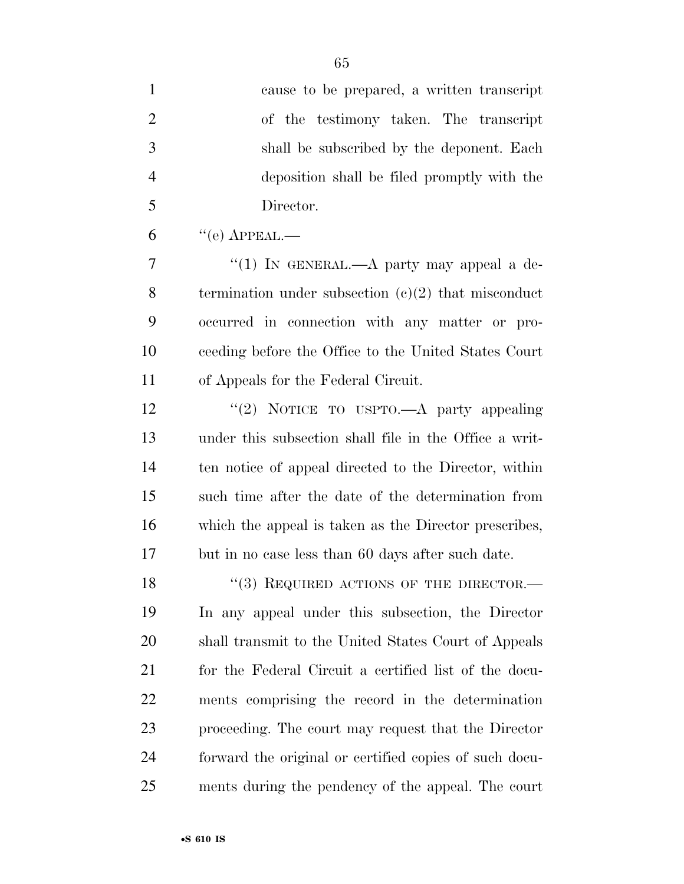cause to be prepared, a written transcript of the testimony taken. The transcript shall be subscribed by the deponent. Each deposition shall be filed promptly with the Director.

"(e) APPEAL.—

"(1) IN GENERAL.—A party may appeal a determination under subsection (c)(2) that misconduct occurred in connection with any matter or proceeding before the Office to the United States Court of Appeals for the Federal Circuit.

"(2) NOTICE TO USPTO.—A party appealing under this subsection shall file in the Office a written notice of appeal directed to the Director, within such time after the date of the determination from which the appeal is taken as the Director prescribes, but in no case less than 60 days after such date.

"(3) REQUIRED ACTIONS OF THE DIRECTOR.— In any appeal under this subsection, the Director shall transmit to the United States Court of Appeals for the Federal Circuit a certified list of the documents comprising the record in the determination proceeding. The court may request that the Director forward the original or certified copies of such documents during the pendency of the appeal. The court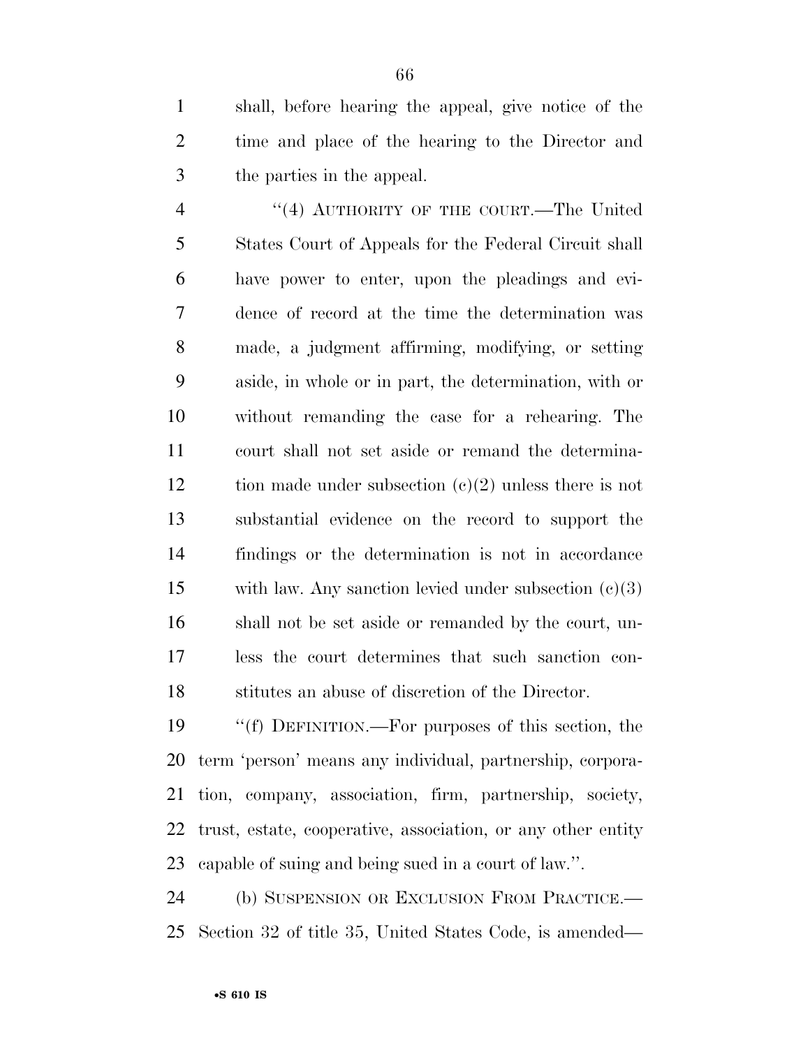shall, before hearing the appeal, give notice of the time and place of the hearing to the Director and the parties in the appeal.

"(4) AUTHORITY OF THE COURT.—The United States Court of Appeals for the Federal Circuit shall have power to enter, upon the pleadings and evidence of record at the time the determination was made, a judgment affirming, modifying, or setting aside, in whole or in part, the determination, with or without remanding the case for a rehearing. The court shall not set aside or remand the determination made under subsection (c)(2) unless there is not substantial evidence on the record to support the findings or the determination is not in accordance with law. Any sanction levied under subsection (c)(3) shall not be set aside or remanded by the court, unless the court determines that such sanction constitutes an abuse of discretion of the Director.

"(f) DEFINITION.—For purposes of this section, the term 'person' means any individual, partnership, corporation, company, association, firm, partnership, society, trust, estate, cooperative, association, or any other entity capable of suing and being sued in a court of law.".

(b) SUSPENSION OR EXCLUSION FROM PRACTICE.—Section 32 of title 35, United States Code, is amended—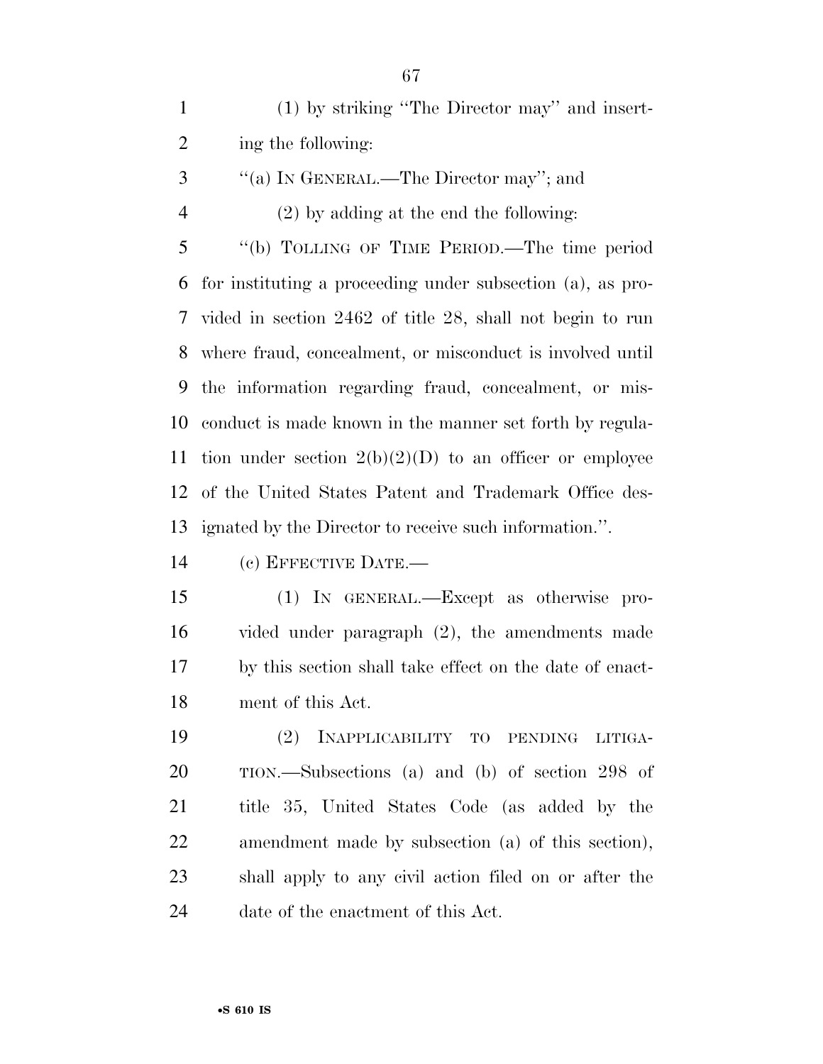(1) by striking "The Director may" and inserting the following:

"(a) IN GENERAL.—The Director may"; and

(2) by adding at the end the following:

"(b) TOLLING OF TIME PERIOD.—The time period for instituting a proceeding under subsection (a), as provided in section 2462 of title 28, shall not begin to run where fraud, concealment, or misconduct is involved until the information regarding fraud, concealment, or misconduct is made known in the manner set forth by regulation under section 2(b)(2)(D) to an officer or employee of the United States Patent and Trademark Office designated by the Director to receive such information.".

(c) EFFECTIVE DATE.—

(1) IN GENERAL.—Except as otherwise provided under paragraph (2), the amendments made by this section shall take effect on the date of enactment of this Act.

(2) INAPPLICABILITY TO PENDING LITIGATION.—Subsections (a) and (b) of section 298 of title 35, United States Code (as added by the amendment made by subsection (a) of this section), shall apply to any civil action filed on or after the date of the enactment of this Act.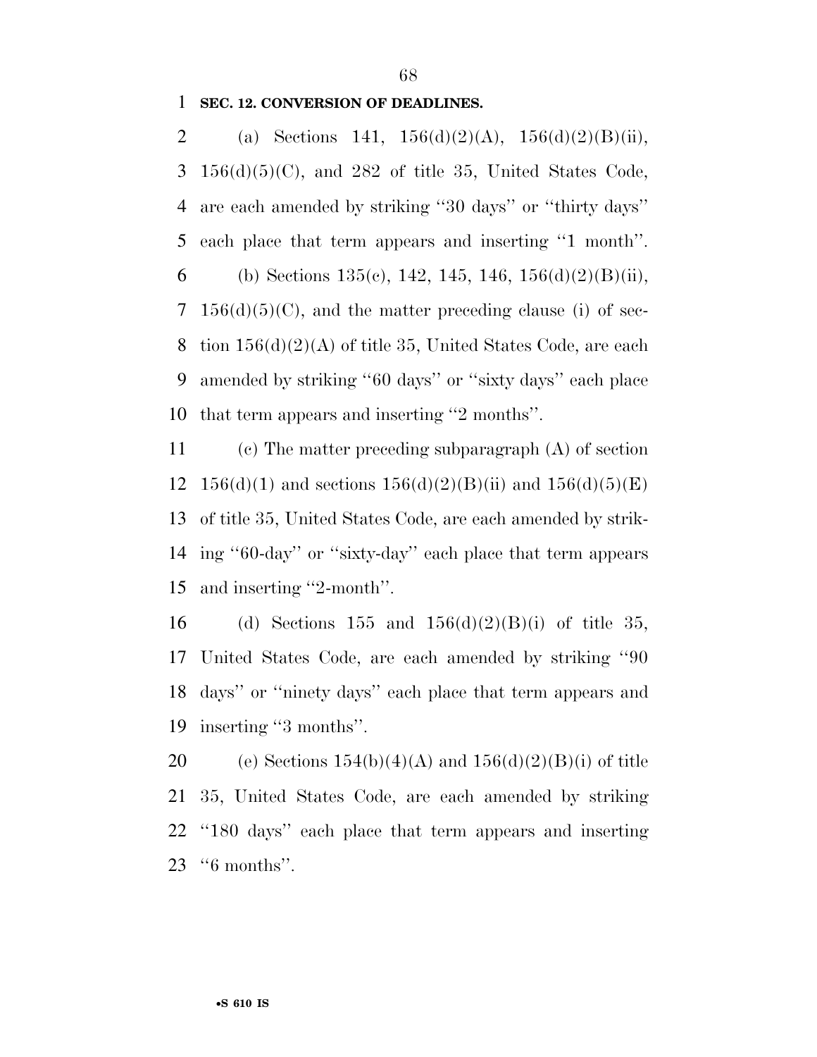**SEC. 12. CONVERSION OF DEADLINES.**

(a) Sections 141, 156(d)(2)(A), 156(d)(2)(B)(ii), 156(d)(5)(C), and 282 of title 35, United States Code, are each amended by striking ''30 days'' or ''thirty days'' each place that term appears and inserting ''1 month''.

(b) Sections 135(c), 142, 145, 146, 156(d)(2)(B)(ii), 156(d)(5)(C), and the matter preceding clause (i) of section 156(d)(2)(A) of title 35, United States Code, are each amended by striking ''60 days'' or ''sixty days'' each place that term appears and inserting ''2 months''.

(c) The matter preceding subparagraph (A) of section 156(d)(1) and sections 156(d)(2)(B)(ii) and 156(d)(5)(E) of title 35, United States Code, are each amended by striking ''60-day'' or ''sixty-day'' each place that term appears and inserting ''2-month''.

(d) Sections 155 and 156(d)(2)(B)(i) of title 35, United States Code, are each amended by striking ''90 days'' or ''ninety days'' each place that term appears and inserting ''3 months''.

(e) Sections 154(b)(4)(A) and 156(d)(2)(B)(i) of title 35, United States Code, are each amended by striking ''180 days'' each place that term appears and inserting ''6 months''.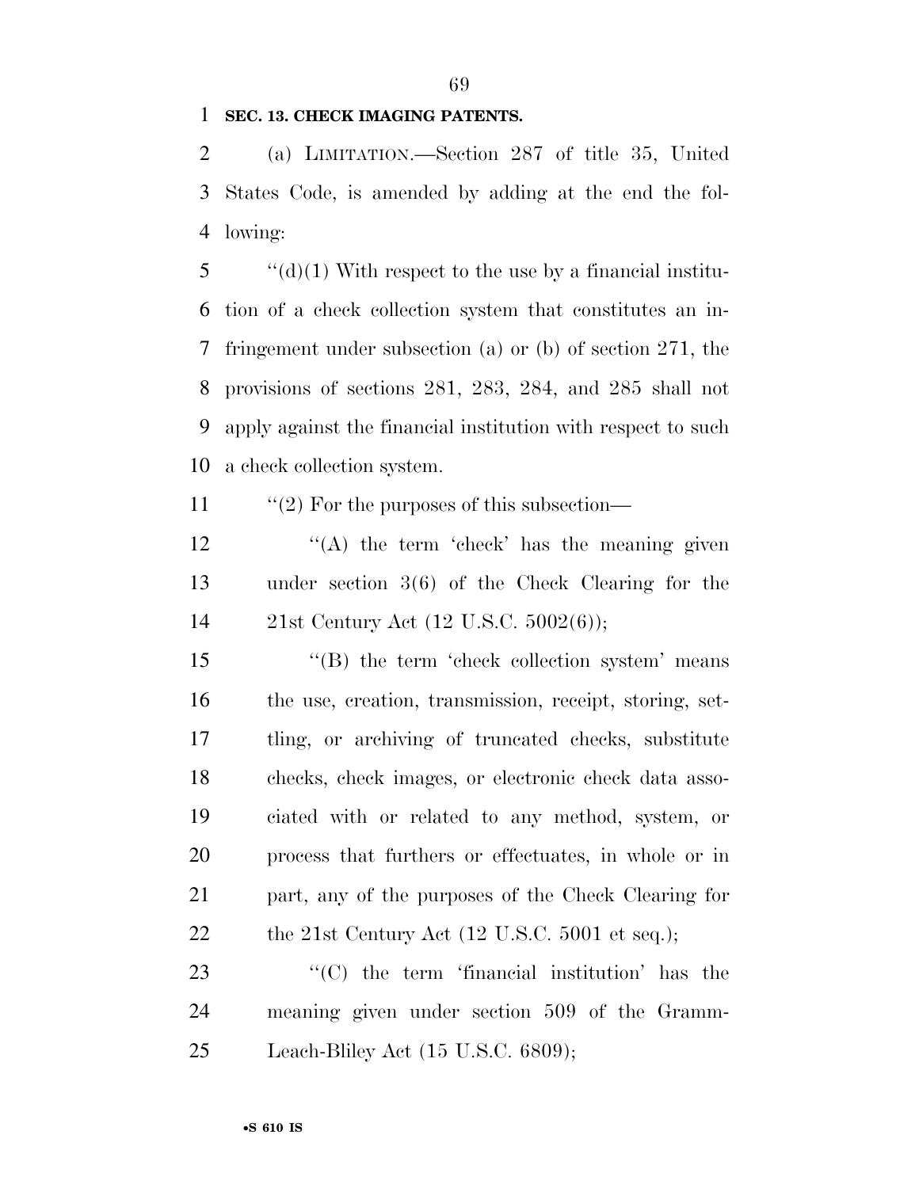**SEC. 13. CHECK IMAGING PATENTS.**

(a) LIMITATION.—Section 287 of title 35, United States Code, is amended by adding at the end the following:

''(d)(1) With respect to the use by a financial institution of a check collection system that constitutes an infringement under subsection (a) or (b) of section 271, the provisions of sections 281, 283, 284, and 285 shall not apply against the financial institution with respect to such a check collection system.

''(2) For the purposes of this subsection—

''(A) the term 'check' has the meaning given under section 3(6) of the Check Clearing for the 21st Century Act (12 U.S.C. 5002(6));

''(B) the term 'check collection system' means the use, creation, transmission, receipt, storing, settling, or archiving of truncated checks, substitute checks, check images, or electronic check data associated with or related to any method, system, or process that furthers or effectuates, in whole or in part, any of the purposes of the Check Clearing for the 21st Century Act (12 U.S.C. 5001 et seq.);

''(C) the term 'financial institution' has the meaning given under section 509 of the Gramm-Leach-Bliley Act (15 U.S.C. 6809);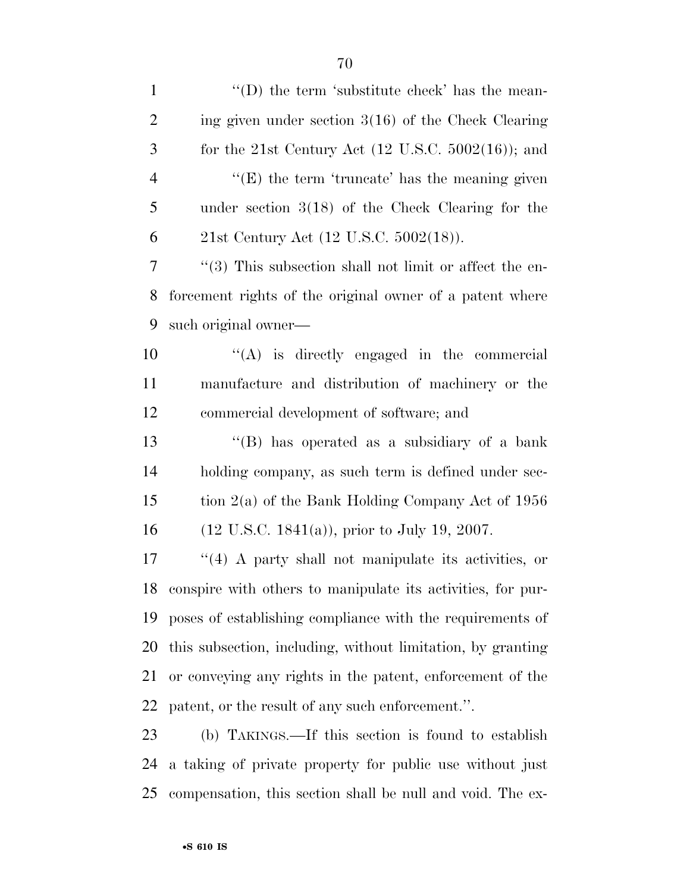''(D) the term 'substitute check' has the meaning given under section 3(16) of the Check Clearing for the 21st Century Act (12 U.S.C. 5002(16)); and

''(E) the term 'truncate' has the meaning given under section 3(18) of the Check Clearing for the 21st Century Act (12 U.S.C. 5002(18)).

''(3) This subsection shall not limit or affect the enforcement rights of the original owner of a patent where such original owner—

''(A) is directly engaged in the commercial manufacture and distribution of machinery or the commercial development of software; and

''(B) has operated as a subsidiary of a bank holding company, as such term is defined under section 2(a) of the Bank Holding Company Act of 1956 (12 U.S.C. 1841(a)), prior to July 19, 2007.

''(4) A party shall not manipulate its activities, or conspire with others to manipulate its activities, for purposes of establishing compliance with the requirements of this subsection, including, without limitation, by granting or conveying any rights in the patent, enforcement of the patent, or the result of any such enforcement.''.

(b) TAKINGS.—If this section is found to establish a taking of private property for public use without just compensation, this section shall be null and void. The ex-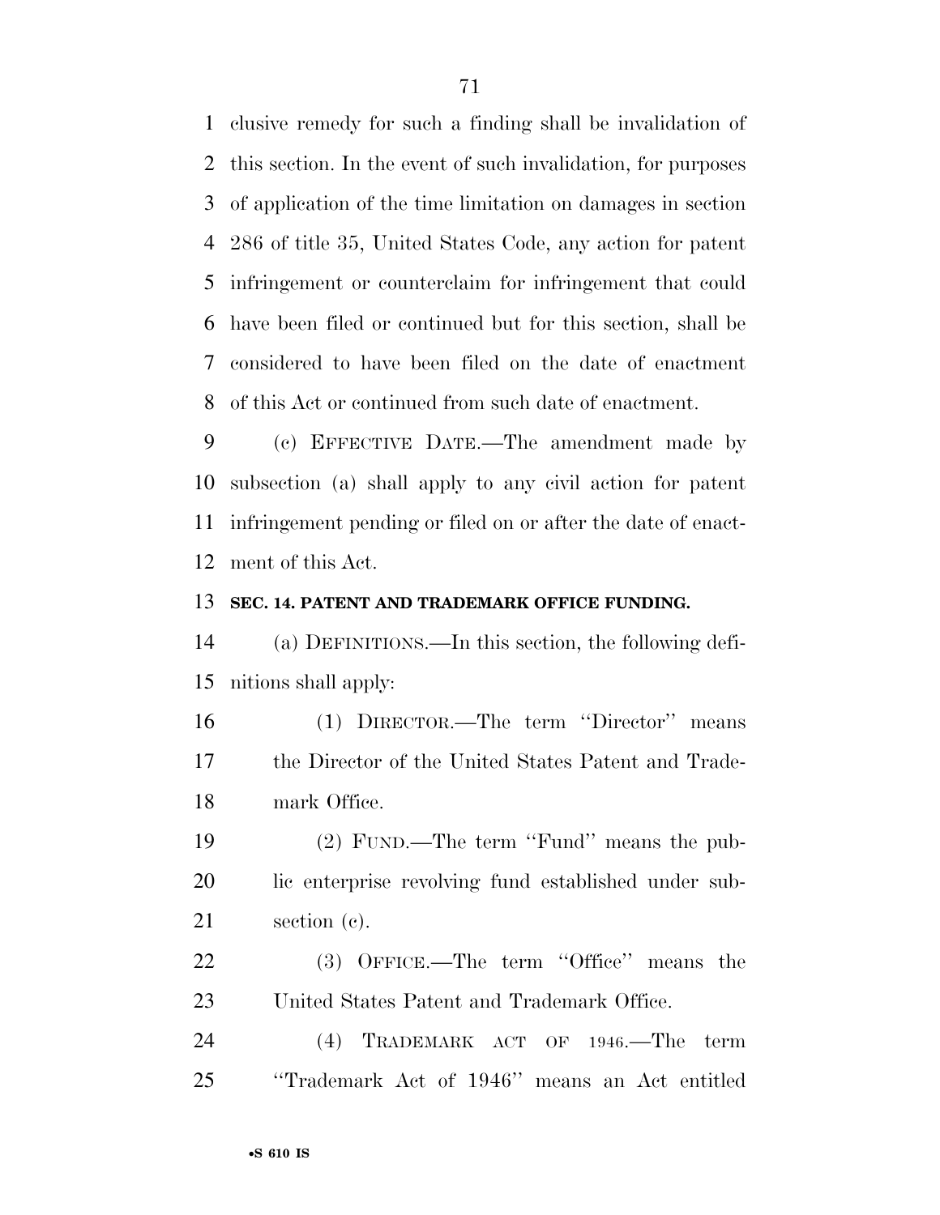clusive remedy for such a finding shall be invalidation of this section. In the event of such invalidation, for purposes of application of the time limitation on damages in section 286 of title 35, United States Code, any action for patent infringement or counterclaim for infringement that could have been filed or continued but for this section, shall be considered to have been filed on the date of enactment of this Act or continued from such date of enactment.

(c) EFFECTIVE DATE.—The amendment made by subsection (a) shall apply to any civil action for patent infringement pending or filed on or after the date of enactment of this Act.

**SEC. 14. PATENT AND TRADEMARK OFFICE FUNDING.**

(a) DEFINITIONS.—In this section, the following definitions shall apply:

(1) DIRECTOR.—The term ''Director'' means the Director of the United States Patent and Trademark Office.

(2) FUND.—The term ''Fund'' means the public enterprise revolving fund established under subsection (c).

(3) OFFICE.—The term ''Office'' means the United States Patent and Trademark Office.

(4) TRADEMARK ACT OF 1946.—The term ''Trademark Act of 1946'' means an Act entitled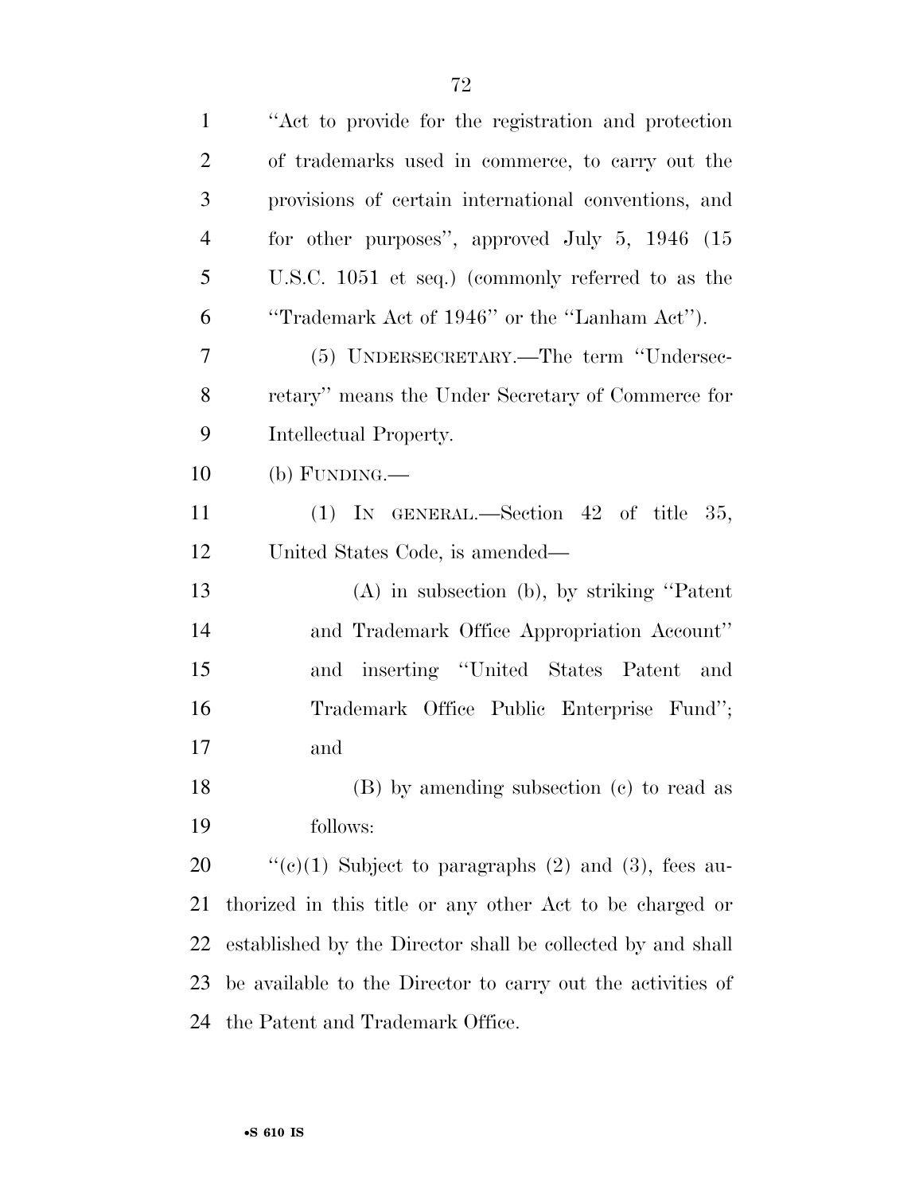"Act to provide for the registration and protection of trademarks used in commerce, to carry out the provisions of certain international conventions, and for other purposes", approved July 5, 1946 (15 U.S.C. 1051 et seq.) (commonly referred to as the "Trademark Act of 1946" or the "Lanham Act").

(5) UNDERSECRETARY.—The term "Undersecretary" means the Under Secretary of Commerce for Intellectual Property.

(b) FUNDING.—

(1) IN GENERAL.—Section 42 of title 35, United States Code, is amended—

(A) in subsection (b), by striking "Patent and Trademark Office Appropriation Account" and inserting "United States Patent and Trademark Office Public Enterprise Fund"; and

(B) by amending subsection (c) to read as follows:

"(c)(1) Subject to paragraphs (2) and (3), fees authorized in this title or any other Act to be charged or established by the Director shall be collected by and shall be available to the Director to carry out the activities of the Patent and Trademark Office.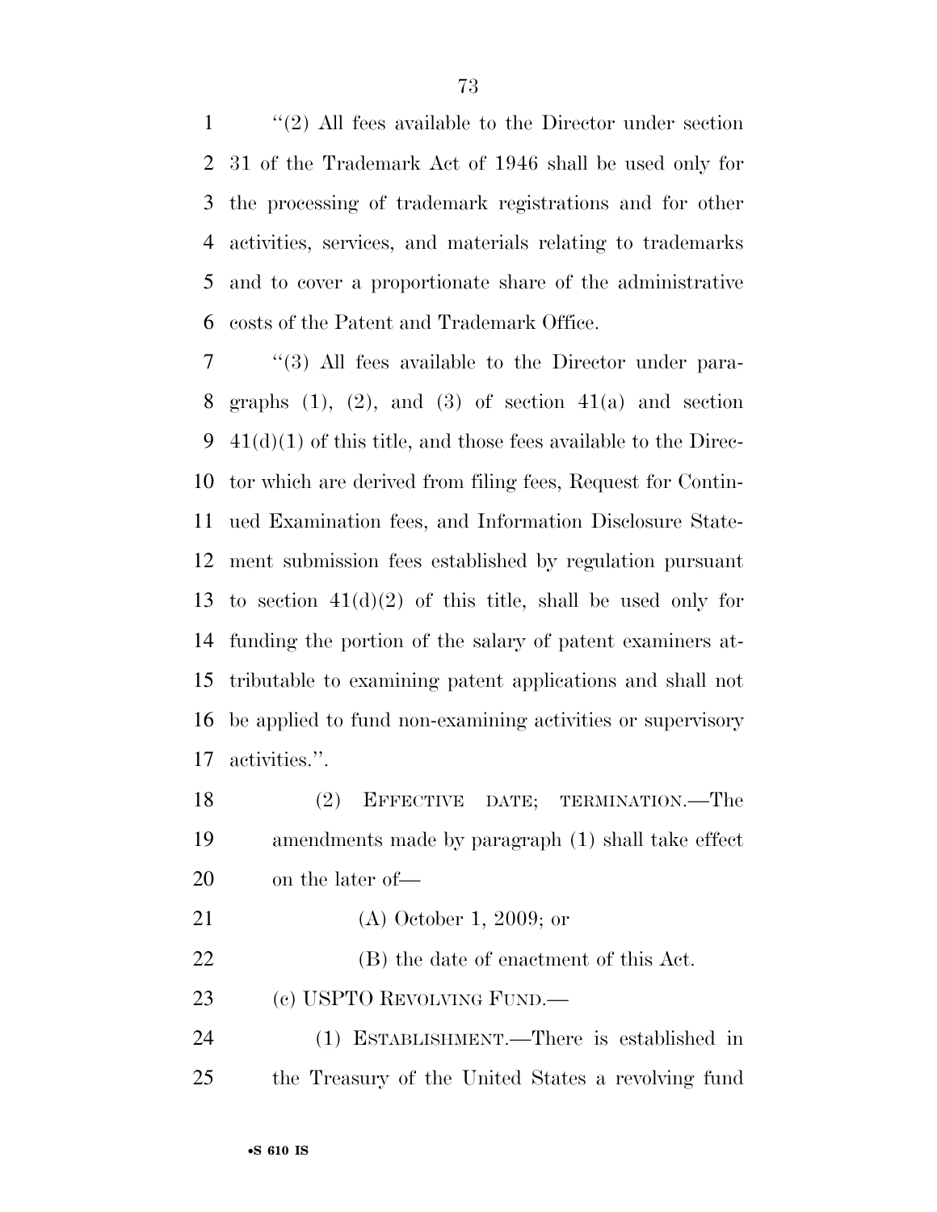"(2) All fees available to the Director under section 31 of the Trademark Act of 1946 shall be used only for the processing of trademark registrations and for other activities, services, and materials relating to trademarks and to cover a proportionate share of the administrative costs of the Patent and Trademark Office.

"(3) All fees available to the Director under paragraphs (1), (2), and (3) of section 41(a) and section 41(d)(1) of this title, and those fees available to the Director which are derived from filing fees, Request for Continued Examination fees, and Information Disclosure Statement submission fees established by regulation pursuant to section 41(d)(2) of this title, shall be used only for funding the portion of the salary of patent examiners attributable to examining patent applications and shall not be applied to fund non-examining activities or supervisory activities.".

(2) EFFECTIVE DATE; TERMINATION.—The amendments made by paragraph (1) shall take effect on the later of—

(A) October 1, 2009; or

(B) the date of enactment of this Act.

(c) USPTO REVOLVING FUND.—

(1) ESTABLISHMENT.—There is established in the Treasury of the United States a revolving fund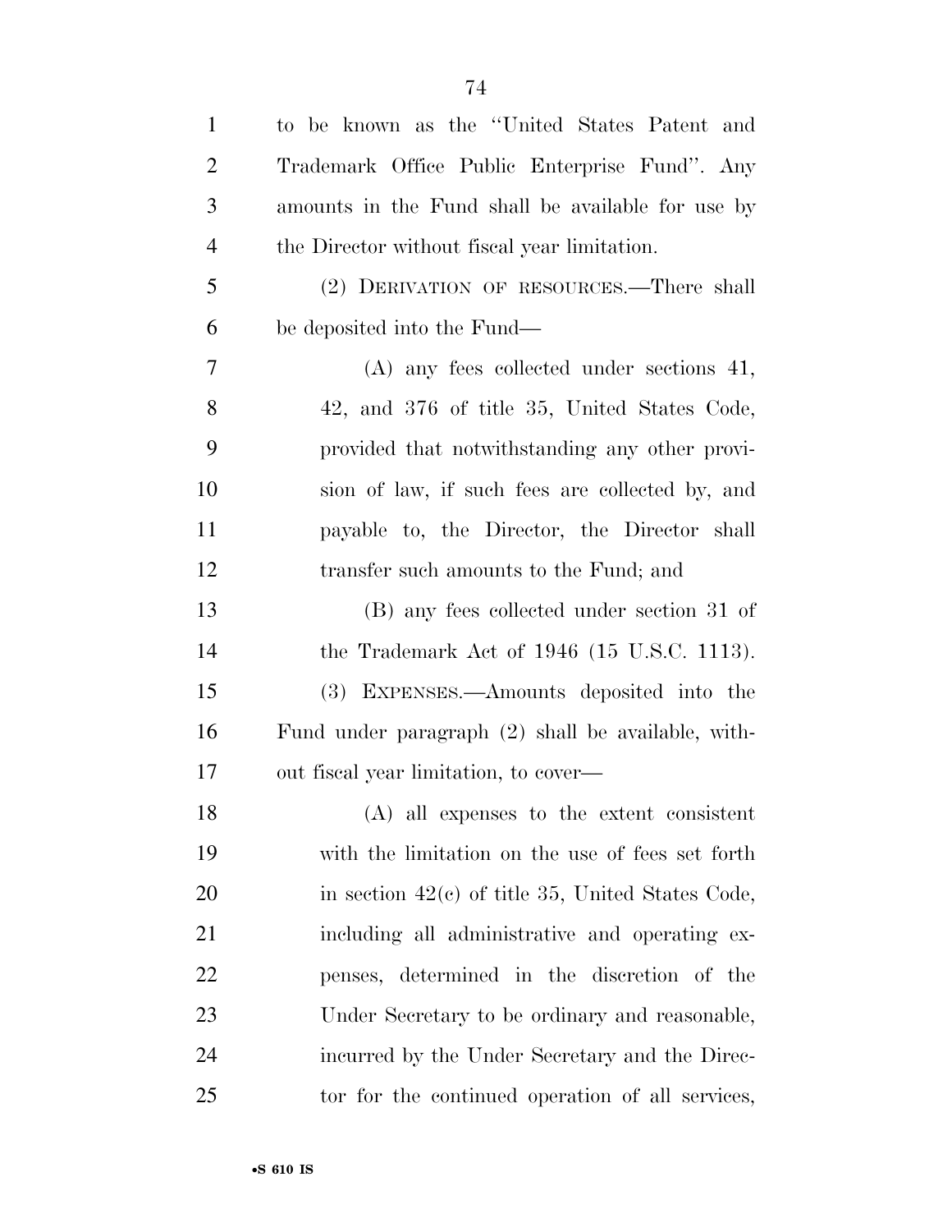to be known as the "United States Patent and Trademark Office Public Enterprise Fund". Any amounts in the Fund shall be available for use by the Director without fiscal year limitation.

(2) DERIVATION OF RESOURCES.—There shall be deposited into the Fund—

(A) any fees collected under sections 41, 42, and 376 of title 35, United States Code, provided that notwithstanding any other provision of law, if such fees are collected by, and payable to, the Director, the Director shall transfer such amounts to the Fund; and

(B) any fees collected under section 31 of the Trademark Act of 1946 (15 U.S.C. 1113).

(3) EXPENSES.—Amounts deposited into the Fund under paragraph (2) shall be available, without fiscal year limitation, to cover—

(A) all expenses to the extent consistent with the limitation on the use of fees set forth in section 42(c) of title 35, United States Code, including all administrative and operating expenses, determined in the discretion of the Under Secretary to be ordinary and reasonable, incurred by the Under Secretary and the Director for the continued operation of all services,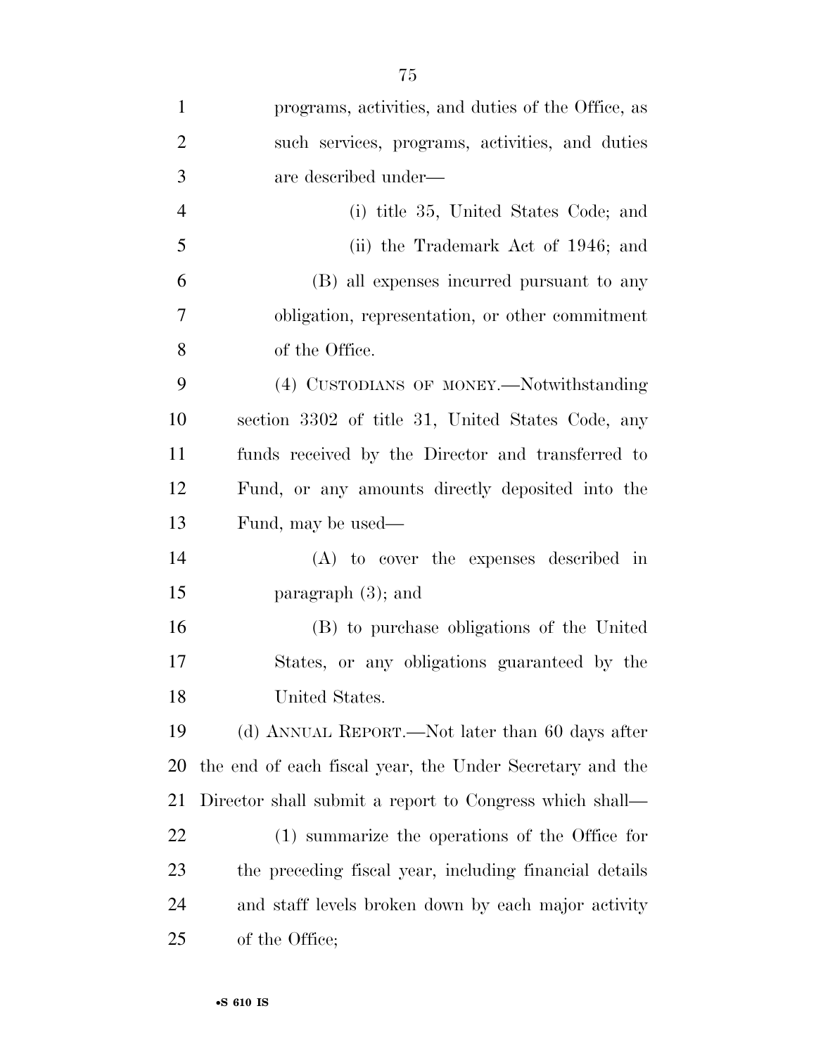programs, activities, and duties of the Office, as such services, programs, activities, and duties are described under—

(i) title 35, United States Code; and

(ii) the Trademark Act of 1946; and

(B) all expenses incurred pursuant to any obligation, representation, or other commitment of the Office.

(4) CUSTODIANS OF MONEY.—Notwithstanding section 3302 of title 31, United States Code, any funds received by the Director and transferred to Fund, or any amounts directly deposited into the Fund, may be used—

(A) to cover the expenses described in paragraph (3); and

(B) to purchase obligations of the United States, or any obligations guaranteed by the United States.

(d) ANNUAL REPORT.—Not later than 60 days after the end of each fiscal year, the Under Secretary and the Director shall submit a report to Congress which shall—

(1) summarize the operations of the Office for the preceding fiscal year, including financial details and staff levels broken down by each major activity of the Office;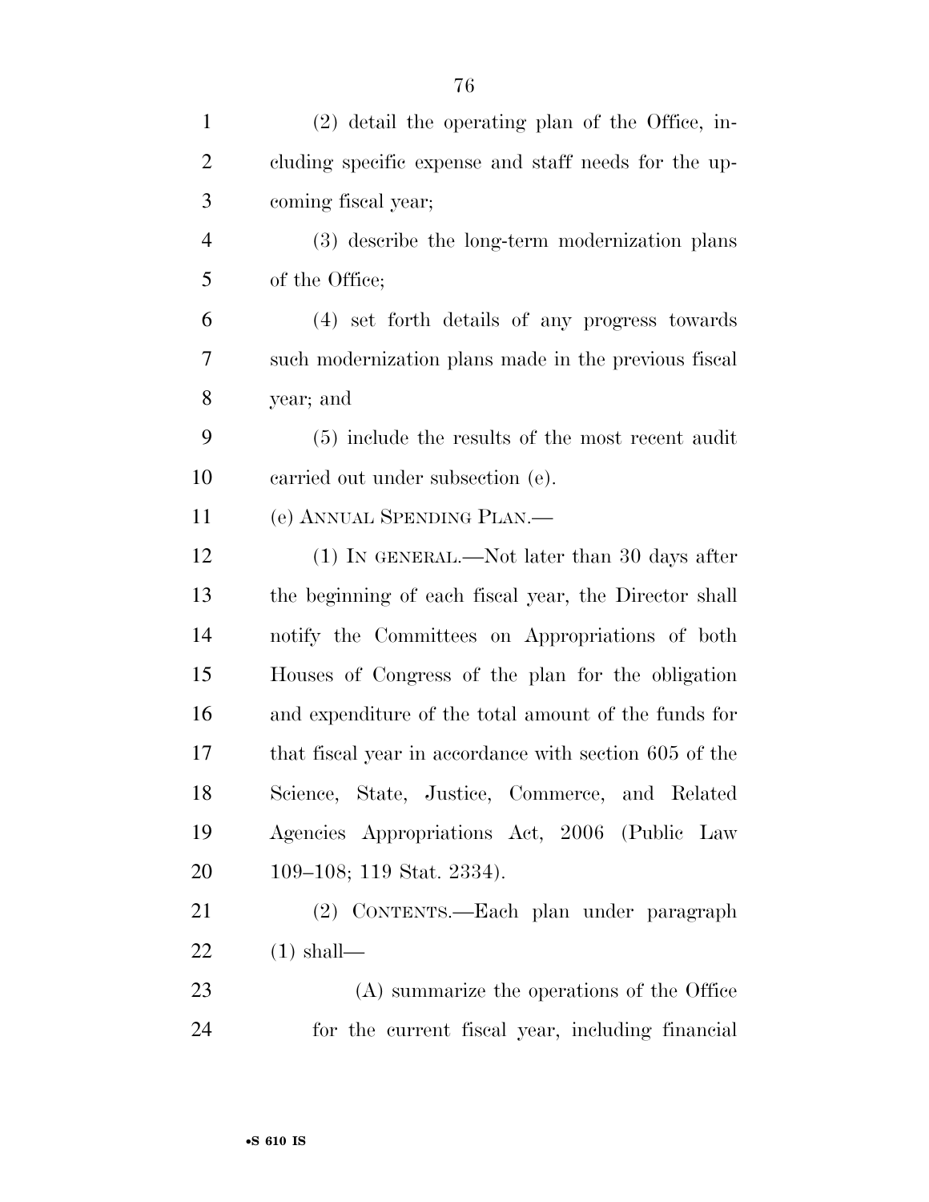(2) detail the operating plan of the Office, including specific expense and staff needs for the upcoming fiscal year;

(3) describe the long-term modernization plans of the Office;

(4) set forth details of any progress towards such modernization plans made in the previous fiscal year; and

(5) include the results of the most recent audit carried out under subsection (e).

(e) ANNUAL SPENDING PLAN.—

(1) IN GENERAL.—Not later than 30 days after the beginning of each fiscal year, the Director shall notify the Committees on Appropriations of both Houses of Congress of the plan for the obligation and expenditure of the total amount of the funds for that fiscal year in accordance with section 605 of the Science, State, Justice, Commerce, and Related Agencies Appropriations Act, 2006 (Public Law 109–108; 119 Stat. 2334).

(2) CONTENTS.—Each plan under paragraph (1) shall—

(A) summarize the operations of the Office for the current fiscal year, including financial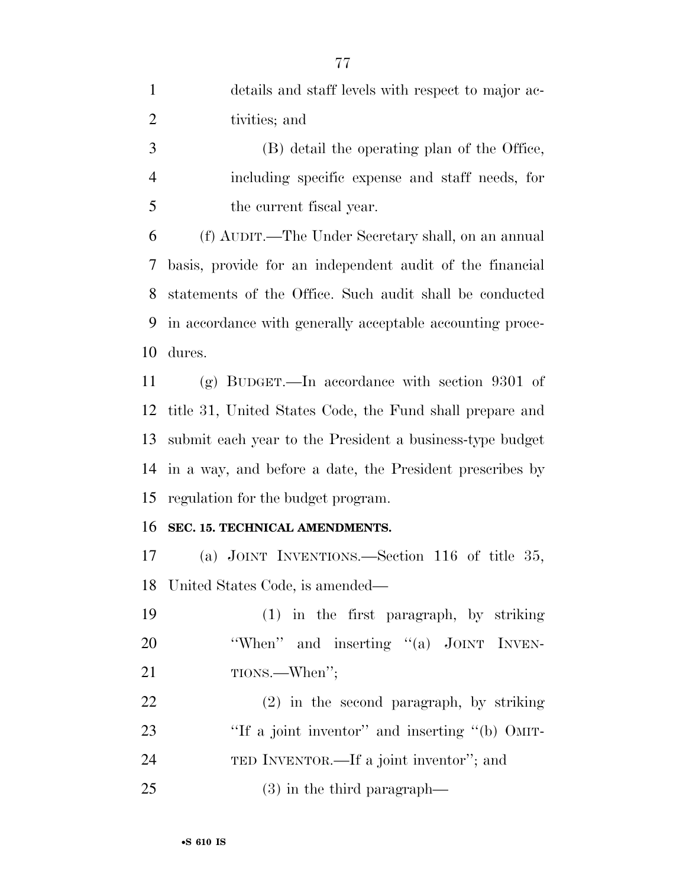details and staff levels with respect to major activities; and

(B) detail the operating plan of the Office, including specific expense and staff needs, for the current fiscal year.

(f) AUDIT.—The Under Secretary shall, on an annual basis, provide for an independent audit of the financial statements of the Office. Such audit shall be conducted in accordance with generally acceptable accounting procedures.

(g) BUDGET.—In accordance with section 9301 of title 31, United States Code, the Fund shall prepare and submit each year to the President a business-type budget in a way, and before a date, the President prescribes by regulation for the budget program.

**SEC. 15. TECHNICAL AMENDMENTS.**

(a) JOINT INVENTIONS.—Section 116 of title 35, United States Code, is amended—

(1) in the first paragraph, by striking "When" and inserting "(a) JOINT INVENTIONS.—When";

(2) in the second paragraph, by striking "If a joint inventor" and inserting "(b) OMITTED INVENTOR.—If a joint inventor"; and

(3) in the third paragraph—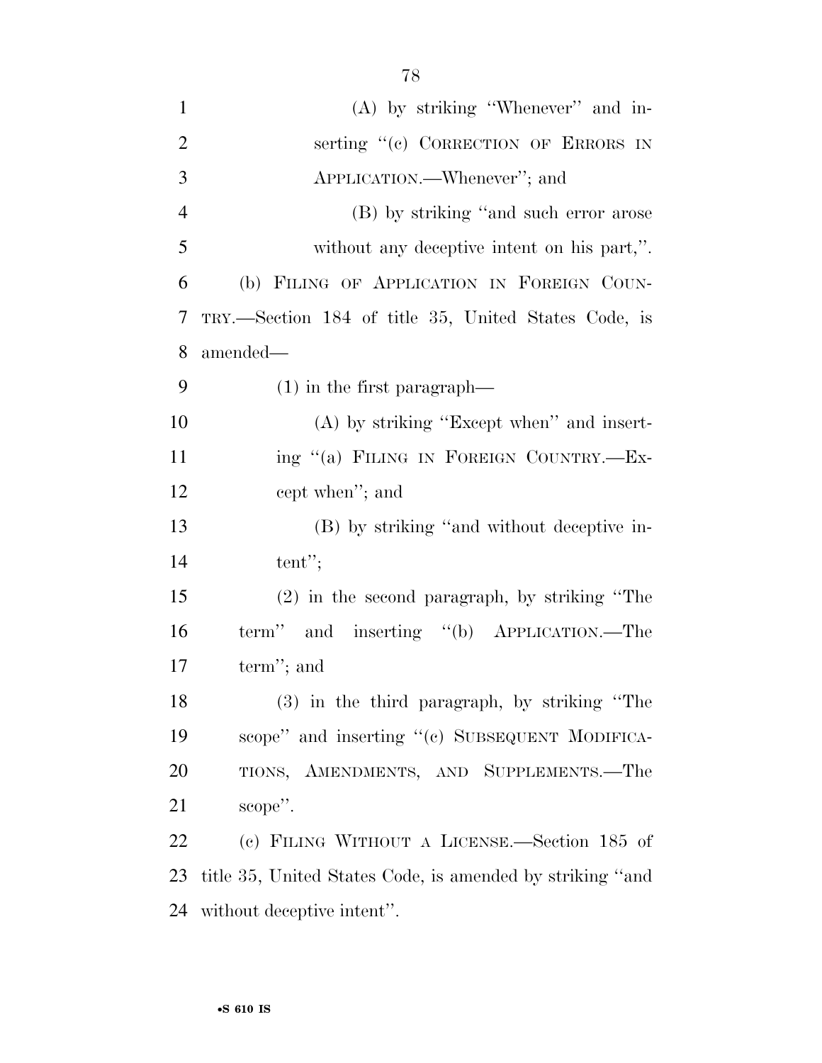(A) by striking "Whenever" and inserting "(c) CORRECTION OF ERRORS IN APPLICATION.—Whenever"; and

(B) by striking "and such error arose without any deceptive intent on his part,".

(b) FILING OF APPLICATION IN FOREIGN COUNTRY.—Section 184 of title 35, United States Code, is amended—

(1) in the first paragraph—

(A) by striking "Except when" and inserting "(a) FILING IN FOREIGN COUNTRY.—Except when"; and

(B) by striking "and without deceptive intent";

(2) in the second paragraph, by striking "The term" and inserting "(b) APPLICATION.—The term"; and

(3) in the third paragraph, by striking "The scope" and inserting "(c) SUBSEQUENT MODIFICATIONS, AMENDMENTS, AND SUPPLEMENTS.—The scope".

(c) FILING WITHOUT A LICENSE.—Section 185 of title 35, United States Code, is amended by striking "and without deceptive intent".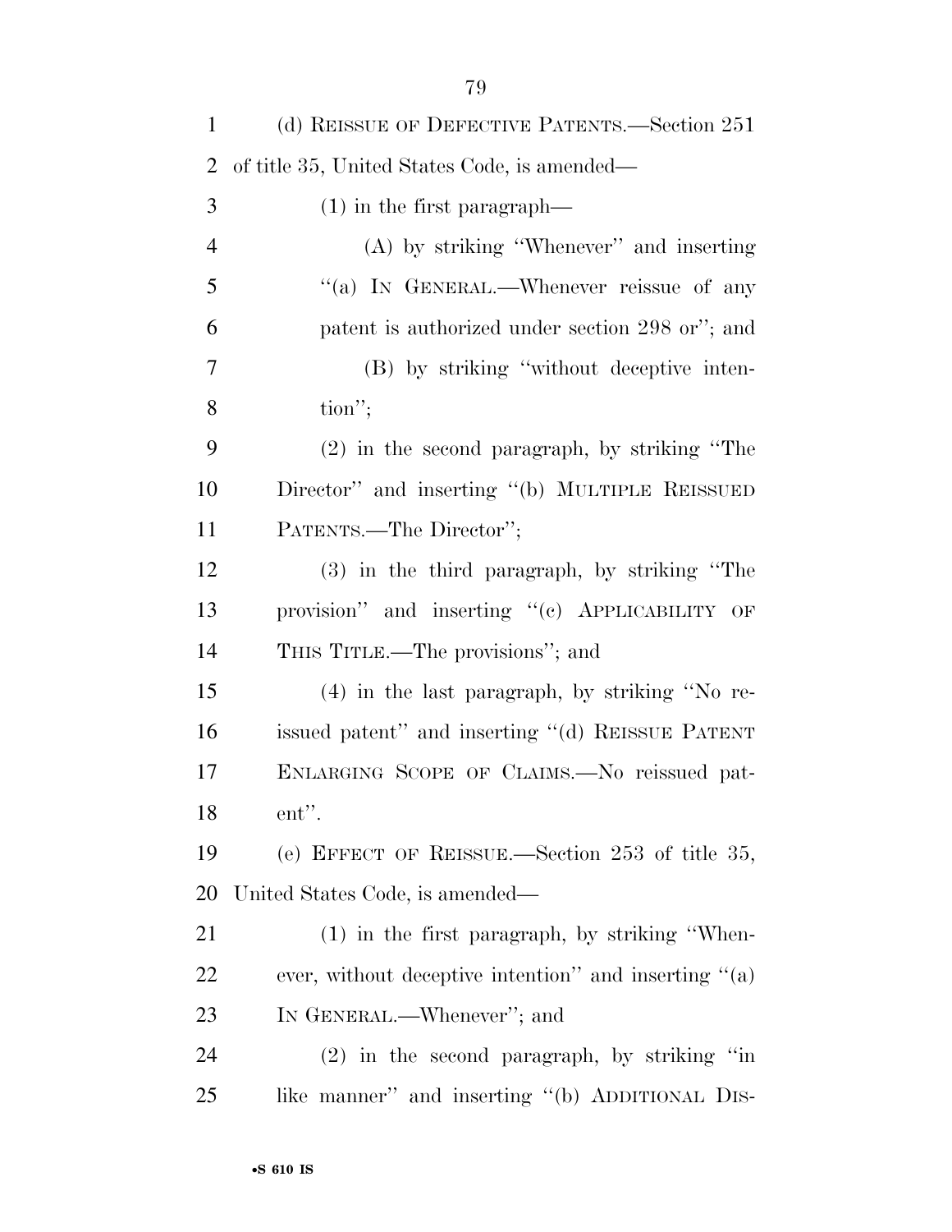(d) REISSUE OF DEFECTIVE PATENTS.—Section 251 of title 35, United States Code, is amended—

(1) in the first paragraph—

(A) by striking "Whenever" and inserting "(a) IN GENERAL.—Whenever reissue of any patent is authorized under section 298 or"; and

(B) by striking "without deceptive intention";

(2) in the second paragraph, by striking "The Director" and inserting "(b) MULTIPLE REISSUED PATENTS.—The Director";

(3) in the third paragraph, by striking "The provision" and inserting "(c) APPLICABILITY OF THIS TITLE.—The provisions"; and

(4) in the last paragraph, by striking "No reissued patent" and inserting "(d) REISSUE PATENT ENLARGING SCOPE OF CLAIMS.—No reissued patent".

(e) EFFECT OF REISSUE.—Section 253 of title 35, United States Code, is amended—

(1) in the first paragraph, by striking "Whenever, without deceptive intention" and inserting "(a) IN GENERAL.—Whenever"; and

(2) in the second paragraph, by striking "in like manner" and inserting "(b) ADDITIONAL DIS-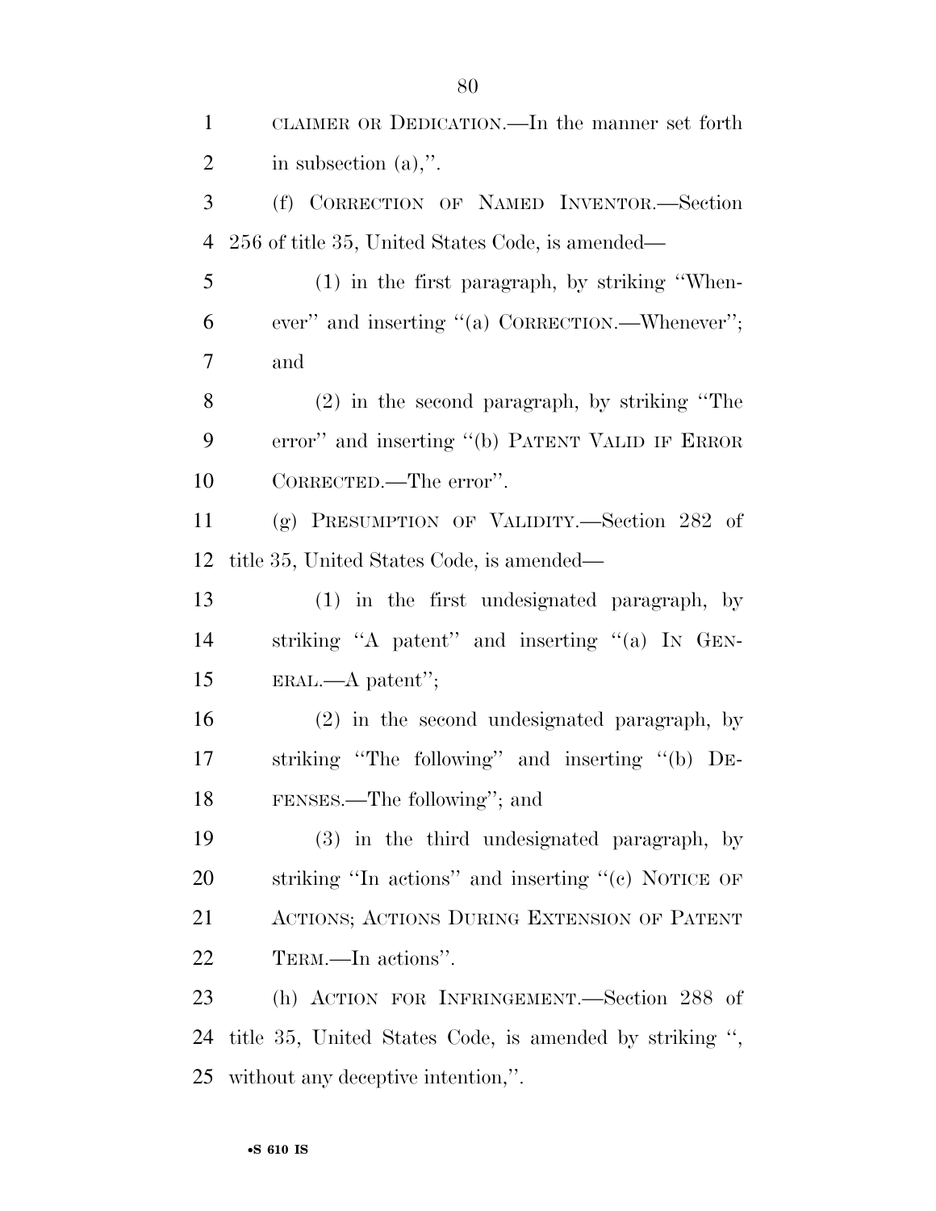CLAIMER OR DEDICATION.—In the manner set forth in subsection (a),''.

(f) CORRECTION OF NAMED INVENTOR.—Section 256 of title 35, United States Code, is amended—

(1) in the first paragraph, by striking ''Whenever'' and inserting ''(a) CORRECTION.—Whenever''; and

(2) in the second paragraph, by striking ''The error'' and inserting ''(b) PATENT VALID IF ERROR CORRECTED.—The error''.

(g) PRESUMPTION OF VALIDITY.—Section 282 of title 35, United States Code, is amended—

(1) in the first undesignated paragraph, by striking ''A patent'' and inserting ''(a) IN GENERAL.—A patent'';

(2) in the second undesignated paragraph, by striking ''The following'' and inserting ''(b) DEFENSES.—The following''; and

(3) in the third undesignated paragraph, by striking ''In actions'' and inserting ''(c) NOTICE OF ACTIONS; ACTIONS DURING EXTENSION OF PATENT TERM.—In actions''.

(h) ACTION FOR INFRINGEMENT.—Section 288 of title 35, United States Code, is amended by striking '', without any deceptive intention,''.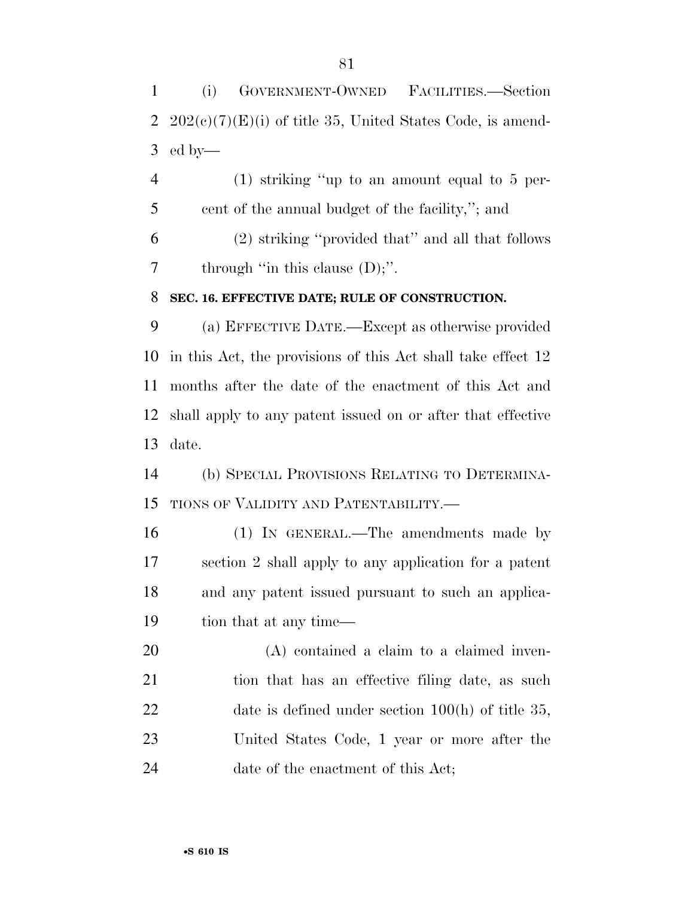(i) GOVERNMENT-OWNED FACILITIES.—Section 202(c)(7)(E)(i) of title 35, United States Code, is amended by—

(1) striking "up to an amount equal to 5 percent of the annual budget of the facility,"; and

(2) striking "provided that" and all that follows through "in this clause (D);".

**SEC. 16. EFFECTIVE DATE; RULE OF CONSTRUCTION.**

(a) EFFECTIVE DATE.—Except as otherwise provided in this Act, the provisions of this Act shall take effect 12 months after the date of the enactment of this Act and shall apply to any patent issued on or after that effective date.

(b) SPECIAL PROVISIONS RELATING TO DETERMINATIONS OF VALIDITY AND PATENTABILITY.—

(1) IN GENERAL.—The amendments made by section 2 shall apply to any application for a patent and any patent issued pursuant to such an application that at any time—

(A) contained a claim to a claimed invention that has an effective filing date, as such date is defined under section 100(h) of title 35, United States Code, 1 year or more after the date of the enactment of this Act;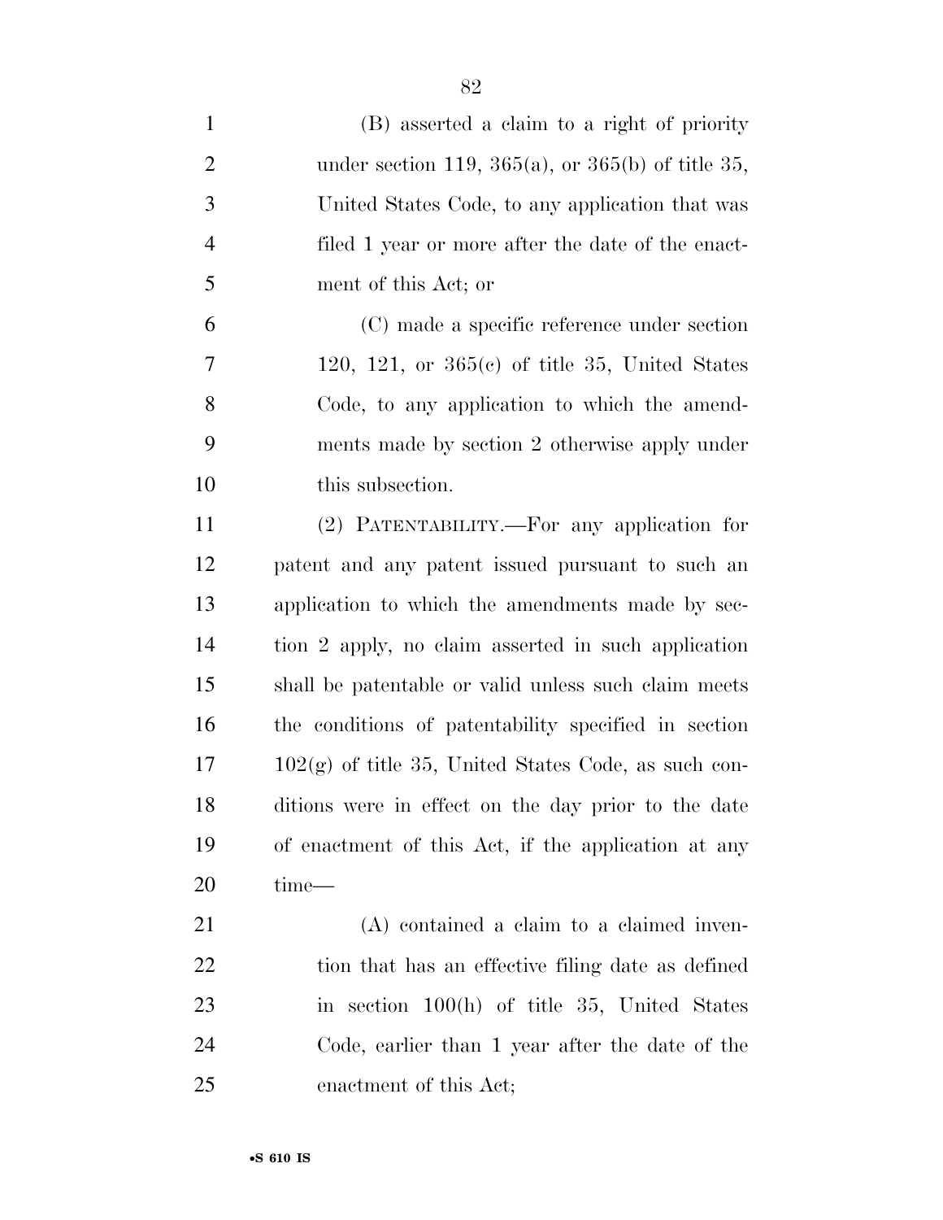(B) asserted a claim to a right of priority under section 119, 365(a), or 365(b) of title 35, United States Code, to any application that was filed 1 year or more after the date of the enactment of this Act; or

(C) made a specific reference under section 120, 121, or 365(c) of title 35, United States Code, to any application to which the amendments made by section 2 otherwise apply under this subsection.

(2) PATENTABILITY.—For any application for patent and any patent issued pursuant to such an application to which the amendments made by section 2 apply, no claim asserted in such application shall be patentable or valid unless such claim meets the conditions of patentability specified in section 102(g) of title 35, United States Code, as such conditions were in effect on the day prior to the date of enactment of this Act, if the application at any time—

(A) contained a claim to a claimed invention that has an effective filing date as defined in section 100(h) of title 35, United States Code, earlier than 1 year after the date of the enactment of this Act;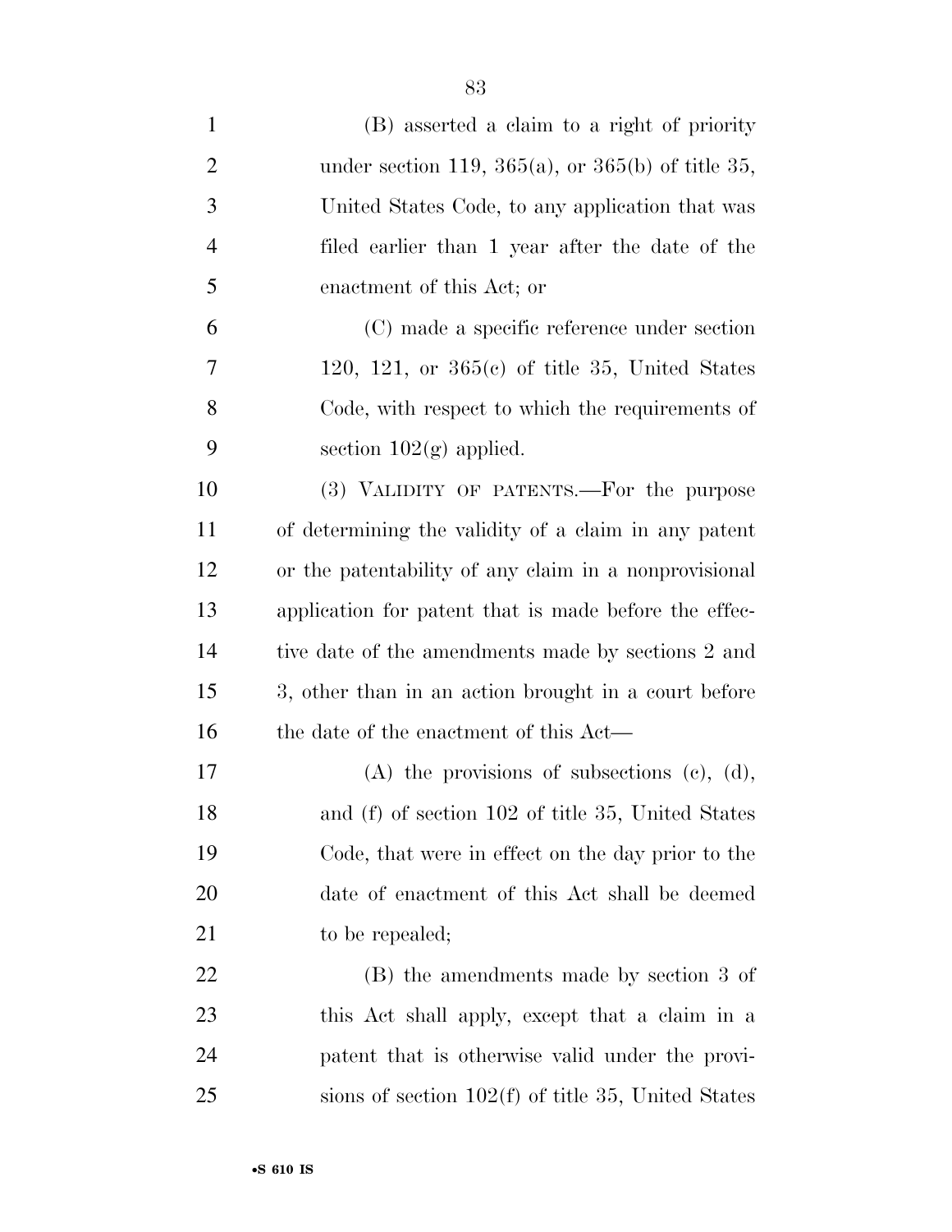(B) asserted a claim to a right of priority under section 119, 365(a), or 365(b) of title 35, United States Code, to any application that was filed earlier than 1 year after the date of the enactment of this Act; or

(C) made a specific reference under section 120, 121, or 365(c) of title 35, United States Code, with respect to which the requirements of section 102(g) applied.

(3) VALIDITY OF PATENTS.—For the purpose of determining the validity of a claim in any patent or the patentability of any claim in a nonprovisional application for patent that is made before the effective date of the amendments made by sections 2 and 3, other than in an action brought in a court before the date of the enactment of this Act—

(A) the provisions of subsections (c), (d), and (f) of section 102 of title 35, United States Code, that were in effect on the day prior to the date of enactment of this Act shall be deemed to be repealed;

(B) the amendments made by section 3 of this Act shall apply, except that a claim in a patent that is otherwise valid under the provisions of section 102(f) of title 35, United States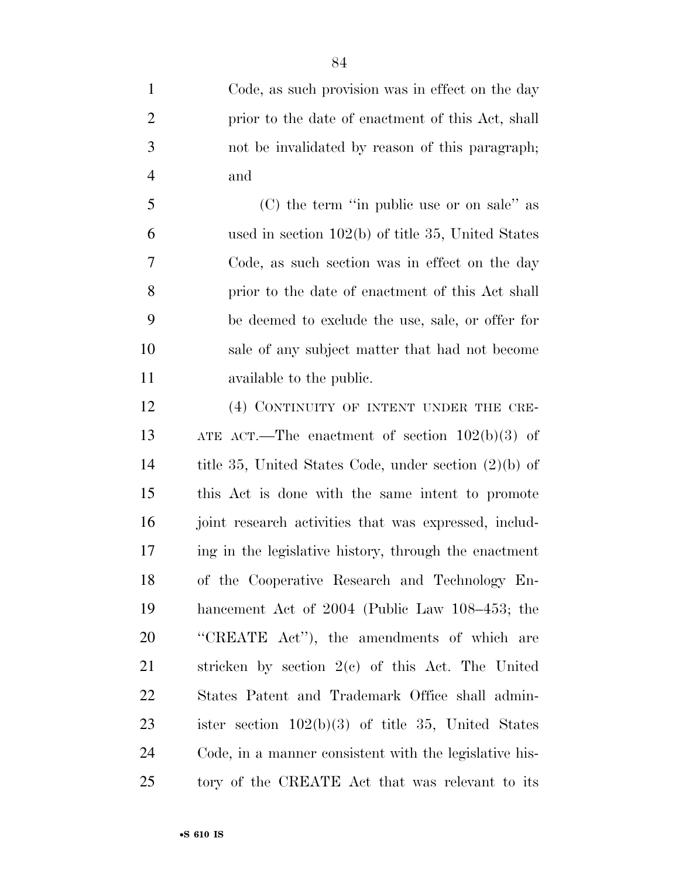Code, as such provision was in effect on the day prior to the date of enactment of this Act, shall not be invalidated by reason of this paragraph; and

(C) the term ''in public use or on sale'' as used in section 102(b) of title 35, United States Code, as such section was in effect on the day prior to the date of enactment of this Act shall be deemed to exclude the use, sale, or offer for sale of any subject matter that had not become available to the public.

(4) CONTINUITY OF INTENT UNDER THE CREATE ACT.—The enactment of section 102(b)(3) of title 35, United States Code, under section (2)(b) of this Act is done with the same intent to promote joint research activities that was expressed, including in the legislative history, through the enactment of the Cooperative Research and Technology Enhancement Act of 2004 (Public Law 108–453; the ''CREATE Act''), the amendments of which are stricken by section 2(c) of this Act. The United States Patent and Trademark Office shall administer section 102(b)(3) of title 35, United States Code, in a manner consistent with the legislative history of the CREATE Act that was relevant to its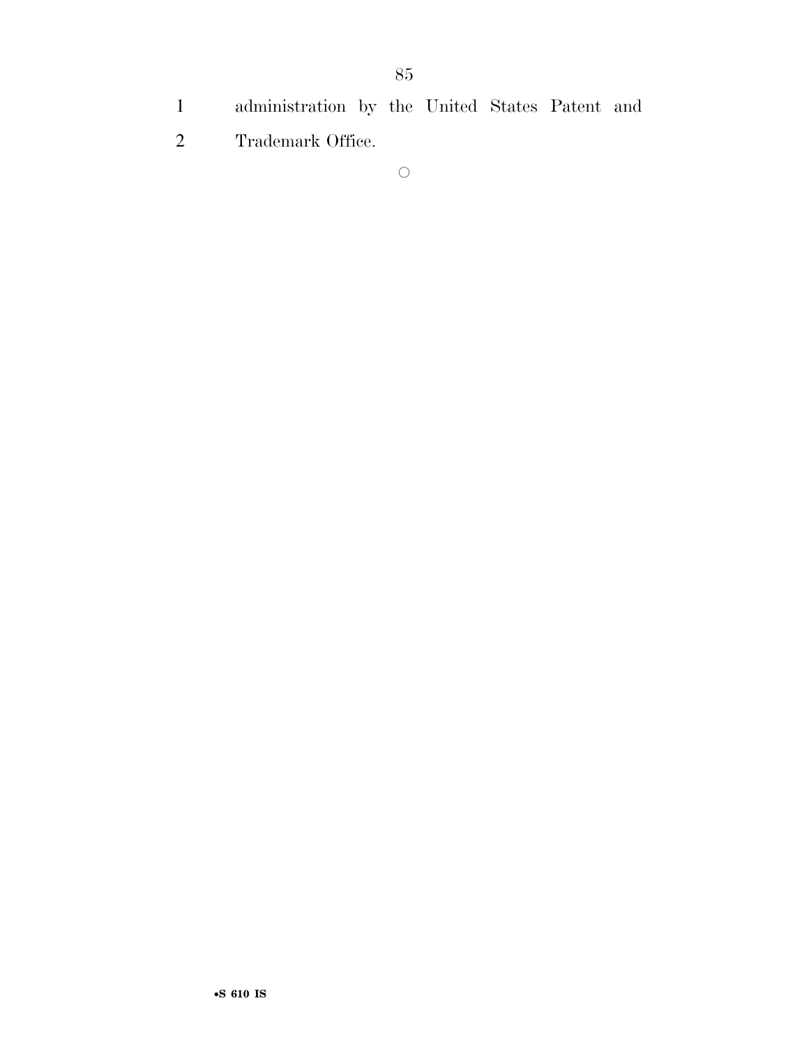administration by the United States Patent and Trademark Office.

○